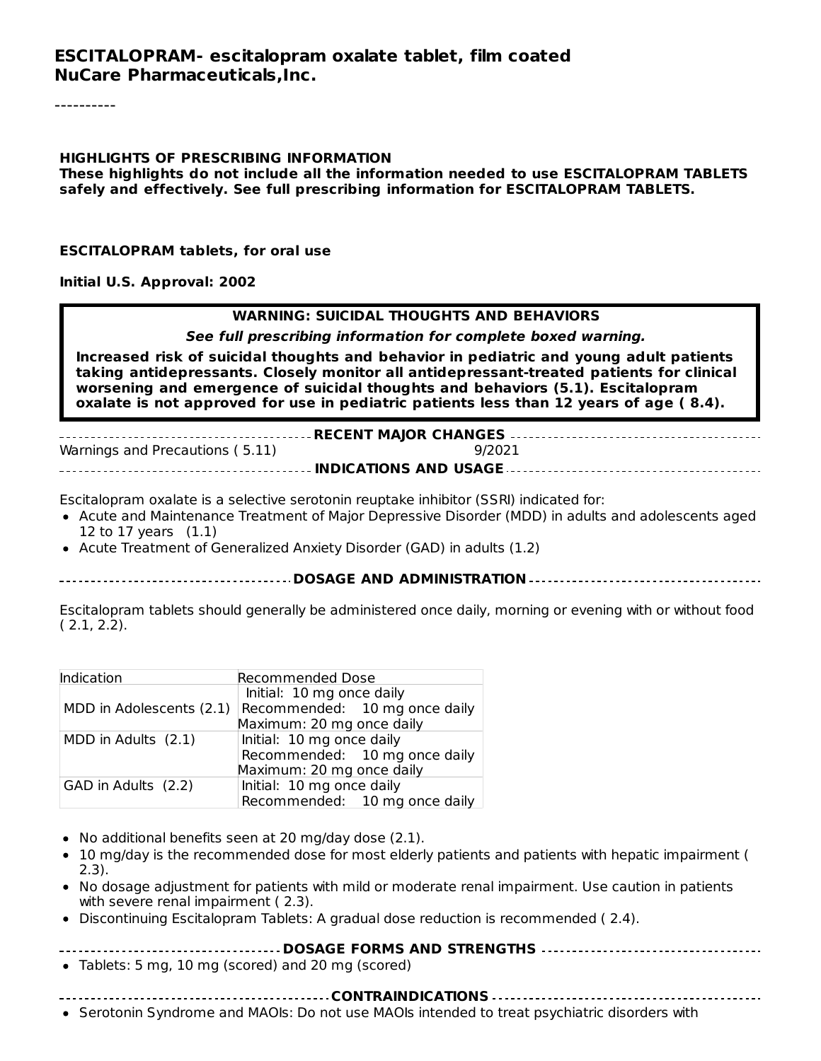**ESCITALOPRAM- escitalopram oxalate tablet, film coated**
**NuCare Pharmaceuticals,Inc.**

----------

**HIGHLIGHTS OF PRESCRIBING INFORMATION**
**These highlights do not include all the information needed to use ESCITALOPRAM TABLETS safely and effectively. See full prescribing information for ESCITALOPRAM TABLETS.**

**ESCITALOPRAM tablets, for oral use**

**Initial U.S. Approval: 2002**

**WARNING: SUICIDAL THOUGHTS AND BEHAVIORS**

***See full prescribing information for complete boxed warning.***

**Increased risk of suicidal thoughts and behavior in pediatric and young adult patients taking antidepressants. Closely monitor all antidepressant-treated patients for clinical worsening and emergence of suicidal thoughts and behaviors (5.1). Escitalopram oxalate is not approved for use in pediatric patients less than 12 years of age ( 8.4).**

**RECENT MAJOR CHANGES**

Warnings and Precautions ( 5.11) 9/2021

**INDICATIONS AND USAGE**

Escitalopram oxalate is a selective serotonin reuptake inhibitor (SSRI) indicated for:

- Acute and Maintenance Treatment of Major Depressive Disorder (MDD) in adults and adolescents aged 12 to 17 years (1.1)
- Acute Treatment of Generalized Anxiety Disorder (GAD) in adults (1.2)

**DOSAGE AND ADMINISTRATION**

Escitalopram tablets should generally be administered once daily, morning or evening with or without food ( 2.1, 2.2).

| Indication | Recommended Dose |
|---|---|
| MDD in Adolescents (2.1) | Initial: 10 mg once daily<br>Recommended: 10 mg once daily<br>Maximum: 20 mg once daily |
| MDD in Adults (2.1) | Initial: 10 mg once daily<br>Recommended: 10 mg once daily<br>Maximum: 20 mg once daily |
| GAD in Adults (2.2) | Initial: 10 mg once daily<br>Recommended: 10 mg once daily |

- No additional benefits seen at 20 mg/day dose (2.1).
- 10 mg/day is the recommended dose for most elderly patients and patients with hepatic impairment ( 2.3).
- No dosage adjustment for patients with mild or moderate renal impairment. Use caution in patients with severe renal impairment ( 2.3).
- Discontinuing Escitalopram Tablets: A gradual dose reduction is recommended ( 2.4).

**DOSAGE FORMS AND STRENGTHS**

- Tablets: 5 mg, 10 mg (scored) and 20 mg (scored)

**CONTRAINDICATIONS**

- Serotonin Syndrome and MAOIs: Do not use MAOIs intended to treat psychiatric disorders with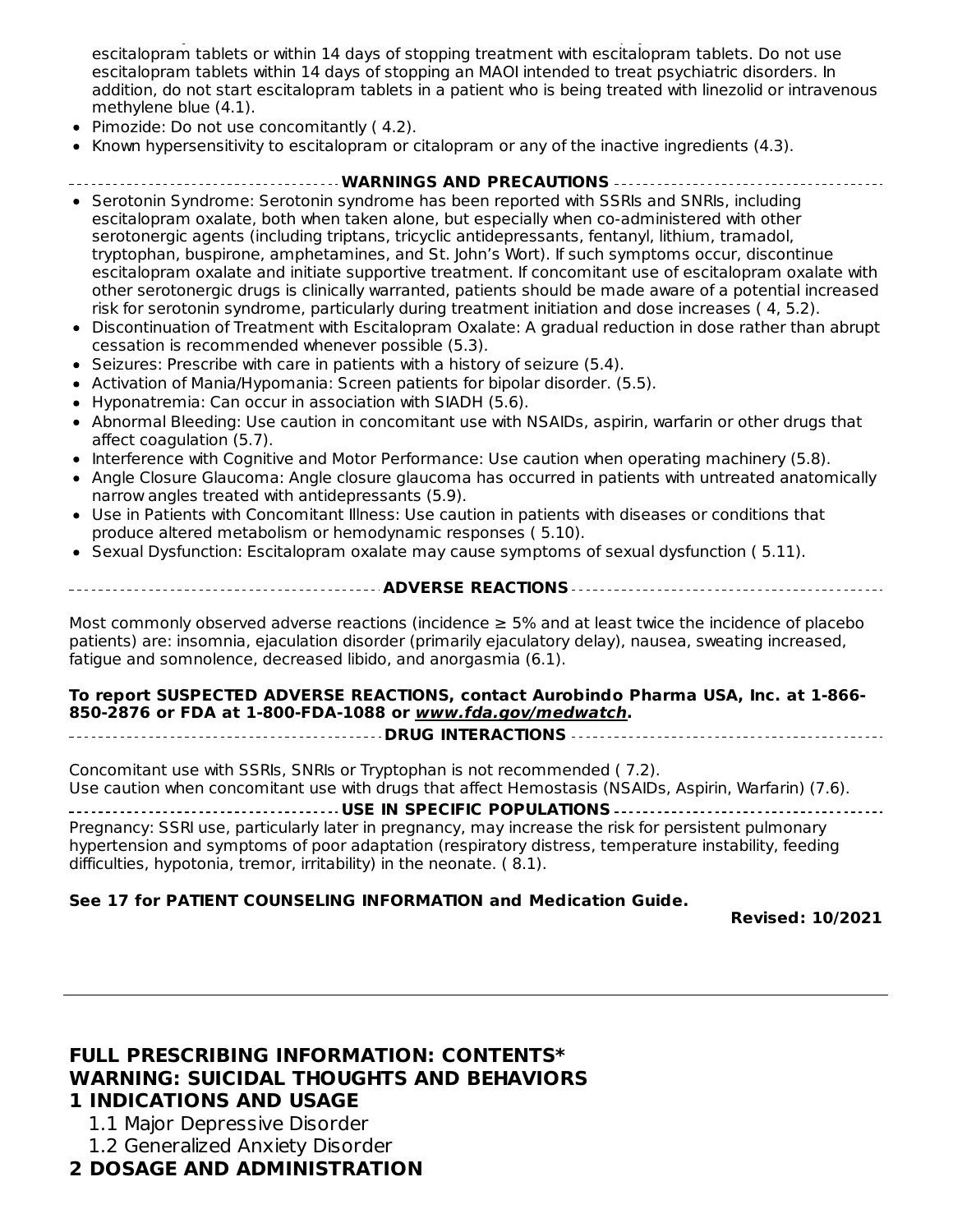escitalopram tablets or within 14 days of stopping treatment with escitalopram tablets. Do not use escitalopram tablets within 14 days of stopping an MAOI intended to treat psychiatric disorders. In addition, do not start escitalopram tablets in a patient who is being treated with linezolid or intravenous methylene blue (4.1).
- Pimozide: Do not use concomitantly ( 4.2).
- Known hypersensitivity to escitalopram or citalopram or any of the inactive ingredients (4.3).

## WARNINGS AND PRECAUTIONS

- Serotonin Syndrome: Serotonin syndrome has been reported with SSRIs and SNRIs, including escitalopram oxalate, both when taken alone, but especially when co-administered with other serotonergic agents (including triptans, tricyclic antidepressants, fentanyl, lithium, tramadol, tryptophan, buspirone, amphetamines, and St. John's Wort). If such symptoms occur, discontinue escitalopram oxalate and initiate supportive treatment. If concomitant use of escitalopram oxalate with other serotonergic drugs is clinically warranted, patients should be made aware of a potential increased risk for serotonin syndrome, particularly during treatment initiation and dose increases ( 4, 5.2).
- Discontinuation of Treatment with Escitalopram Oxalate: A gradual reduction in dose rather than abrupt cessation is recommended whenever possible (5.3).
- Seizures: Prescribe with care in patients with a history of seizure (5.4).
- Activation of Mania/Hypomania: Screen patients for bipolar disorder. (5.5).
- Hyponatremia: Can occur in association with SIADH (5.6).
- Abnormal Bleeding: Use caution in concomitant use with NSAIDs, aspirin, warfarin or other drugs that affect coagulation (5.7).
- Interference with Cognitive and Motor Performance: Use caution when operating machinery (5.8).
- Angle Closure Glaucoma: Angle closure glaucoma has occurred in patients with untreated anatomically narrow angles treated with antidepressants (5.9).
- Use in Patients with Concomitant Illness: Use caution in patients with diseases or conditions that produce altered metabolism or hemodynamic responses ( 5.10).
- Sexual Dysfunction: Escitalopram oxalate may cause symptoms of sexual dysfunction ( 5.11).

## ADVERSE REACTIONS

Most commonly observed adverse reactions (incidence ≥ 5% and at least twice the incidence of placebo patients) are: insomnia, ejaculation disorder (primarily ejaculatory delay), nausea, sweating increased, fatigue and somnolence, decreased libido, and anorgasmia (6.1).

**To report SUSPECTED ADVERSE REACTIONS, contact Aurobindo Pharma USA, Inc. at 1-866-850-2876 or FDA at 1-800-FDA-1088 or *www.fda.gov/medwatch*.**

## DRUG INTERACTIONS

Concomitant use with SSRIs, SNRIs or Tryptophan is not recommended ( 7.2).
Use caution when concomitant use with drugs that affect Hemostasis (NSAIDs, Aspirin, Warfarin) (7.6).

## USE IN SPECIFIC POPULATIONS

Pregnancy: SSRI use, particularly later in pregnancy, may increase the risk for persistent pulmonary hypertension and symptoms of poor adaptation (respiratory distress, temperature instability, feeding difficulties, hypotonia, tremor, irritability) in the neonate. ( 8.1).

**See 17 for PATIENT COUNSELING INFORMATION and Medication Guide.**

**Revised: 10/2021**

---

## FULL PRESCRIBING INFORMATION: CONTENTS*

**WARNING: SUICIDAL THOUGHTS AND BEHAVIORS**

**1 INDICATIONS AND USAGE**

1.1 Major Depressive Disorder

1.2 Generalized Anxiety Disorder

**2 DOSAGE AND ADMINISTRATION**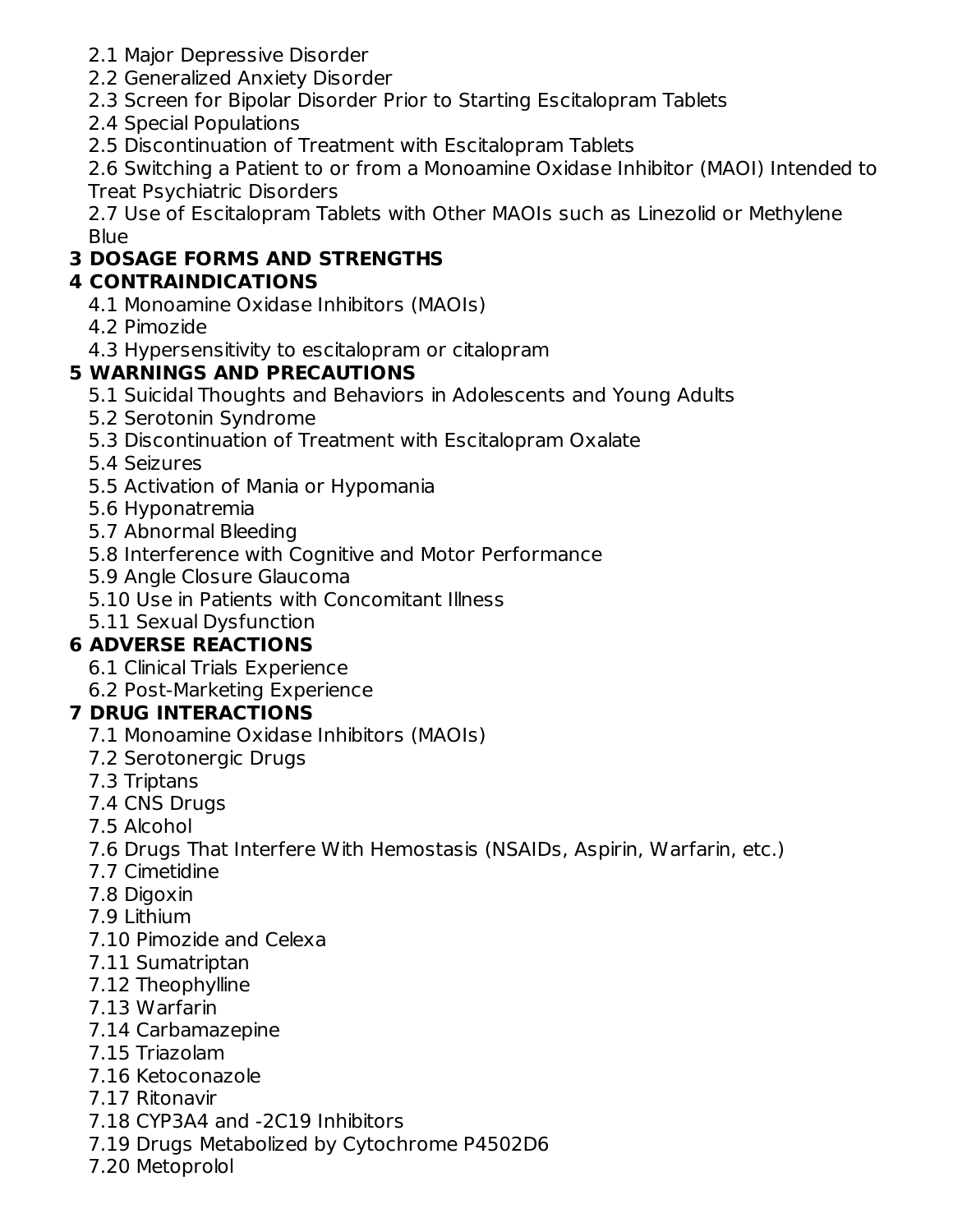- 2.1 Major Depressive Disorder
- 2.2 Generalized Anxiety Disorder
- 2.3 Screen for Bipolar Disorder Prior to Starting Escitalopram Tablets
- 2.4 Special Populations
- 2.5 Discontinuation of Treatment with Escitalopram Tablets
- 2.6 Switching a Patient to or from a Monoamine Oxidase Inhibitor (MAOI) Intended to Treat Psychiatric Disorders
- 2.7 Use of Escitalopram Tablets with Other MAOIs such as Linezolid or Methylene Blue

**3 DOSAGE FORMS AND STRENGTHS**

**4 CONTRAINDICATIONS**

- 4.1 Monoamine Oxidase Inhibitors (MAOIs)
- 4.2 Pimozide
- 4.3 Hypersensitivity to escitalopram or citalopram

**5 WARNINGS AND PRECAUTIONS**

- 5.1 Suicidal Thoughts and Behaviors in Adolescents and Young Adults
- 5.2 Serotonin Syndrome
- 5.3 Discontinuation of Treatment with Escitalopram Oxalate
- 5.4 Seizures
- 5.5 Activation of Mania or Hypomania
- 5.6 Hyponatremia
- 5.7 Abnormal Bleeding
- 5.8 Interference with Cognitive and Motor Performance
- 5.9 Angle Closure Glaucoma
- 5.10 Use in Patients with Concomitant Illness
- 5.11 Sexual Dysfunction

**6 ADVERSE REACTIONS**

- 6.1 Clinical Trials Experience
- 6.2 Post-Marketing Experience

**7 DRUG INTERACTIONS**

- 7.1 Monoamine Oxidase Inhibitors (MAOIs)
- 7.2 Serotonergic Drugs
- 7.3 Triptans
- 7.4 CNS Drugs
- 7.5 Alcohol
- 7.6 Drugs That Interfere With Hemostasis (NSAIDs, Aspirin, Warfarin, etc.)
- 7.7 Cimetidine
- 7.8 Digoxin
- 7.9 Lithium
- 7.10 Pimozide and Celexa
- 7.11 Sumatriptan
- 7.12 Theophylline
- 7.13 Warfarin
- 7.14 Carbamazepine
- 7.15 Triazolam
- 7.16 Ketoconazole
- 7.17 Ritonavir
- 7.18 CYP3A4 and -2C19 Inhibitors
- 7.19 Drugs Metabolized by Cytochrome P4502D6
- 7.20 Metoprolol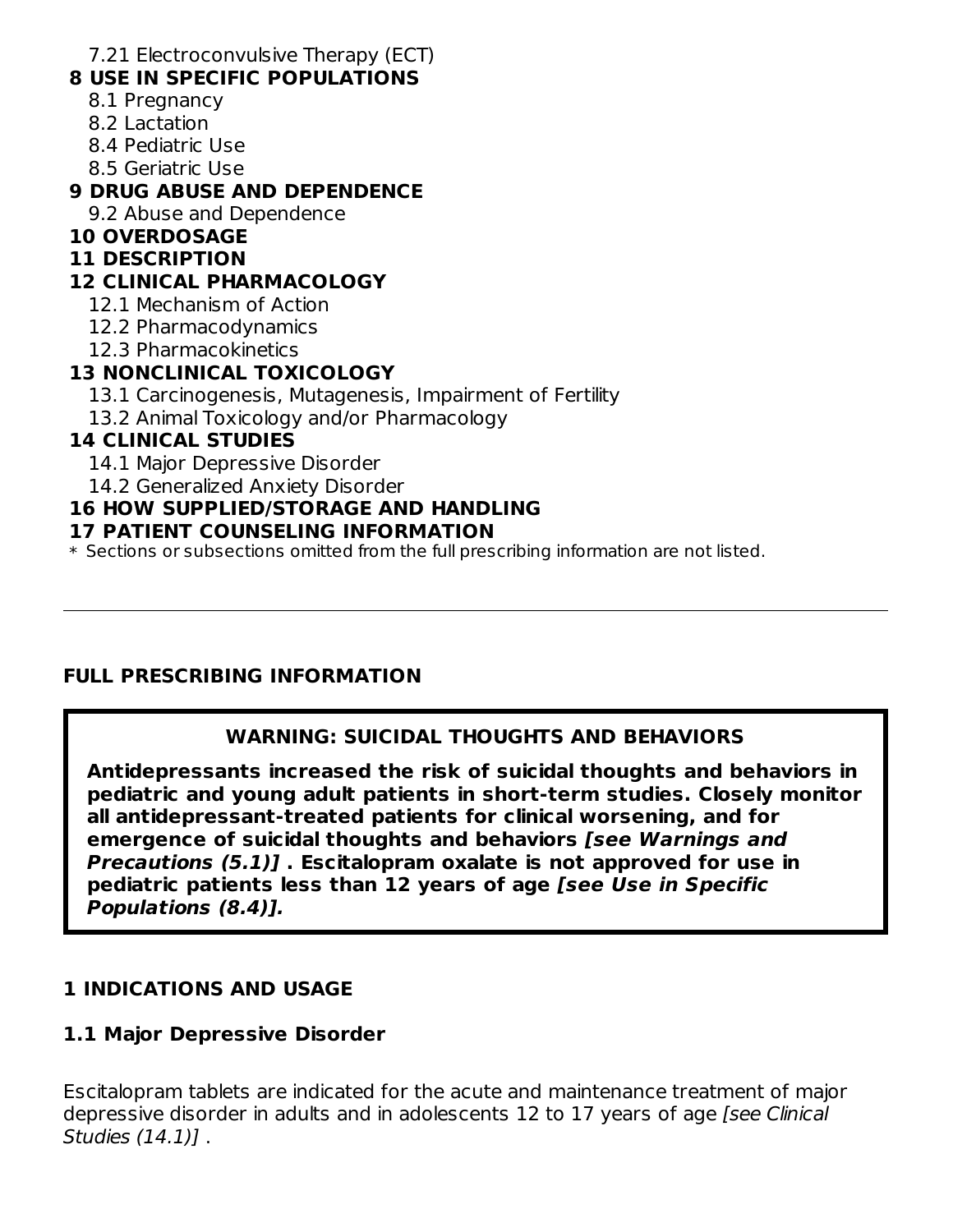7.21 Electroconvulsive Therapy (ECT)

**8 USE IN SPECIFIC POPULATIONS**

8.1 Pregnancy

8.2 Lactation

8.4 Pediatric Use

8.5 Geriatric Use

**9 DRUG ABUSE AND DEPENDENCE**

9.2 Abuse and Dependence

**10 OVERDOSAGE**

**11 DESCRIPTION**

**12 CLINICAL PHARMACOLOGY**

12.1 Mechanism of Action

12.2 Pharmacodynamics

12.3 Pharmacokinetics

**13 NONCLINICAL TOXICOLOGY**

13.1 Carcinogenesis, Mutagenesis, Impairment of Fertility

13.2 Animal Toxicology and/or Pharmacology

**14 CLINICAL STUDIES**

14.1 Major Depressive Disorder

14.2 Generalized Anxiety Disorder

**16 HOW SUPPLIED/STORAGE AND HANDLING**

**17 PATIENT COUNSELING INFORMATION**

\* Sections or subsections omitted from the full prescribing information are not listed.

---

## FULL PRESCRIBING INFORMATION

> **WARNING: SUICIDAL THOUGHTS AND BEHAVIORS**
>
> **Antidepressants increased the risk of suicidal thoughts and behaviors in pediatric and young adult patients in short-term studies. Closely monitor all antidepressant-treated patients for clinical worsening, and for emergence of suicidal thoughts and behaviors *[see Warnings and Precautions (5.1)]* . Escitalopram oxalate is not approved for use in pediatric patients less than 12 years of age *[see Use in Specific Populations (8.4)].***

## 1 INDICATIONS AND USAGE

### 1.1 Major Depressive Disorder

Escitalopram tablets are indicated for the acute and maintenance treatment of major depressive disorder in adults and in adolescents 12 to 17 years of age *[see Clinical Studies (14.1)]* .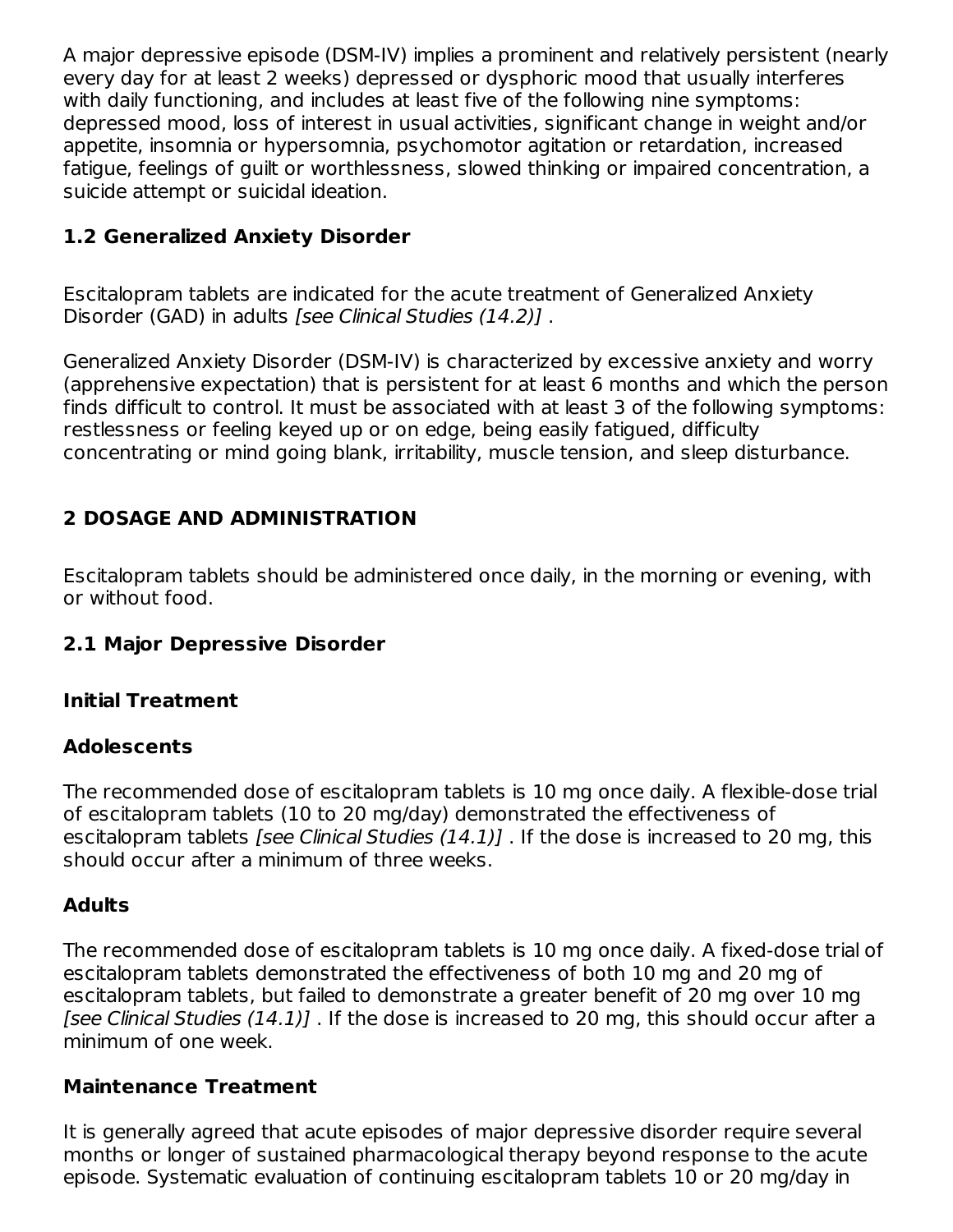A major depressive episode (DSM-IV) implies a prominent and relatively persistent (nearly every day for at least 2 weeks) depressed or dysphoric mood that usually interferes with daily functioning, and includes at least five of the following nine symptoms: depressed mood, loss of interest in usual activities, significant change in weight and/or appetite, insomnia or hypersomnia, psychomotor agitation or retardation, increased fatigue, feelings of guilt or worthlessness, slowed thinking or impaired concentration, a suicide attempt or suicidal ideation.

### 1.2 Generalized Anxiety Disorder

Escitalopram tablets are indicated for the acute treatment of Generalized Anxiety Disorder (GAD) in adults *[see Clinical Studies (14.2)]* .

Generalized Anxiety Disorder (DSM-IV) is characterized by excessive anxiety and worry (apprehensive expectation) that is persistent for at least 6 months and which the person finds difficult to control. It must be associated with at least 3 of the following symptoms: restlessness or feeling keyed up or on edge, being easily fatigued, difficulty concentrating or mind going blank, irritability, muscle tension, and sleep disturbance.

## 2 DOSAGE AND ADMINISTRATION

Escitalopram tablets should be administered once daily, in the morning or evening, with or without food.

### 2.1 Major Depressive Disorder

#### Initial Treatment

#### Adolescents

The recommended dose of escitalopram tablets is 10 mg once daily. A flexible-dose trial of escitalopram tablets (10 to 20 mg/day) demonstrated the effectiveness of escitalopram tablets *[see Clinical Studies (14.1)]* . If the dose is increased to 20 mg, this should occur after a minimum of three weeks.

#### Adults

The recommended dose of escitalopram tablets is 10 mg once daily. A fixed-dose trial of escitalopram tablets demonstrated the effectiveness of both 10 mg and 20 mg of escitalopram tablets, but failed to demonstrate a greater benefit of 20 mg over 10 mg *[see Clinical Studies (14.1)]* . If the dose is increased to 20 mg, this should occur after a minimum of one week.

#### Maintenance Treatment

It is generally agreed that acute episodes of major depressive disorder require several months or longer of sustained pharmacological therapy beyond response to the acute episode. Systematic evaluation of continuing escitalopram tablets 10 or 20 mg/day in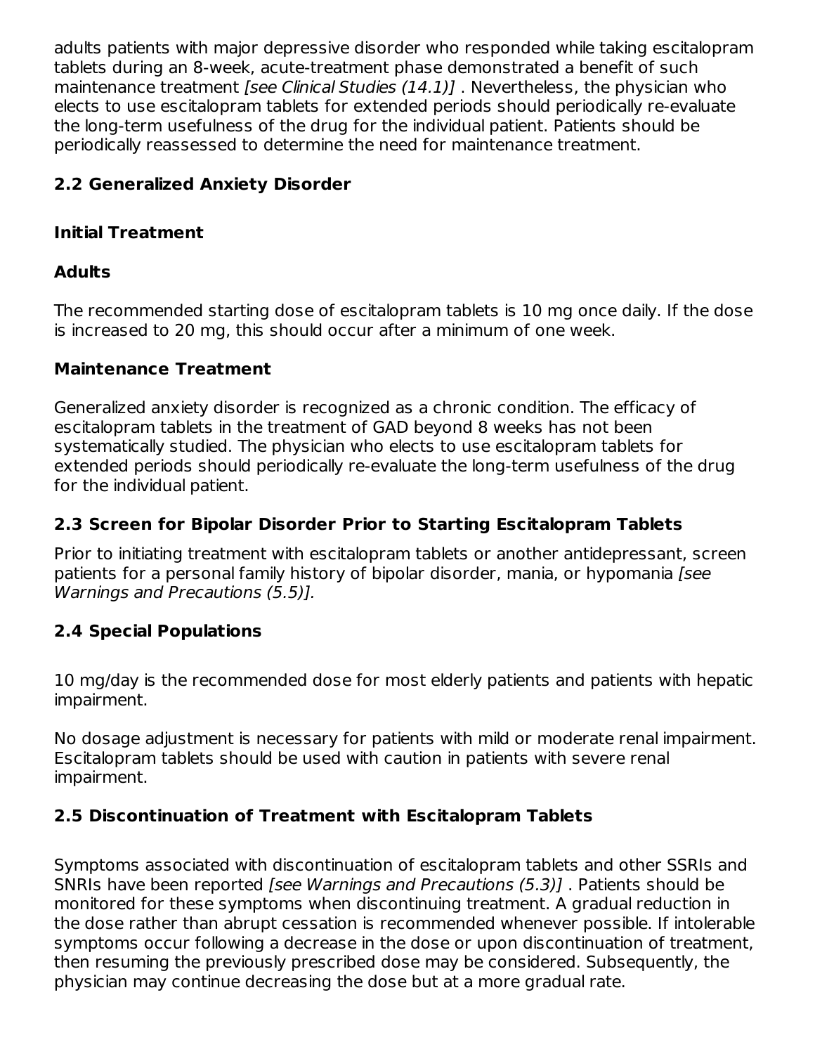adults patients with major depressive disorder who responded while taking escitalopram tablets during an 8-week, acute-treatment phase demonstrated a benefit of such maintenance treatment *[see Clinical Studies (14.1)]* . Nevertheless, the physician who elects to use escitalopram tablets for extended periods should periodically re-evaluate the long-term usefulness of the drug for the individual patient. Patients should be periodically reassessed to determine the need for maintenance treatment.

## 2.2 Generalized Anxiety Disorder

### Initial Treatment

### Adults

The recommended starting dose of escitalopram tablets is 10 mg once daily. If the dose is increased to 20 mg, this should occur after a minimum of one week.

### Maintenance Treatment

Generalized anxiety disorder is recognized as a chronic condition. The efficacy of escitalopram tablets in the treatment of GAD beyond 8 weeks has not been systematically studied. The physician who elects to use escitalopram tablets for extended periods should periodically re-evaluate the long-term usefulness of the drug for the individual patient.

## 2.3 Screen for Bipolar Disorder Prior to Starting Escitalopram Tablets

Prior to initiating treatment with escitalopram tablets or another antidepressant, screen patients for a personal family history of bipolar disorder, mania, or hypomania *[see Warnings and Precautions (5.5)].*

## 2.4 Special Populations

10 mg/day is the recommended dose for most elderly patients and patients with hepatic impairment.

No dosage adjustment is necessary for patients with mild or moderate renal impairment. Escitalopram tablets should be used with caution in patients with severe renal impairment.

## 2.5 Discontinuation of Treatment with Escitalopram Tablets

Symptoms associated with discontinuation of escitalopram tablets and other SSRIs and SNRIs have been reported *[see Warnings and Precautions (5.3)]* . Patients should be monitored for these symptoms when discontinuing treatment. A gradual reduction in the dose rather than abrupt cessation is recommended whenever possible. If intolerable symptoms occur following a decrease in the dose or upon discontinuation of treatment, then resuming the previously prescribed dose may be considered. Subsequently, the physician may continue decreasing the dose but at a more gradual rate.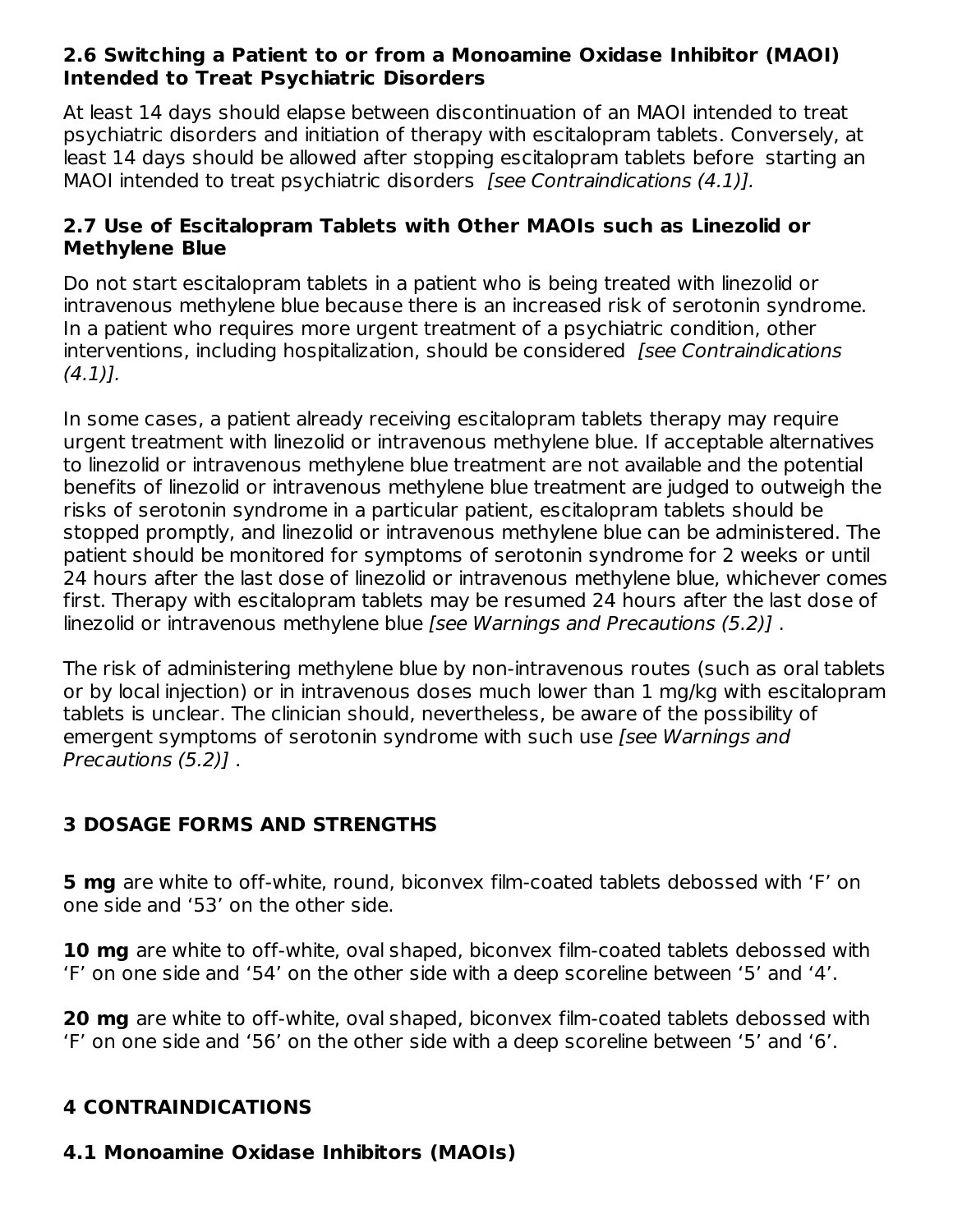### 2.6 Switching a Patient to or from a Monoamine Oxidase Inhibitor (MAOI) Intended to Treat Psychiatric Disorders

At least 14 days should elapse between discontinuation of an MAOI intended to treat psychiatric disorders and initiation of therapy with escitalopram tablets. Conversely, at least 14 days should be allowed after stopping escitalopram tablets before starting an MAOI intended to treat psychiatric disorders *[see Contraindications (4.1)].*

### 2.7 Use of Escitalopram Tablets with Other MAOIs such as Linezolid or Methylene Blue

Do not start escitalopram tablets in a patient who is being treated with linezolid or intravenous methylene blue because there is an increased risk of serotonin syndrome. In a patient who requires more urgent treatment of a psychiatric condition, other interventions, including hospitalization, should be considered *[see Contraindications (4.1)].*

In some cases, a patient already receiving escitalopram tablets therapy may require urgent treatment with linezolid or intravenous methylene blue. If acceptable alternatives to linezolid or intravenous methylene blue treatment are not available and the potential benefits of linezolid or intravenous methylene blue treatment are judged to outweigh the risks of serotonin syndrome in a particular patient, escitalopram tablets should be stopped promptly, and linezolid or intravenous methylene blue can be administered. The patient should be monitored for symptoms of serotonin syndrome for 2 weeks or until 24 hours after the last dose of linezolid or intravenous methylene blue, whichever comes first. Therapy with escitalopram tablets may be resumed 24 hours after the last dose of linezolid or intravenous methylene blue *[see Warnings and Precautions (5.2)]* .

The risk of administering methylene blue by non-intravenous routes (such as oral tablets or by local injection) or in intravenous doses much lower than 1 mg/kg with escitalopram tablets is unclear. The clinician should, nevertheless, be aware of the possibility of emergent symptoms of serotonin syndrome with such use *[see Warnings and Precautions (5.2)]* .

## 3 DOSAGE FORMS AND STRENGTHS

**5 mg** are white to off-white, round, biconvex film-coated tablets debossed with 'F' on one side and '53' on the other side.

**10 mg** are white to off-white, oval shaped, biconvex film-coated tablets debossed with 'F' on one side and '54' on the other side with a deep scoreline between '5' and '4'.

**20 mg** are white to off-white, oval shaped, biconvex film-coated tablets debossed with 'F' on one side and '56' on the other side with a deep scoreline between '5' and '6'.

## 4 CONTRAINDICATIONS

### 4.1 Monoamine Oxidase Inhibitors (MAOIs)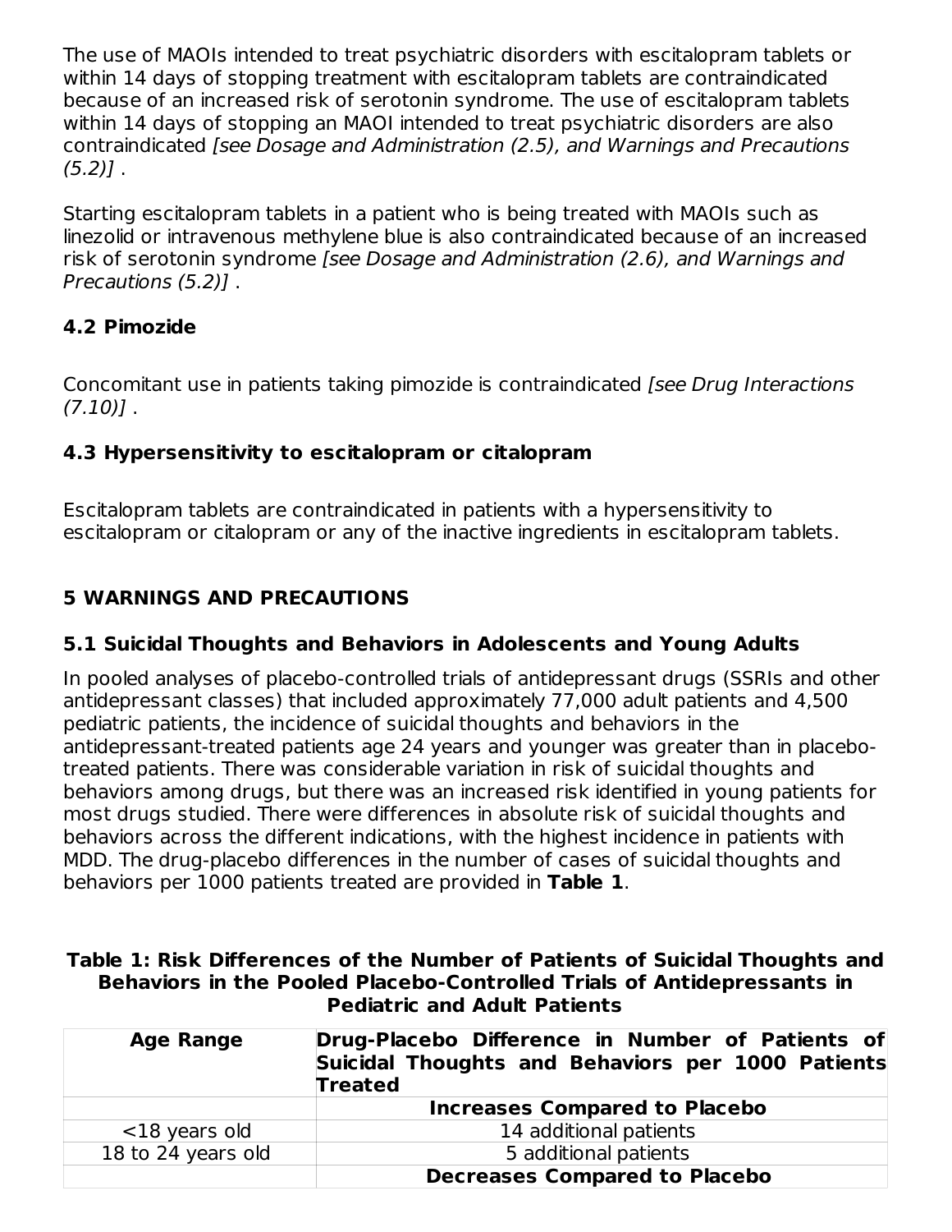The use of MAOIs intended to treat psychiatric disorders with escitalopram tablets or within 14 days of stopping treatment with escitalopram tablets are contraindicated because of an increased risk of serotonin syndrome. The use of escitalopram tablets within 14 days of stopping an MAOI intended to treat psychiatric disorders are also contraindicated *[see Dosage and Administration (2.5), and Warnings and Precautions (5.2)]* .

Starting escitalopram tablets in a patient who is being treated with MAOIs such as linezolid or intravenous methylene blue is also contraindicated because of an increased risk of serotonin syndrome *[see Dosage and Administration (2.6), and Warnings and Precautions (5.2)]* .

### 4.2 Pimozide

Concomitant use in patients taking pimozide is contraindicated *[see Drug Interactions (7.10)]* .

### 4.3 Hypersensitivity to escitalopram or citalopram

Escitalopram tablets are contraindicated in patients with a hypersensitivity to escitalopram or citalopram or any of the inactive ingredients in escitalopram tablets.

## 5 WARNINGS AND PRECAUTIONS

### 5.1 Suicidal Thoughts and Behaviors in Adolescents and Young Adults

In pooled analyses of placebo-controlled trials of antidepressant drugs (SSRIs and other antidepressant classes) that included approximately 77,000 adult patients and 4,500 pediatric patients, the incidence of suicidal thoughts and behaviors in the antidepressant-treated patients age 24 years and younger was greater than in placebo-treated patients. There was considerable variation in risk of suicidal thoughts and behaviors among drugs, but there was an increased risk identified in young patients for most drugs studied. There were differences in absolute risk of suicidal thoughts and behaviors across the different indications, with the highest incidence in patients with MDD. The drug-placebo differences in the number of cases of suicidal thoughts and behaviors per 1000 patients treated are provided in **Table 1**.

**Table 1: Risk Differences of the Number of Patients of Suicidal Thoughts and Behaviors in the Pooled Placebo-Controlled Trials of Antidepressants in Pediatric and Adult Patients**

| Age Range | Drug-Placebo Difference in Number of Patients of Suicidal Thoughts and Behaviors per 1000 Patients Treated |
|---|---|
| | **Increases Compared to Placebo** |
| <18 years old | 14 additional patients |
| 18 to 24 years old | 5 additional patients |
| | **Decreases Compared to Placebo** |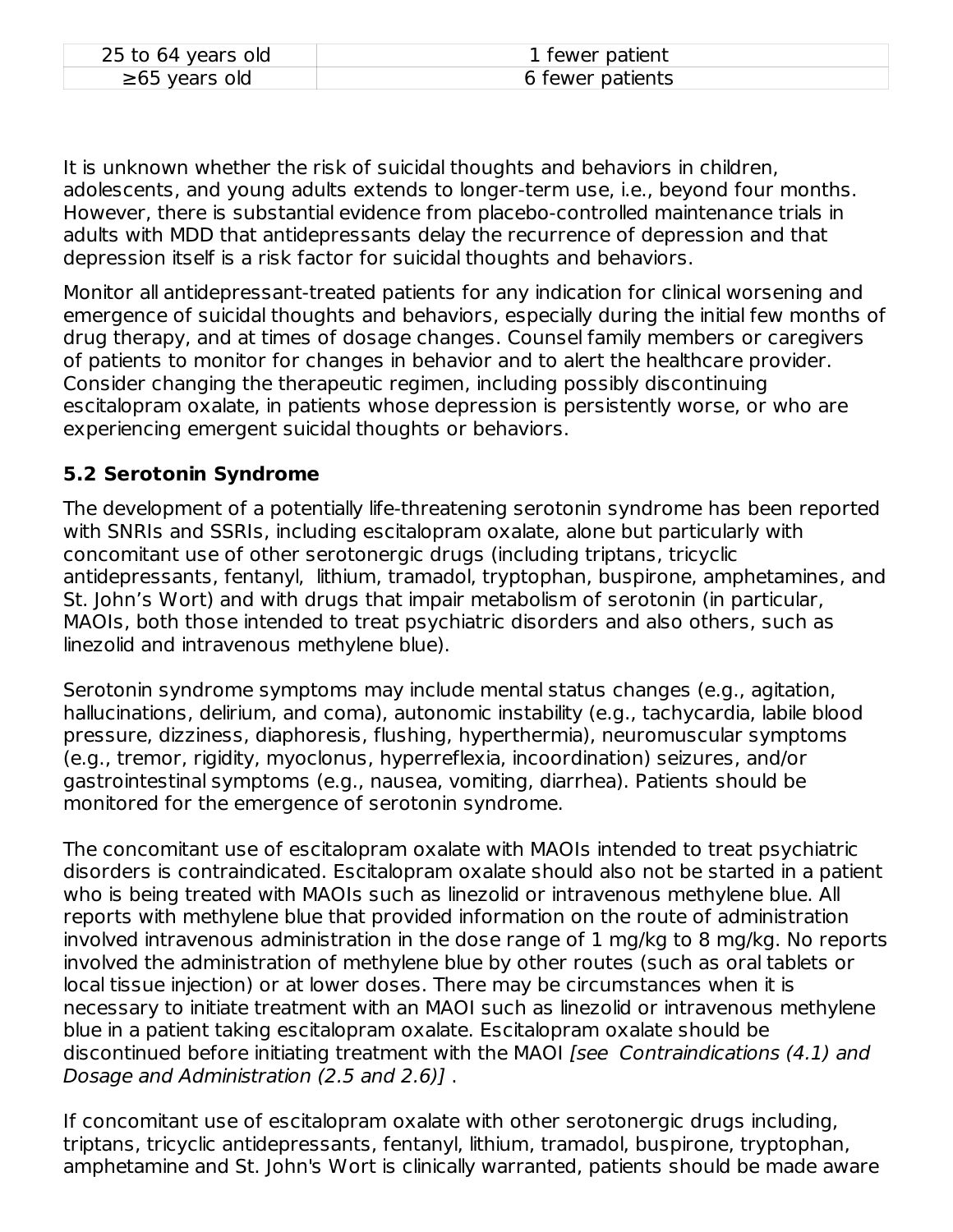| | |
|---|---|
| 25 to 64 years old | 1 fewer patient |
| ≥65 years old | 6 fewer patients |

It is unknown whether the risk of suicidal thoughts and behaviors in children, adolescents, and young adults extends to longer-term use, i.e., beyond four months. However, there is substantial evidence from placebo-controlled maintenance trials in adults with MDD that antidepressants delay the recurrence of depression and that depression itself is a risk factor for suicidal thoughts and behaviors.

Monitor all antidepressant-treated patients for any indication for clinical worsening and emergence of suicidal thoughts and behaviors, especially during the initial few months of drug therapy, and at times of dosage changes. Counsel family members or caregivers of patients to monitor for changes in behavior and to alert the healthcare provider. Consider changing the therapeutic regimen, including possibly discontinuing escitalopram oxalate, in patients whose depression is persistently worse, or who are experiencing emergent suicidal thoughts or behaviors.

### 5.2 Serotonin Syndrome

The development of a potentially life-threatening serotonin syndrome has been reported with SNRIs and SSRIs, including escitalopram oxalate, alone but particularly with concomitant use of other serotonergic drugs (including triptans, tricyclic antidepressants, fentanyl, lithium, tramadol, tryptophan, buspirone, amphetamines, and St. John's Wort) and with drugs that impair metabolism of serotonin (in particular, MAOIs, both those intended to treat psychiatric disorders and also others, such as linezolid and intravenous methylene blue).

Serotonin syndrome symptoms may include mental status changes (e.g., agitation, hallucinations, delirium, and coma), autonomic instability (e.g., tachycardia, labile blood pressure, dizziness, diaphoresis, flushing, hyperthermia), neuromuscular symptoms (e.g., tremor, rigidity, myoclonus, hyperreflexia, incoordination) seizures, and/or gastrointestinal symptoms (e.g., nausea, vomiting, diarrhea). Patients should be monitored for the emergence of serotonin syndrome.

The concomitant use of escitalopram oxalate with MAOIs intended to treat psychiatric disorders is contraindicated. Escitalopram oxalate should also not be started in a patient who is being treated with MAOIs such as linezolid or intravenous methylene blue. All reports with methylene blue that provided information on the route of administration involved intravenous administration in the dose range of 1 mg/kg to 8 mg/kg. No reports involved the administration of methylene blue by other routes (such as oral tablets or local tissue injection) or at lower doses. There may be circumstances when it is necessary to initiate treatment with an MAOI such as linezolid or intravenous methylene blue in a patient taking escitalopram oxalate. Escitalopram oxalate should be discontinued before initiating treatment with the MAOI *[see Contraindications (4.1) and Dosage and Administration (2.5 and 2.6)]* .

If concomitant use of escitalopram oxalate with other serotonergic drugs including, triptans, tricyclic antidepressants, fentanyl, lithium, tramadol, buspirone, tryptophan, amphetamine and St. John's Wort is clinically warranted, patients should be made aware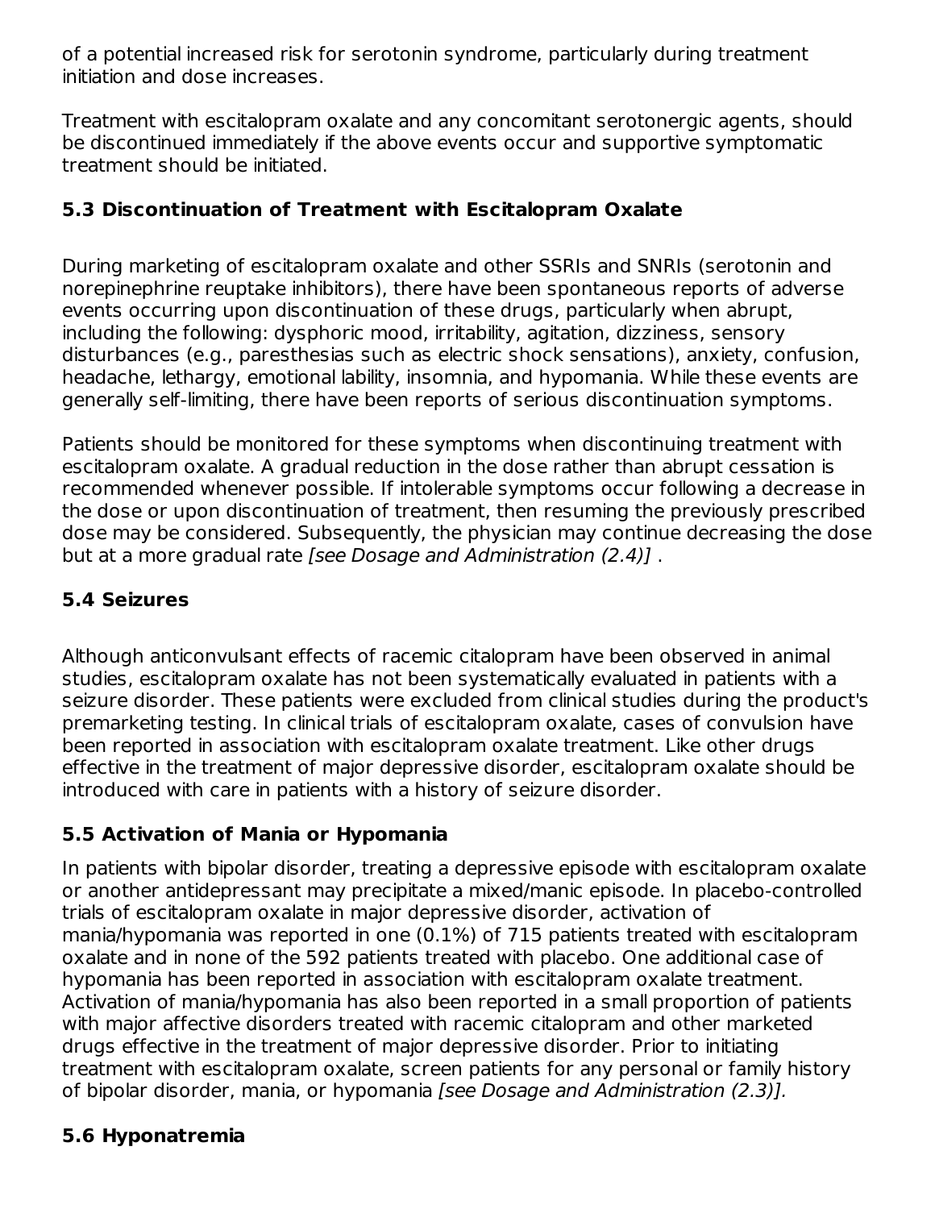of a potential increased risk for serotonin syndrome, particularly during treatment initiation and dose increases.

Treatment with escitalopram oxalate and any concomitant serotonergic agents, should be discontinued immediately if the above events occur and supportive symptomatic treatment should be initiated.

### 5.3 Discontinuation of Treatment with Escitalopram Oxalate

During marketing of escitalopram oxalate and other SSRIs and SNRIs (serotonin and norepinephrine reuptake inhibitors), there have been spontaneous reports of adverse events occurring upon discontinuation of these drugs, particularly when abrupt, including the following: dysphoric mood, irritability, agitation, dizziness, sensory disturbances (e.g., paresthesias such as electric shock sensations), anxiety, confusion, headache, lethargy, emotional lability, insomnia, and hypomania. While these events are generally self-limiting, there have been reports of serious discontinuation symptoms.

Patients should be monitored for these symptoms when discontinuing treatment with escitalopram oxalate. A gradual reduction in the dose rather than abrupt cessation is recommended whenever possible. If intolerable symptoms occur following a decrease in the dose or upon discontinuation of treatment, then resuming the previously prescribed dose may be considered. Subsequently, the physician may continue decreasing the dose but at a more gradual rate *[see Dosage and Administration (2.4)]* .

### 5.4 Seizures

Although anticonvulsant effects of racemic citalopram have been observed in animal studies, escitalopram oxalate has not been systematically evaluated in patients with a seizure disorder. These patients were excluded from clinical studies during the product's premarketing testing. In clinical trials of escitalopram oxalate, cases of convulsion have been reported in association with escitalopram oxalate treatment. Like other drugs effective in the treatment of major depressive disorder, escitalopram oxalate should be introduced with care in patients with a history of seizure disorder.

### 5.5 Activation of Mania or Hypomania

In patients with bipolar disorder, treating a depressive episode with escitalopram oxalate or another antidepressant may precipitate a mixed/manic episode. In placebo-controlled trials of escitalopram oxalate in major depressive disorder, activation of mania/hypomania was reported in one (0.1%) of 715 patients treated with escitalopram oxalate and in none of the 592 patients treated with placebo. One additional case of hypomania has been reported in association with escitalopram oxalate treatment. Activation of mania/hypomania has also been reported in a small proportion of patients with major affective disorders treated with racemic citalopram and other marketed drugs effective in the treatment of major depressive disorder. Prior to initiating treatment with escitalopram oxalate, screen patients for any personal or family history of bipolar disorder, mania, or hypomania *[see Dosage and Administration (2.3)].*

### 5.6 Hyponatremia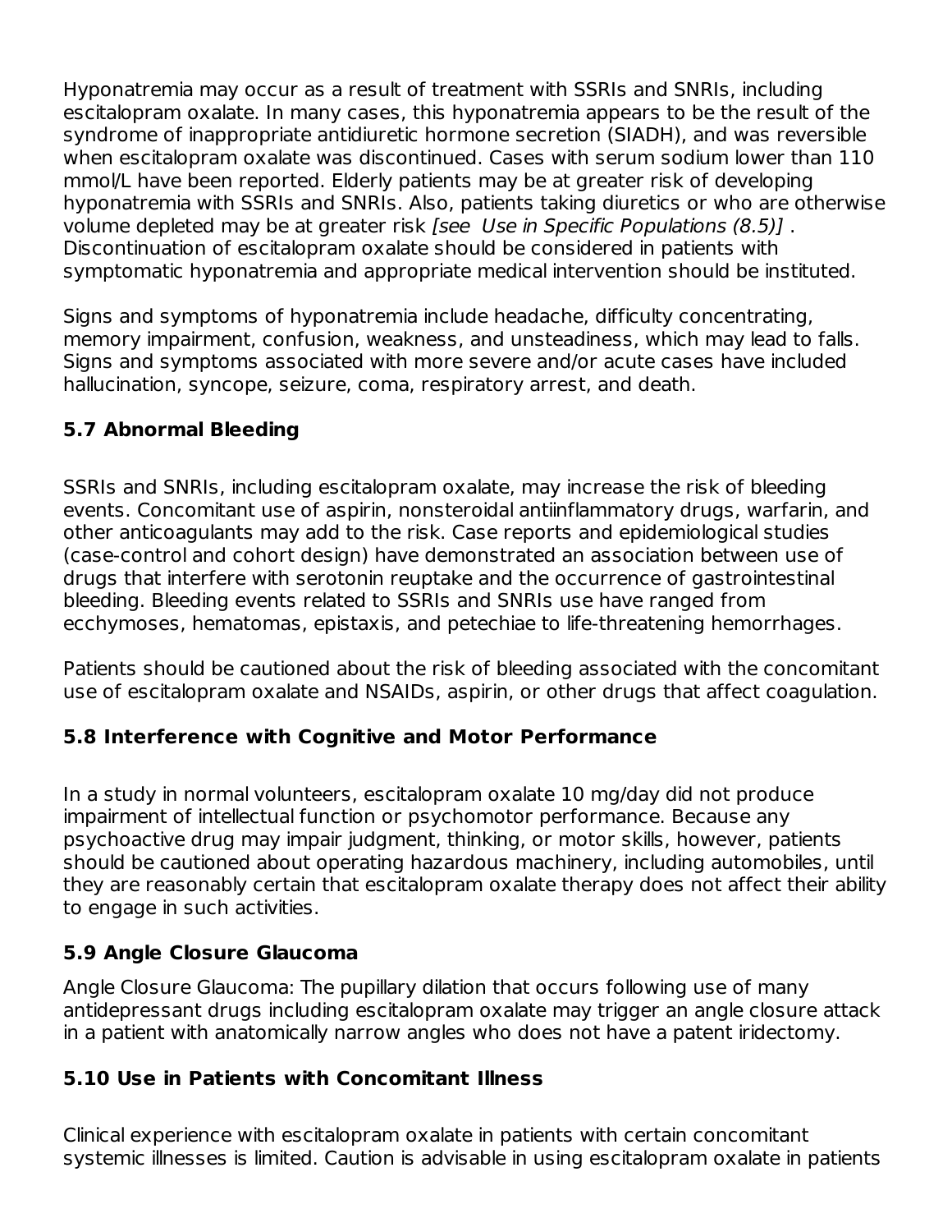Hyponatremia may occur as a result of treatment with SSRIs and SNRIs, including escitalopram oxalate. In many cases, this hyponatremia appears to be the result of the syndrome of inappropriate antidiuretic hormone secretion (SIADH), and was reversible when escitalopram oxalate was discontinued. Cases with serum sodium lower than 110 mmol/L have been reported. Elderly patients may be at greater risk of developing hyponatremia with SSRIs and SNRIs. Also, patients taking diuretics or who are otherwise volume depleted may be at greater risk *[see Use in Specific Populations (8.5)]* . Discontinuation of escitalopram oxalate should be considered in patients with symptomatic hyponatremia and appropriate medical intervention should be instituted.

Signs and symptoms of hyponatremia include headache, difficulty concentrating, memory impairment, confusion, weakness, and unsteadiness, which may lead to falls. Signs and symptoms associated with more severe and/or acute cases have included hallucination, syncope, seizure, coma, respiratory arrest, and death.

### 5.7 Abnormal Bleeding

SSRIs and SNRIs, including escitalopram oxalate, may increase the risk of bleeding events. Concomitant use of aspirin, nonsteroidal antiinflammatory drugs, warfarin, and other anticoagulants may add to the risk. Case reports and epidemiological studies (case-control and cohort design) have demonstrated an association between use of drugs that interfere with serotonin reuptake and the occurrence of gastrointestinal bleeding. Bleeding events related to SSRIs and SNRIs use have ranged from ecchymoses, hematomas, epistaxis, and petechiae to life-threatening hemorrhages.

Patients should be cautioned about the risk of bleeding associated with the concomitant use of escitalopram oxalate and NSAIDs, aspirin, or other drugs that affect coagulation.

### 5.8 Interference with Cognitive and Motor Performance

In a study in normal volunteers, escitalopram oxalate 10 mg/day did not produce impairment of intellectual function or psychomotor performance. Because any psychoactive drug may impair judgment, thinking, or motor skills, however, patients should be cautioned about operating hazardous machinery, including automobiles, until they are reasonably certain that escitalopram oxalate therapy does not affect their ability to engage in such activities.

### 5.9 Angle Closure Glaucoma

Angle Closure Glaucoma: The pupillary dilation that occurs following use of many antidepressant drugs including escitalopram oxalate may trigger an angle closure attack in a patient with anatomically narrow angles who does not have a patent iridectomy.

### 5.10 Use in Patients with Concomitant Illness

Clinical experience with escitalopram oxalate in patients with certain concomitant systemic illnesses is limited. Caution is advisable in using escitalopram oxalate in patients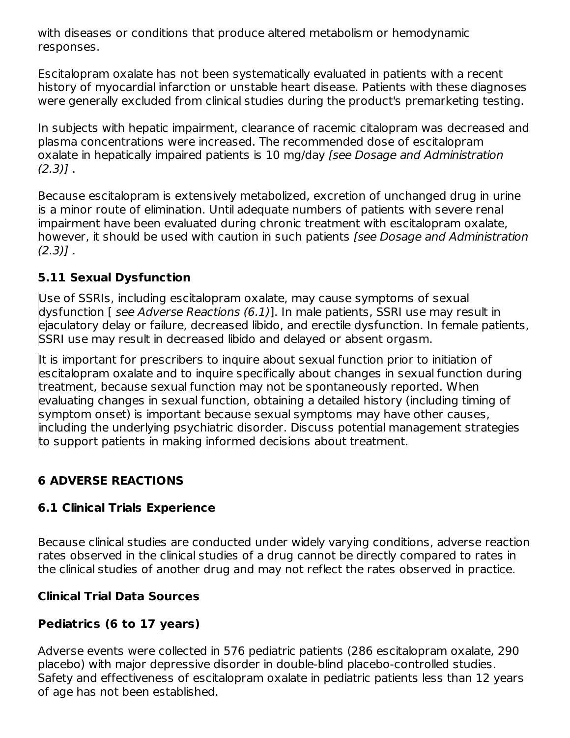with diseases or conditions that produce altered metabolism or hemodynamic responses.

Escitalopram oxalate has not been systematically evaluated in patients with a recent history of myocardial infarction or unstable heart disease. Patients with these diagnoses were generally excluded from clinical studies during the product's premarketing testing.

In subjects with hepatic impairment, clearance of racemic citalopram was decreased and plasma concentrations were increased. The recommended dose of escitalopram oxalate in hepatically impaired patients is 10 mg/day *[see Dosage and Administration (2.3)]* .

Because escitalopram is extensively metabolized, excretion of unchanged drug in urine is a minor route of elimination. Until adequate numbers of patients with severe renal impairment have been evaluated during chronic treatment with escitalopram oxalate, however, it should be used with caution in such patients *[see Dosage and Administration (2.3)]* .

### 5.11 Sexual Dysfunction

Use of SSRIs, including escitalopram oxalate, may cause symptoms of sexual dysfunction [ *see Adverse Reactions (6.1)*]. In male patients, SSRI use may result in ejaculatory delay or failure, decreased libido, and erectile dysfunction. In female patients, SSRI use may result in decreased libido and delayed or absent orgasm.

It is important for prescribers to inquire about sexual function prior to initiation of escitalopram oxalate and to inquire specifically about changes in sexual function during treatment, because sexual function may not be spontaneously reported. When evaluating changes in sexual function, obtaining a detailed history (including timing of symptom onset) is important because sexual symptoms may have other causes, including the underlying psychiatric disorder. Discuss potential management strategies to support patients in making informed decisions about treatment.

## 6 ADVERSE REACTIONS

### 6.1 Clinical Trials Experience

Because clinical studies are conducted under widely varying conditions, adverse reaction rates observed in the clinical studies of a drug cannot be directly compared to rates in the clinical studies of another drug and may not reflect the rates observed in practice.

**Clinical Trial Data Sources**

**Pediatrics (6 to 17 years)**

Adverse events were collected in 576 pediatric patients (286 escitalopram oxalate, 290 placebo) with major depressive disorder in double-blind placebo-controlled studies. Safety and effectiveness of escitalopram oxalate in pediatric patients less than 12 years of age has not been established.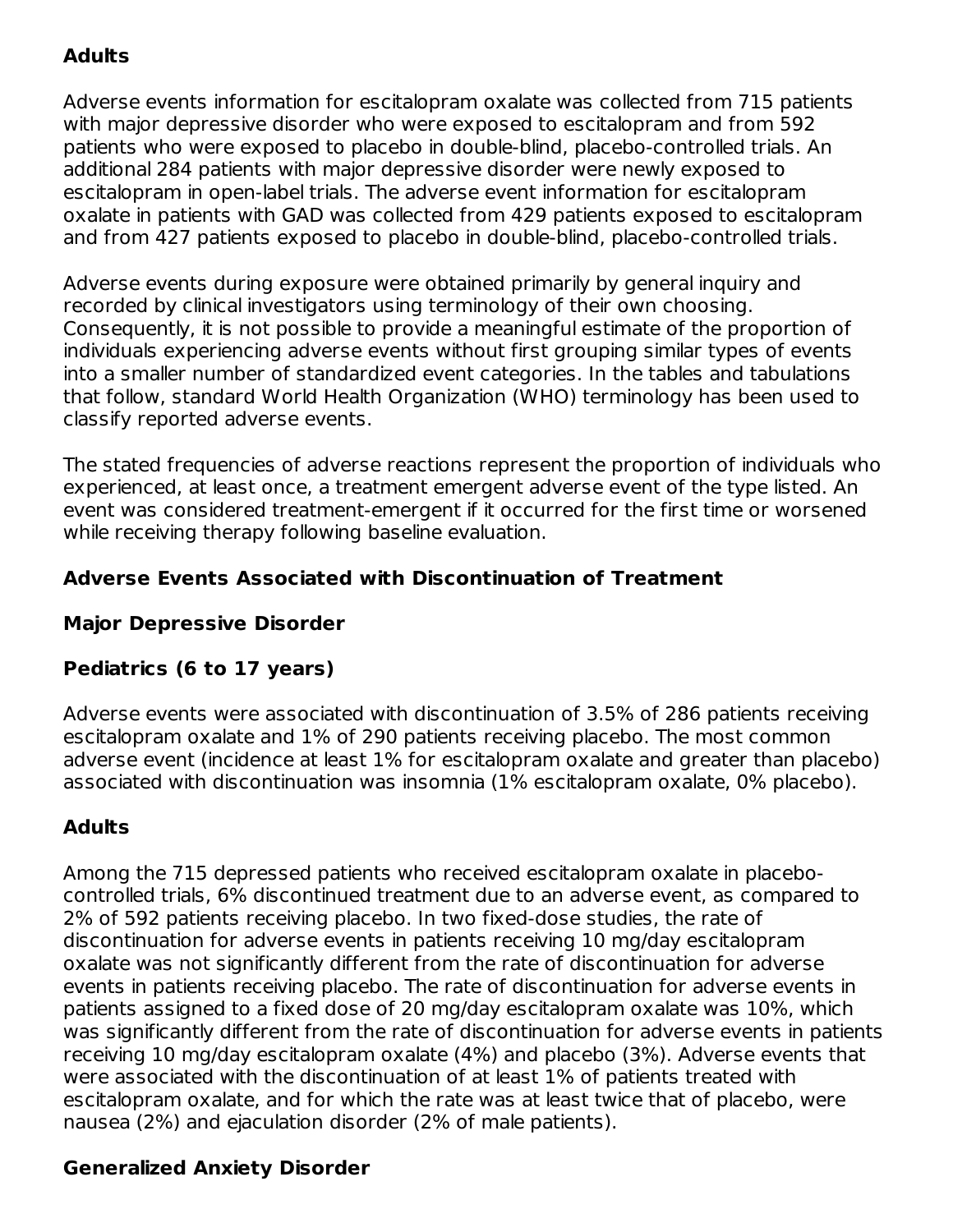**Adults**

Adverse events information for escitalopram oxalate was collected from 715 patients with major depressive disorder who were exposed to escitalopram and from 592 patients who were exposed to placebo in double-blind, placebo-controlled trials. An additional 284 patients with major depressive disorder were newly exposed to escitalopram in open-label trials. The adverse event information for escitalopram oxalate in patients with GAD was collected from 429 patients exposed to escitalopram and from 427 patients exposed to placebo in double-blind, placebo-controlled trials.

Adverse events during exposure were obtained primarily by general inquiry and recorded by clinical investigators using terminology of their own choosing. Consequently, it is not possible to provide a meaningful estimate of the proportion of individuals experiencing adverse events without first grouping similar types of events into a smaller number of standardized event categories. In the tables and tabulations that follow, standard World Health Organization (WHO) terminology has been used to classify reported adverse events.

The stated frequencies of adverse reactions represent the proportion of individuals who experienced, at least once, a treatment emergent adverse event of the type listed. An event was considered treatment-emergent if it occurred for the first time or worsened while receiving therapy following baseline evaluation.

**Adverse Events Associated with Discontinuation of Treatment**

**Major Depressive Disorder**

**Pediatrics (6 to 17 years)**

Adverse events were associated with discontinuation of 3.5% of 286 patients receiving escitalopram oxalate and 1% of 290 patients receiving placebo. The most common adverse event (incidence at least 1% for escitalopram oxalate and greater than placebo) associated with discontinuation was insomnia (1% escitalopram oxalate, 0% placebo).

**Adults**

Among the 715 depressed patients who received escitalopram oxalate in placebo-controlled trials, 6% discontinued treatment due to an adverse event, as compared to 2% of 592 patients receiving placebo. In two fixed-dose studies, the rate of discontinuation for adverse events in patients receiving 10 mg/day escitalopram oxalate was not significantly different from the rate of discontinuation for adverse events in patients receiving placebo. The rate of discontinuation for adverse events in patients assigned to a fixed dose of 20 mg/day escitalopram oxalate was 10%, which was significantly different from the rate of discontinuation for adverse events in patients receiving 10 mg/day escitalopram oxalate (4%) and placebo (3%). Adverse events that were associated with the discontinuation of at least 1% of patients treated with escitalopram oxalate, and for which the rate was at least twice that of placebo, were nausea (2%) and ejaculation disorder (2% of male patients).

**Generalized Anxiety Disorder**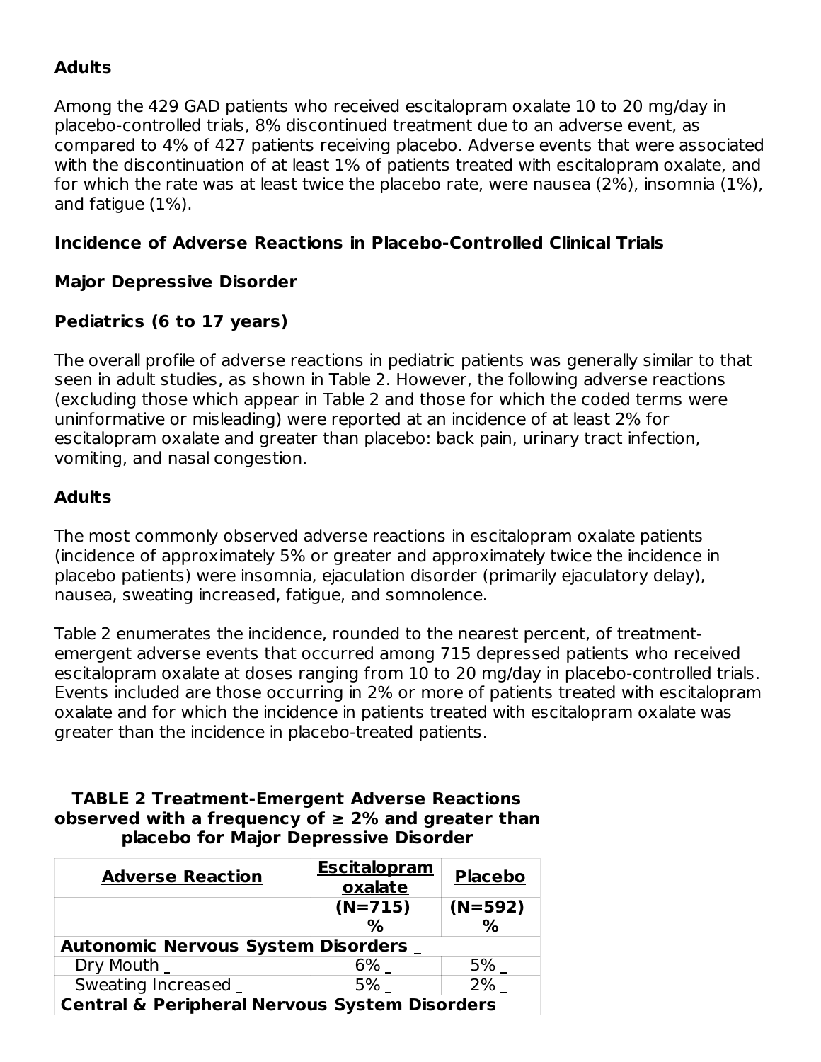**Adults**

Among the 429 GAD patients who received escitalopram oxalate 10 to 20 mg/day in placebo-controlled trials, 8% discontinued treatment due to an adverse event, as compared to 4% of 427 patients receiving placebo. Adverse events that were associated with the discontinuation of at least 1% of patients treated with escitalopram oxalate, and for which the rate was at least twice the placebo rate, were nausea (2%), insomnia (1%), and fatigue (1%).

**Incidence of Adverse Reactions in Placebo-Controlled Clinical Trials**

**Major Depressive Disorder**

**Pediatrics (6 to 17 years)**

The overall profile of adverse reactions in pediatric patients was generally similar to that seen in adult studies, as shown in Table 2. However, the following adverse reactions (excluding those which appear in Table 2 and those for which the coded terms were uninformative or misleading) were reported at an incidence of at least 2% for escitalopram oxalate and greater than placebo: back pain, urinary tract infection, vomiting, and nasal congestion.

**Adults**

The most commonly observed adverse reactions in escitalopram oxalate patients (incidence of approximately 5% or greater and approximately twice the incidence in placebo patients) were insomnia, ejaculation disorder (primarily ejaculatory delay), nausea, sweating increased, fatigue, and somnolence.

Table 2 enumerates the incidence, rounded to the nearest percent, of treatment-emergent adverse events that occurred among 715 depressed patients who received escitalopram oxalate at doses ranging from 10 to 20 mg/day in placebo-controlled trials. Events included are those occurring in 2% or more of patients treated with escitalopram oxalate and for which the incidence in patients treated with escitalopram oxalate was greater than the incidence in placebo-treated patients.

**TABLE 2 Treatment-Emergent Adverse Reactions observed with a frequency of ≥ 2% and greater than placebo for Major Depressive Disorder**

| Adverse Reaction | Escitalopram oxalate | Placebo |
|---|---|---|
| | (N=715) % | (N=592) % |
| **Autonomic Nervous System Disorders** | | |
| Dry Mouth | 6% | 5% |
| Sweating Increased | 5% | 2% |
| **Central & Peripheral Nervous System Disorders** | | |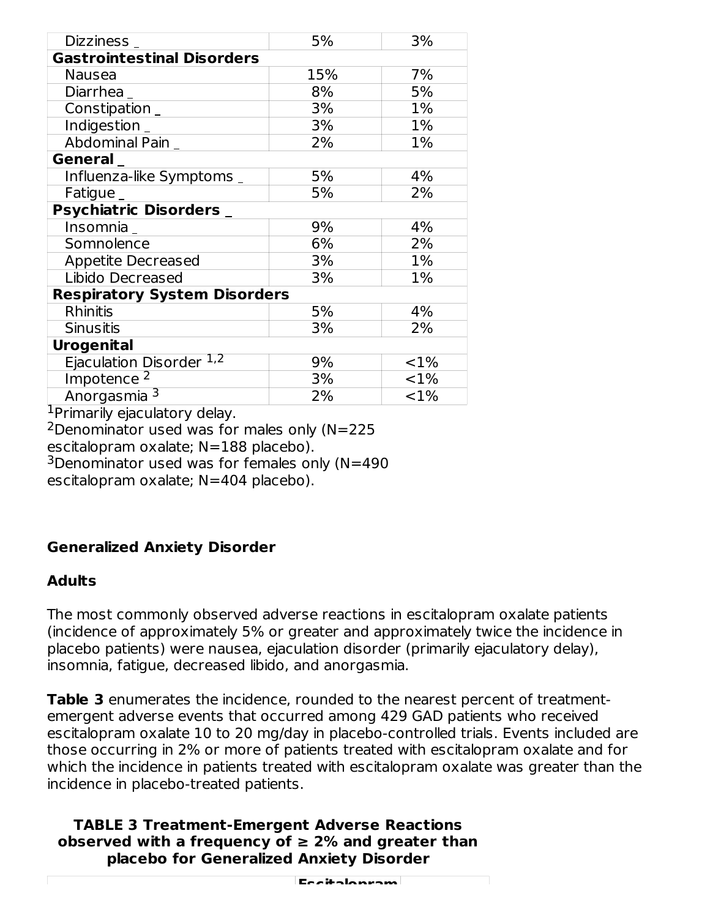| | | |
|---|---|---|
| Dizziness | 5% | 3% |
| **Gastrointestinal Disorders** | | |
| Nausea | 15% | 7% |
| Diarrhea | 8% | 5% |
| Constipation | 3% | 1% |
| Indigestion | 3% | 1% |
| Abdominal Pain | 2% | 1% |
| **General** | | |
| Influenza-like Symptoms | 5% | 4% |
| Fatigue | 5% | 2% |
| **Psychiatric Disorders** | | |
| Insomnia | 9% | 4% |
| Somnolence | 6% | 2% |
| Appetite Decreased | 3% | 1% |
| Libido Decreased | 3% | 1% |
| **Respiratory System Disorders** | | |
| Rhinitis | 5% | 4% |
| Sinusitis | 3% | 2% |
| **Urogenital** | | |
| Ejaculation Disorder [1,2] | 9% | <1% |
| Impotence [2] | 3% | <1% |
| Anorgasmia [3] | 2% | <1% |

[1]Primarily ejaculatory delay.
[2]Denominator used was for males only (N=225 escitalopram oxalate; N=188 placebo).
[3]Denominator used was for females only (N=490 escitalopram oxalate; N=404 placebo).

**Generalized Anxiety Disorder**

**Adults**

The most commonly observed adverse reactions in escitalopram oxalate patients (incidence of approximately 5% or greater and approximately twice the incidence in placebo patients) were nausea, ejaculation disorder (primarily ejaculatory delay), insomnia, fatigue, decreased libido, and anorgasmia.

**Table 3** enumerates the incidence, rounded to the nearest percent of treatment-emergent adverse events that occurred among 429 GAD patients who received escitalopram oxalate 10 to 20 mg/day in placebo-controlled trials. Events included are those occurring in 2% or more of patients treated with escitalopram oxalate and for which the incidence in patients treated with escitalopram oxalate was greater than the incidence in placebo-treated patients.

**TABLE 3 Treatment-Emergent Adverse Reactions observed with a frequency of ≥ 2% and greater than placebo for Generalized Anxiety Disorder**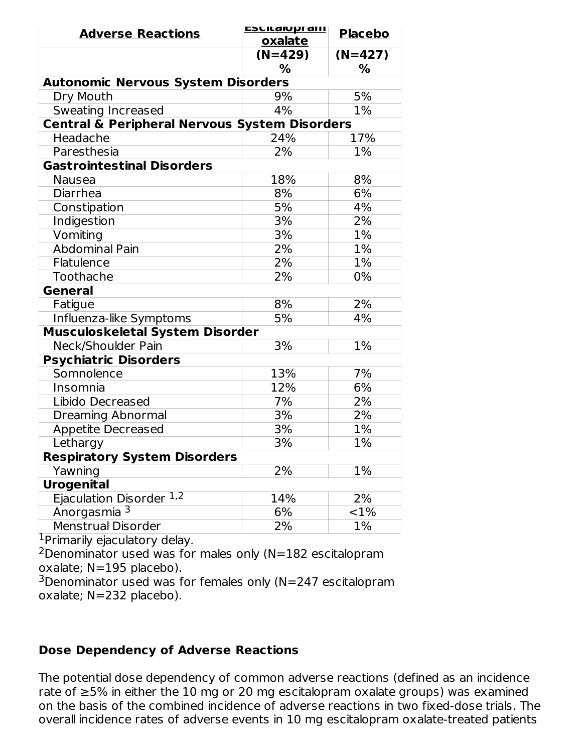| Adverse Reactions | Escitalopram oxalate | Placebo |
|---|---|---|
| | (N=429) % | (N=427) % |
| **Autonomic Nervous System Disorders** | | |
| Dry Mouth | 9% | 5% |
| Sweating Increased | 4% | 1% |
| **Central & Peripheral Nervous System Disorders** | | |
| Headache | 24% | 17% |
| Paresthesia | 2% | 1% |
| **Gastrointestinal Disorders** | | |
| Nausea | 18% | 8% |
| Diarrhea | 8% | 6% |
| Constipation | 5% | 4% |
| Indigestion | 3% | 2% |
| Vomiting | 3% | 1% |
| Abdominal Pain | 2% | 1% |
| Flatulence | 2% | 1% |
| Toothache | 2% | 0% |
| **General** | | |
| Fatigue | 8% | 2% |
| Influenza-like Symptoms | 5% | 4% |
| **Musculoskeletal System Disorder** | | |
| Neck/Shoulder Pain | 3% | 1% |
| **Psychiatric Disorders** | | |
| Somnolence | 13% | 7% |
| Insomnia | 12% | 6% |
| Libido Decreased | 7% | 2% |
| Dreaming Abnormal | 3% | 2% |
| Appetite Decreased | 3% | 1% |
| Lethargy | 3% | 1% |
| **Respiratory System Disorders** | | |
| Yawning | 2% | 1% |
| **Urogenital** | | |
| Ejaculation Disorder [1,2] | 14% | 2% |
| Anorgasmia [3] | 6% | <1% |
| Menstrual Disorder | 2% | 1% |

[1]Primarily ejaculatory delay.
[2]Denominator used was for males only (N=182 escitalopram oxalate; N=195 placebo).
[3]Denominator used was for females only (N=247 escitalopram oxalate; N=232 placebo).

**Dose Dependency of Adverse Reactions**

The potential dose dependency of common adverse reactions (defined as an incidence rate of ≥5% in either the 10 mg or 20 mg escitalopram oxalate groups) was examined on the basis of the combined incidence of adverse reactions in two fixed-dose trials. The overall incidence rates of adverse events in 10 mg escitalopram oxalate-treated patients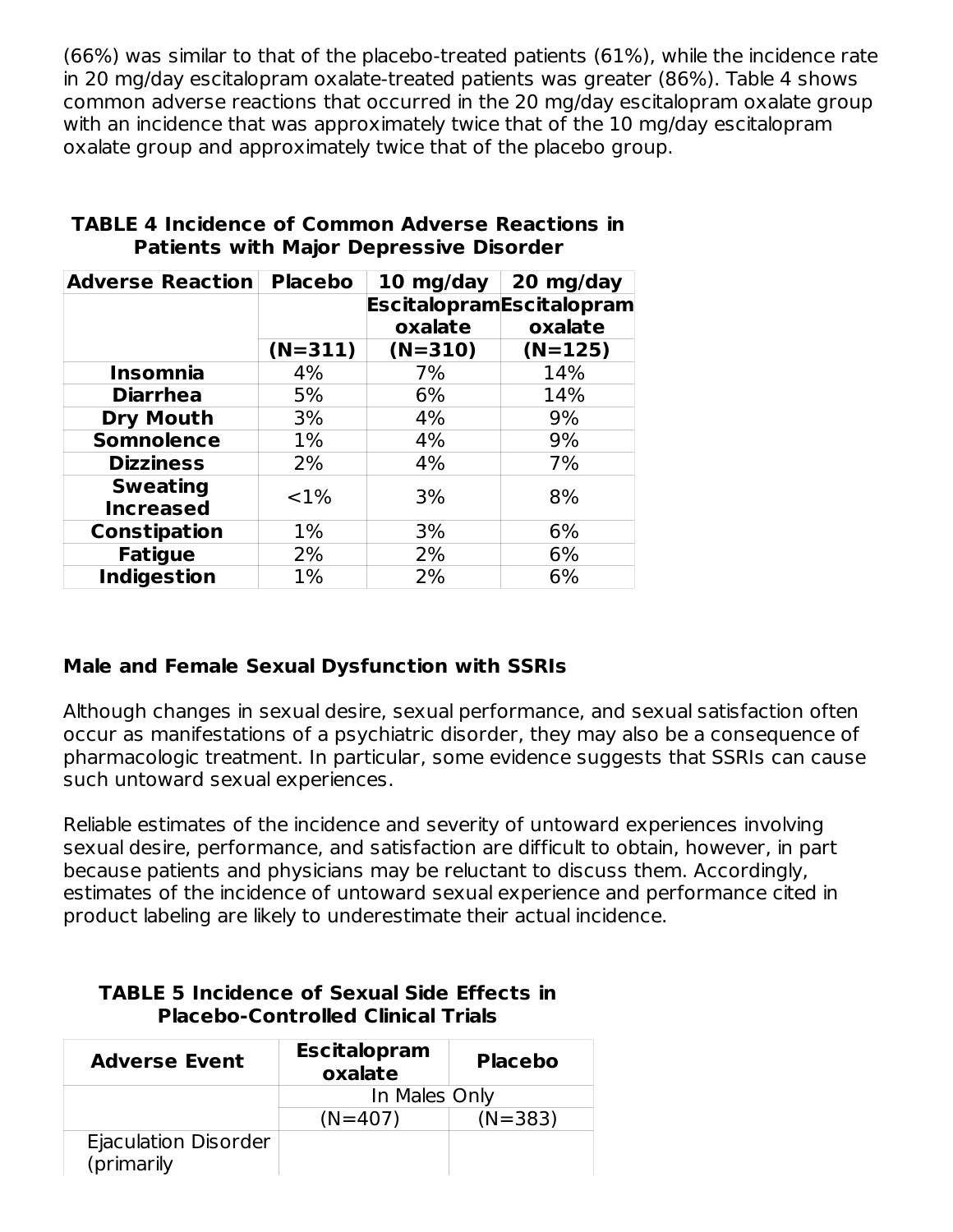(66%) was similar to that of the placebo-treated patients (61%), while the incidence rate in 20 mg/day escitalopram oxalate-treated patients was greater (86%). Table 4 shows common adverse reactions that occurred in the 20 mg/day escitalopram oxalate group with an incidence that was approximately twice that of the 10 mg/day escitalopram oxalate group and approximately twice that of the placebo group.

**TABLE 4 Incidence of Common Adverse Reactions in Patients with Major Depressive Disorder**

| Adverse Reaction | Placebo | 10 mg/day Escitalopram oxalate | 20 mg/day Escitalopram oxalate |
|---|---|---|---|
| | (N=311) | (N=310) | (N=125) |
| **Insomnia** | 4% | 7% | 14% |
| **Diarrhea** | 5% | 6% | 14% |
| **Dry Mouth** | 3% | 4% | 9% |
| **Somnolence** | 1% | 4% | 9% |
| **Dizziness** | 2% | 4% | 7% |
| **Sweating Increased** | <1% | 3% | 8% |
| **Constipation** | 1% | 3% | 6% |
| **Fatigue** | 2% | 2% | 6% |
| **Indigestion** | 1% | 2% | 6% |

**Male and Female Sexual Dysfunction with SSRIs**

Although changes in sexual desire, sexual performance, and sexual satisfaction often occur as manifestations of a psychiatric disorder, they may also be a consequence of pharmacologic treatment. In particular, some evidence suggests that SSRIs can cause such untoward sexual experiences.

Reliable estimates of the incidence and severity of untoward experiences involving sexual desire, performance, and satisfaction are difficult to obtain, however, in part because patients and physicians may be reluctant to discuss them. Accordingly, estimates of the incidence of untoward sexual experience and performance cited in product labeling are likely to underestimate their actual incidence.

**TABLE 5 Incidence of Sexual Side Effects in Placebo-Controlled Clinical Trials**

| Adverse Event | Escitalopram oxalate | Placebo |
|---|---|---|
| | In Males Only | |
| | (N=407) | (N=383) |
| Ejaculation Disorder (primarily | | |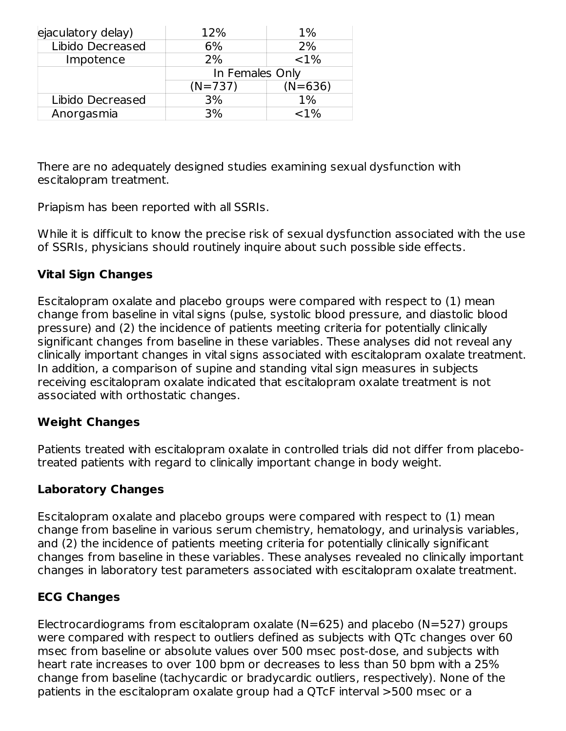| | | |
|---|---|---|
| ejaculatory delay) | 12% | 1% |
| Libido Decreased | 6% | 2% |
| Impotence | 2% | <1% |
| | In Females Only | |
| | (N=737) | (N=636) |
| Libido Decreased | 3% | 1% |
| Anorgasmia | 3% | <1% |

There are no adequately designed studies examining sexual dysfunction with escitalopram treatment.

Priapism has been reported with all SSRIs.

While it is difficult to know the precise risk of sexual dysfunction associated with the use of SSRIs, physicians should routinely inquire about such possible side effects.

**Vital Sign Changes**

Escitalopram oxalate and placebo groups were compared with respect to (1) mean change from baseline in vital signs (pulse, systolic blood pressure, and diastolic blood pressure) and (2) the incidence of patients meeting criteria for potentially clinically significant changes from baseline in these variables. These analyses did not reveal any clinically important changes in vital signs associated with escitalopram oxalate treatment. In addition, a comparison of supine and standing vital sign measures in subjects receiving escitalopram oxalate indicated that escitalopram oxalate treatment is not associated with orthostatic changes.

**Weight Changes**

Patients treated with escitalopram oxalate in controlled trials did not differ from placebo-treated patients with regard to clinically important change in body weight.

**Laboratory Changes**

Escitalopram oxalate and placebo groups were compared with respect to (1) mean change from baseline in various serum chemistry, hematology, and urinalysis variables, and (2) the incidence of patients meeting criteria for potentially clinically significant changes from baseline in these variables. These analyses revealed no clinically important changes in laboratory test parameters associated with escitalopram oxalate treatment.

**ECG Changes**

Electrocardiograms from escitalopram oxalate (N=625) and placebo (N=527) groups were compared with respect to outliers defined as subjects with QTc changes over 60 msec from baseline or absolute values over 500 msec post-dose, and subjects with heart rate increases to over 100 bpm or decreases to less than 50 bpm with a 25% change from baseline (tachycardic or bradycardic outliers, respectively). None of the patients in the escitalopram oxalate group had a QTcF interval >500 msec or a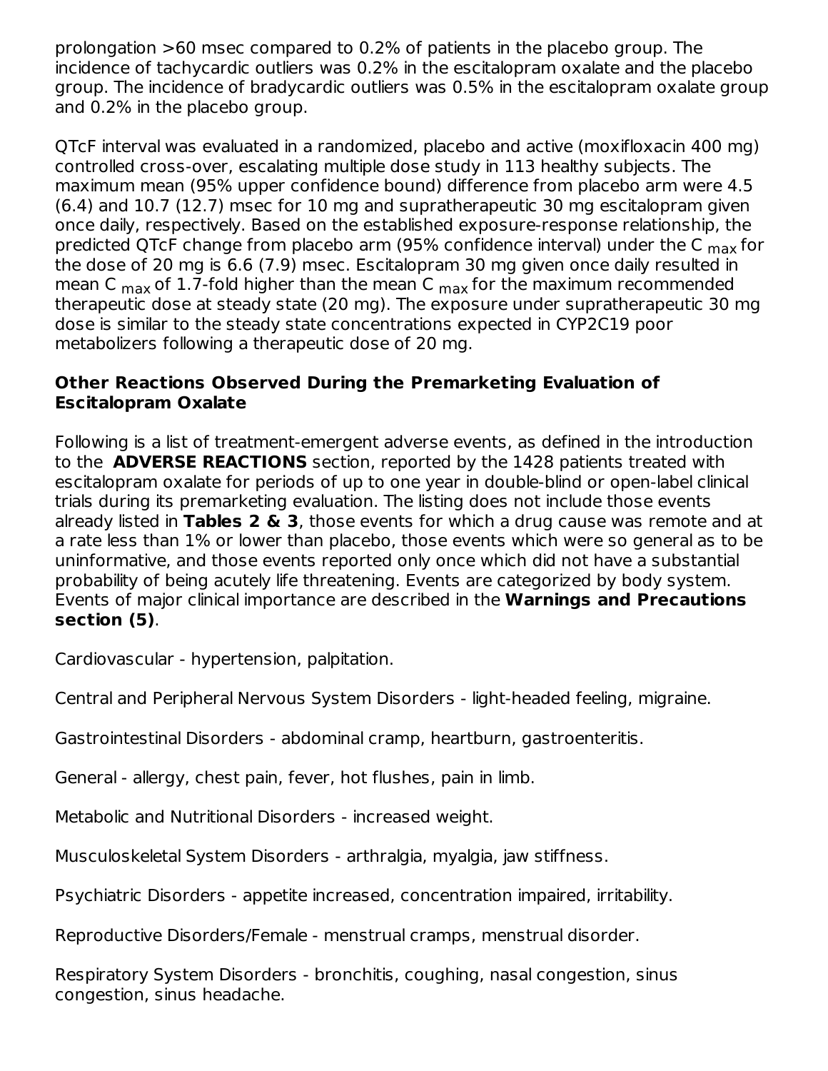prolongation >60 msec compared to 0.2% of patients in the placebo group. The incidence of tachycardic outliers was 0.2% in the escitalopram oxalate and the placebo group. The incidence of bradycardic outliers was 0.5% in the escitalopram oxalate group and 0.2% in the placebo group.

QTcF interval was evaluated in a randomized, placebo and active (moxifloxacin 400 mg) controlled cross-over, escalating multiple dose study in 113 healthy subjects. The maximum mean (95% upper confidence bound) difference from placebo arm were 4.5 (6.4) and 10.7 (12.7) msec for 10 mg and supratherapeutic 30 mg escitalopram given once daily, respectively. Based on the established exposure-response relationship, the predicted QTcF change from placebo arm (95% confidence interval) under the $C_{max}$ for the dose of 20 mg is 6.6 (7.9) msec. Escitalopram 30 mg given once daily resulted in mean $C_{max}$ of 1.7-fold higher than the mean $C_{max}$ for the maximum recommended therapeutic dose at steady state (20 mg). The exposure under supratherapeutic 30 mg dose is similar to the steady state concentrations expected in CYP2C19 poor metabolizers following a therapeutic dose of 20 mg.

**Other Reactions Observed During the Premarketing Evaluation of Escitalopram Oxalate**

Following is a list of treatment-emergent adverse events, as defined in the introduction to the **ADVERSE REACTIONS** section, reported by the 1428 patients treated with escitalopram oxalate for periods of up to one year in double-blind or open-label clinical trials during its premarketing evaluation. The listing does not include those events already listed in **Tables 2 & 3**, those events for which a drug cause was remote and at a rate less than 1% or lower than placebo, those events which were so general as to be uninformative, and those events reported only once which did not have a substantial probability of being acutely life threatening. Events are categorized by body system. Events of major clinical importance are described in the **Warnings and Precautions section (5)**.

Cardiovascular - hypertension, palpitation.

Central and Peripheral Nervous System Disorders - light-headed feeling, migraine.

Gastrointestinal Disorders - abdominal cramp, heartburn, gastroenteritis.

General - allergy, chest pain, fever, hot flushes, pain in limb.

Metabolic and Nutritional Disorders - increased weight.

Musculoskeletal System Disorders - arthralgia, myalgia, jaw stiffness.

Psychiatric Disorders - appetite increased, concentration impaired, irritability.

Reproductive Disorders/Female - menstrual cramps, menstrual disorder.

Respiratory System Disorders - bronchitis, coughing, nasal congestion, sinus congestion, sinus headache.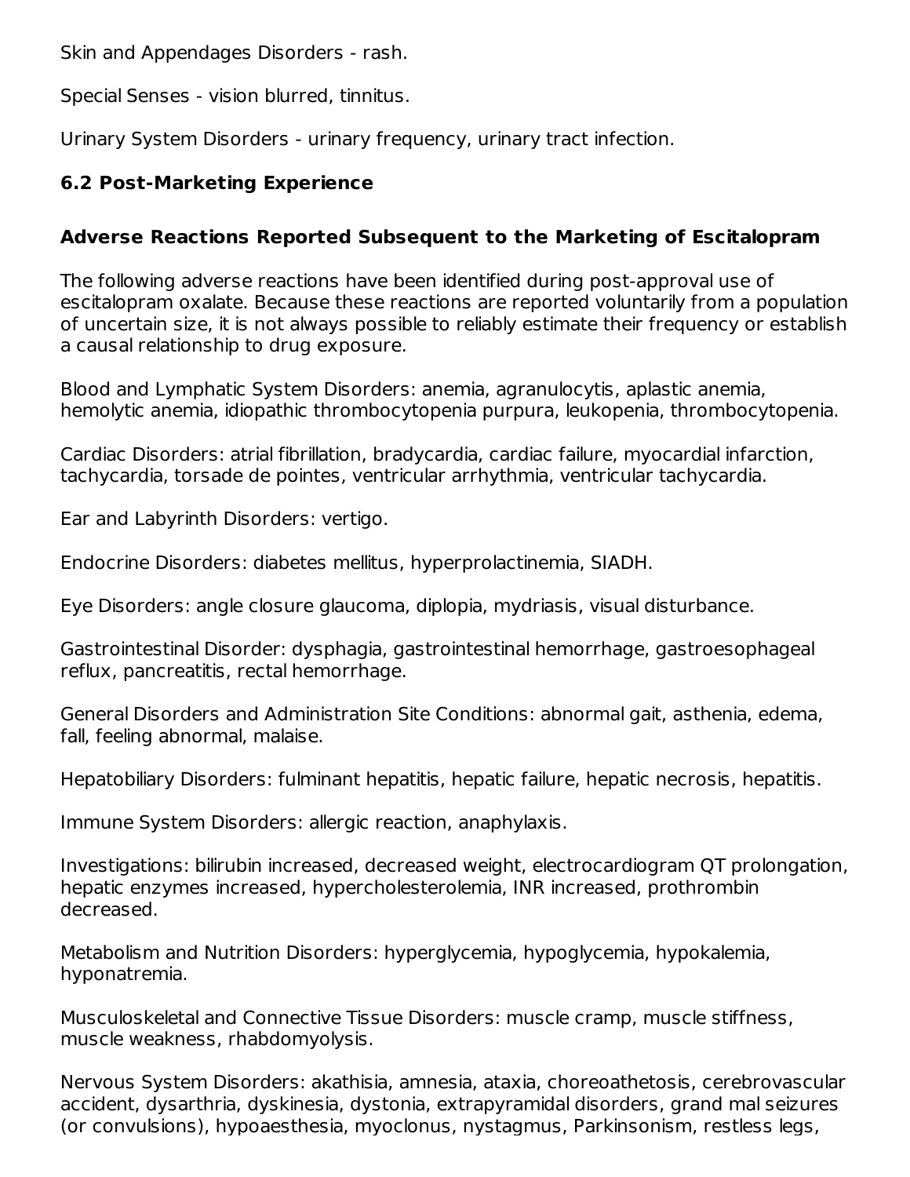Skin and Appendages Disorders - rash.

Special Senses - vision blurred, tinnitus.

Urinary System Disorders - urinary frequency, urinary tract infection.

### 6.2 Post-Marketing Experience

#### Adverse Reactions Reported Subsequent to the Marketing of Escitalopram

The following adverse reactions have been identified during post-approval use of escitalopram oxalate. Because these reactions are reported voluntarily from a population of uncertain size, it is not always possible to reliably estimate their frequency or establish a causal relationship to drug exposure.

Blood and Lymphatic System Disorders: anemia, agranulocytis, aplastic anemia, hemolytic anemia, idiopathic thrombocytopenia purpura, leukopenia, thrombocytopenia.

Cardiac Disorders: atrial fibrillation, bradycardia, cardiac failure, myocardial infarction, tachycardia, torsade de pointes, ventricular arrhythmia, ventricular tachycardia.

Ear and Labyrinth Disorders: vertigo.

Endocrine Disorders: diabetes mellitus, hyperprolactinemia, SIADH.

Eye Disorders: angle closure glaucoma, diplopia, mydriasis, visual disturbance.

Gastrointestinal Disorder: dysphagia, gastrointestinal hemorrhage, gastroesophageal reflux, pancreatitis, rectal hemorrhage.

General Disorders and Administration Site Conditions: abnormal gait, asthenia, edema, fall, feeling abnormal, malaise.

Hepatobiliary Disorders: fulminant hepatitis, hepatic failure, hepatic necrosis, hepatitis.

Immune System Disorders: allergic reaction, anaphylaxis.

Investigations: bilirubin increased, decreased weight, electrocardiogram QT prolongation, hepatic enzymes increased, hypercholesterolemia, INR increased, prothrombin decreased.

Metabolism and Nutrition Disorders: hyperglycemia, hypoglycemia, hypokalemia, hyponatremia.

Musculoskeletal and Connective Tissue Disorders: muscle cramp, muscle stiffness, muscle weakness, rhabdomyolysis.

Nervous System Disorders: akathisia, amnesia, ataxia, choreoathetosis, cerebrovascular accident, dysarthria, dyskinesia, dystonia, extrapyramidal disorders, grand mal seizures (or convulsions), hypoaesthesia, myoclonus, nystagmus, Parkinsonism, restless legs,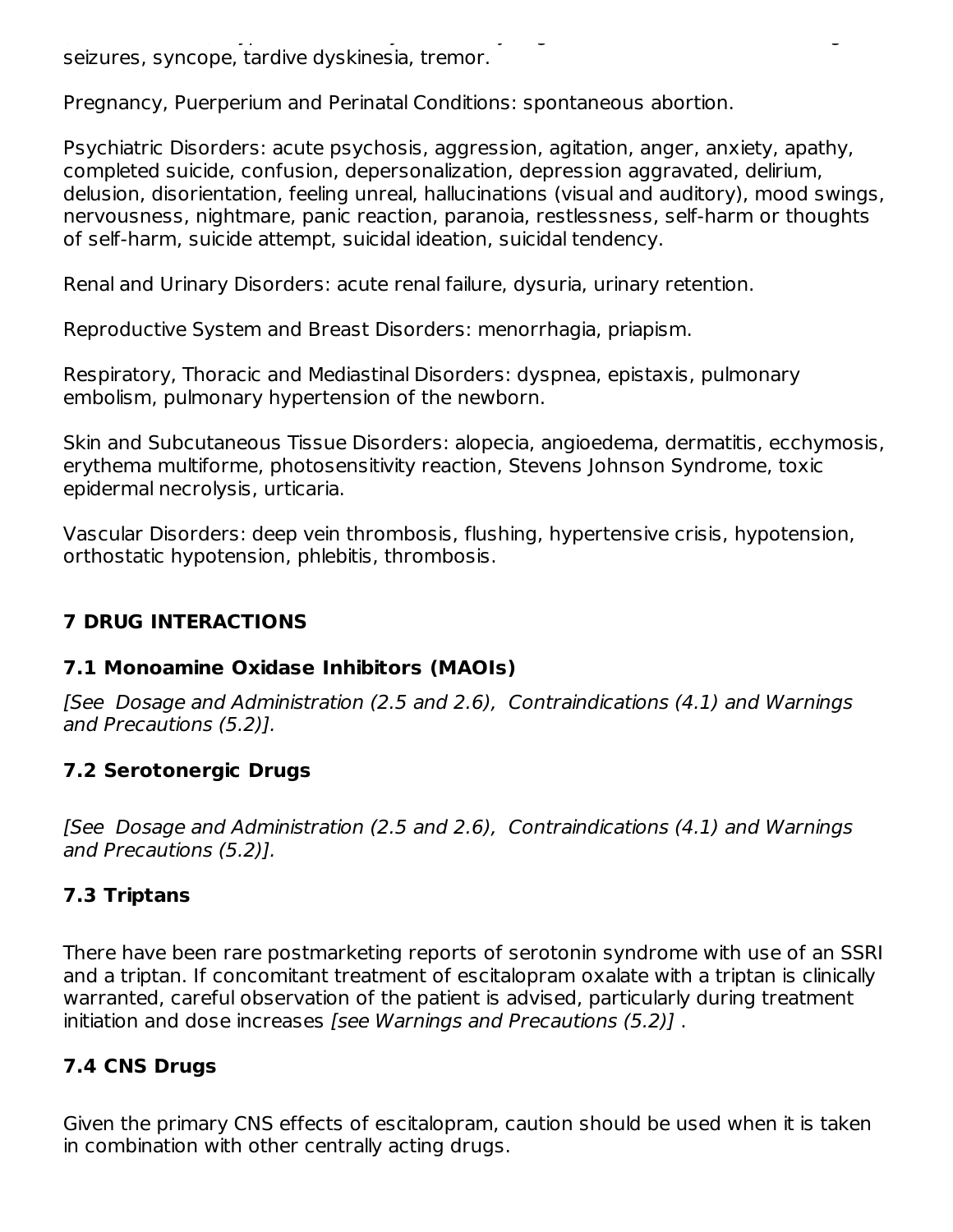seizures, syncope, tardive dyskinesia, tremor.

Pregnancy, Puerperium and Perinatal Conditions: spontaneous abortion.

Psychiatric Disorders: acute psychosis, aggression, agitation, anger, anxiety, apathy, completed suicide, confusion, depersonalization, depression aggravated, delirium, delusion, disorientation, feeling unreal, hallucinations (visual and auditory), mood swings, nervousness, nightmare, panic reaction, paranoia, restlessness, self-harm or thoughts of self-harm, suicide attempt, suicidal ideation, suicidal tendency.

Renal and Urinary Disorders: acute renal failure, dysuria, urinary retention.

Reproductive System and Breast Disorders: menorrhagia, priapism.

Respiratory, Thoracic and Mediastinal Disorders: dyspnea, epistaxis, pulmonary embolism, pulmonary hypertension of the newborn.

Skin and Subcutaneous Tissue Disorders: alopecia, angioedema, dermatitis, ecchymosis, erythema multiforme, photosensitivity reaction, Stevens Johnson Syndrome, toxic epidermal necrolysis, urticaria.

Vascular Disorders: deep vein thrombosis, flushing, hypertensive crisis, hypotension, orthostatic hypotension, phlebitis, thrombosis.

## 7 DRUG INTERACTIONS

### 7.1 Monoamine Oxidase Inhibitors (MAOIs)

*[See Dosage and Administration (2.5 and 2.6), Contraindications (4.1) and Warnings and Precautions (5.2)].*

### 7.2 Serotonergic Drugs

*[See Dosage and Administration (2.5 and 2.6), Contraindications (4.1) and Warnings and Precautions (5.2)].*

### 7.3 Triptans

There have been rare postmarketing reports of serotonin syndrome with use of an SSRI and a triptan. If concomitant treatment of escitalopram oxalate with a triptan is clinically warranted, careful observation of the patient is advised, particularly during treatment initiation and dose increases *[see Warnings and Precautions (5.2)]* .

### 7.4 CNS Drugs

Given the primary CNS effects of escitalopram, caution should be used when it is taken in combination with other centrally acting drugs.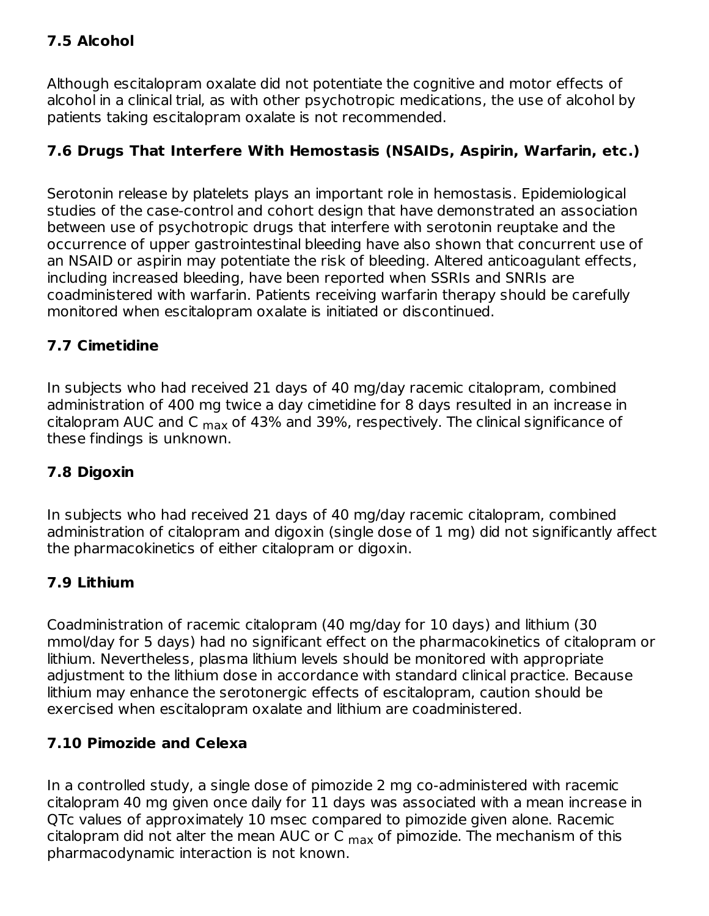### 7.5 Alcohol

Although escitalopram oxalate did not potentiate the cognitive and motor effects of alcohol in a clinical trial, as with other psychotropic medications, the use of alcohol by patients taking escitalopram oxalate is not recommended.

### 7.6 Drugs That Interfere With Hemostasis (NSAIDs, Aspirin, Warfarin, etc.)

Serotonin release by platelets plays an important role in hemostasis. Epidemiological studies of the case-control and cohort design that have demonstrated an association between use of psychotropic drugs that interfere with serotonin reuptake and the occurrence of upper gastrointestinal bleeding have also shown that concurrent use of an NSAID or aspirin may potentiate the risk of bleeding. Altered anticoagulant effects, including increased bleeding, have been reported when SSRIs and SNRIs are coadministered with warfarin. Patients receiving warfarin therapy should be carefully monitored when escitalopram oxalate is initiated or discontinued.

### 7.7 Cimetidine

In subjects who had received 21 days of 40 mg/day racemic citalopram, combined administration of 400 mg twice a day cimetidine for 8 days resulted in an increase in citalopram AUC and $C_{max}$ of 43% and 39%, respectively. The clinical significance of these findings is unknown.

### 7.8 Digoxin

In subjects who had received 21 days of 40 mg/day racemic citalopram, combined administration of citalopram and digoxin (single dose of 1 mg) did not significantly affect the pharmacokinetics of either citalopram or digoxin.

### 7.9 Lithium

Coadministration of racemic citalopram (40 mg/day for 10 days) and lithium (30 mmol/day for 5 days) had no significant effect on the pharmacokinetics of citalopram or lithium. Nevertheless, plasma lithium levels should be monitored with appropriate adjustment to the lithium dose in accordance with standard clinical practice. Because lithium may enhance the serotonergic effects of escitalopram, caution should be exercised when escitalopram oxalate and lithium are coadministered.

### 7.10 Pimozide and Celexa

In a controlled study, a single dose of pimozide 2 mg co-administered with racemic citalopram 40 mg given once daily for 11 days was associated with a mean increase in QTc values of approximately 10 msec compared to pimozide given alone. Racemic citalopram did not alter the mean AUC or $C_{max}$ of pimozide. The mechanism of this pharmacodynamic interaction is not known.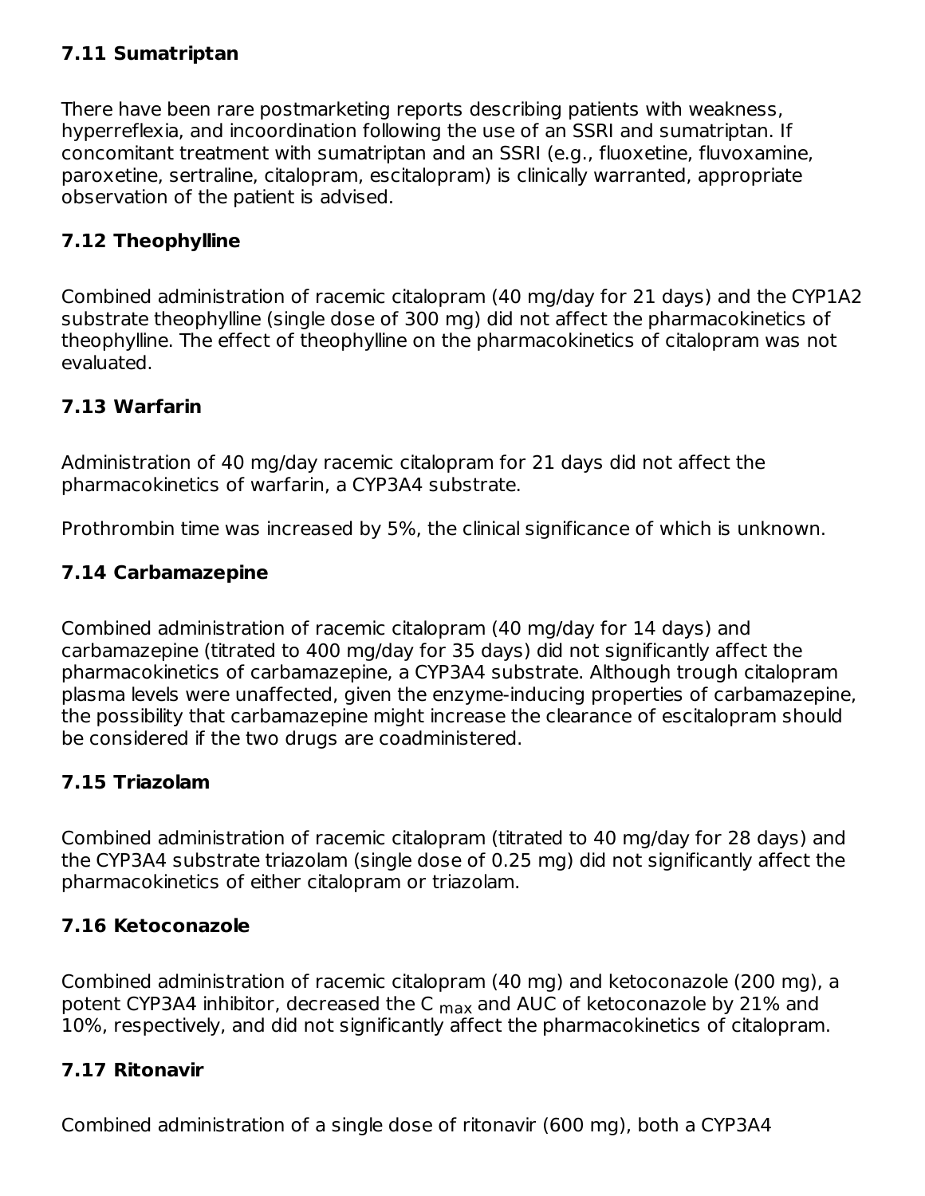### 7.11 Sumatriptan

There have been rare postmarketing reports describing patients with weakness, hyperreflexia, and incoordination following the use of an SSRI and sumatriptan. If concomitant treatment with sumatriptan and an SSRI (e.g., fluoxetine, fluvoxamine, paroxetine, sertraline, citalopram, escitalopram) is clinically warranted, appropriate observation of the patient is advised.

### 7.12 Theophylline

Combined administration of racemic citalopram (40 mg/day for 21 days) and the CYP1A2 substrate theophylline (single dose of 300 mg) did not affect the pharmacokinetics of theophylline. The effect of theophylline on the pharmacokinetics of citalopram was not evaluated.

### 7.13 Warfarin

Administration of 40 mg/day racemic citalopram for 21 days did not affect the pharmacokinetics of warfarin, a CYP3A4 substrate.

Prothrombin time was increased by 5%, the clinical significance of which is unknown.

### 7.14 Carbamazepine

Combined administration of racemic citalopram (40 mg/day for 14 days) and carbamazepine (titrated to 400 mg/day for 35 days) did not significantly affect the pharmacokinetics of carbamazepine, a CYP3A4 substrate. Although trough citalopram plasma levels were unaffected, given the enzyme-inducing properties of carbamazepine, the possibility that carbamazepine might increase the clearance of escitalopram should be considered if the two drugs are coadministered.

### 7.15 Triazolam

Combined administration of racemic citalopram (titrated to 40 mg/day for 28 days) and the CYP3A4 substrate triazolam (single dose of 0.25 mg) did not significantly affect the pharmacokinetics of either citalopram or triazolam.

### 7.16 Ketoconazole

Combined administration of racemic citalopram (40 mg) and ketoconazole (200 mg), a potent CYP3A4 inhibitor, decreased the $C_{max}$ and AUC of ketoconazole by 21% and 10%, respectively, and did not significantly affect the pharmacokinetics of citalopram.

### 7.17 Ritonavir

Combined administration of a single dose of ritonavir (600 mg), both a CYP3A4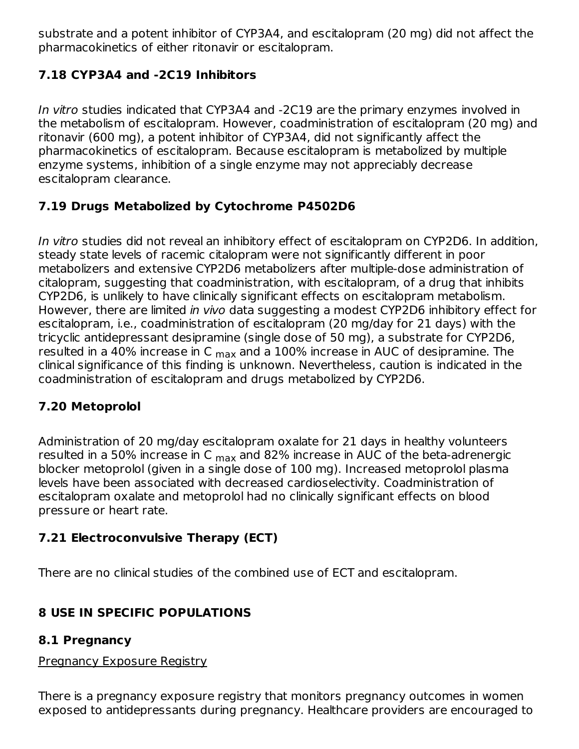substrate and a potent inhibitor of CYP3A4, and escitalopram (20 mg) did not affect the pharmacokinetics of either ritonavir or escitalopram.

### 7.18 CYP3A4 and -2C19 Inhibitors

*In vitro* studies indicated that CYP3A4 and -2C19 are the primary enzymes involved in the metabolism of escitalopram. However, coadministration of escitalopram (20 mg) and ritonavir (600 mg), a potent inhibitor of CYP3A4, did not significantly affect the pharmacokinetics of escitalopram. Because escitalopram is metabolized by multiple enzyme systems, inhibition of a single enzyme may not appreciably decrease escitalopram clearance.

### 7.19 Drugs Metabolized by Cytochrome P4502D6

*In vitro* studies did not reveal an inhibitory effect of escitalopram on CYP2D6. In addition, steady state levels of racemic citalopram were not significantly different in poor metabolizers and extensive CYP2D6 metabolizers after multiple-dose administration of citalopram, suggesting that coadministration, with escitalopram, of a drug that inhibits CYP2D6, is unlikely to have clinically significant effects on escitalopram metabolism. However, there are limited *in vivo* data suggesting a modest CYP2D6 inhibitory effect for escitalopram, i.e., coadministration of escitalopram (20 mg/day for 21 days) with the tricyclic antidepressant desipramine (single dose of 50 mg), a substrate for CYP2D6, resulted in a 40% increase in $C_{max}$ and a 100% increase in AUC of desipramine. The clinical significance of this finding is unknown. Nevertheless, caution is indicated in the coadministration of escitalopram and drugs metabolized by CYP2D6.

### 7.20 Metoprolol

Administration of 20 mg/day escitalopram oxalate for 21 days in healthy volunteers resulted in a 50% increase in $C_{max}$ and 82% increase in AUC of the beta-adrenergic blocker metoprolol (given in a single dose of 100 mg). Increased metoprolol plasma levels have been associated with decreased cardioselectivity. Coadministration of escitalopram oxalate and metoprolol had no clinically significant effects on blood pressure or heart rate.

### 7.21 Electroconvulsive Therapy (ECT)

There are no clinical studies of the combined use of ECT and escitalopram.

## 8 USE IN SPECIFIC POPULATIONS

### 8.1 Pregnancy

Pregnancy Exposure Registry

There is a pregnancy exposure registry that monitors pregnancy outcomes in women exposed to antidepressants during pregnancy. Healthcare providers are encouraged to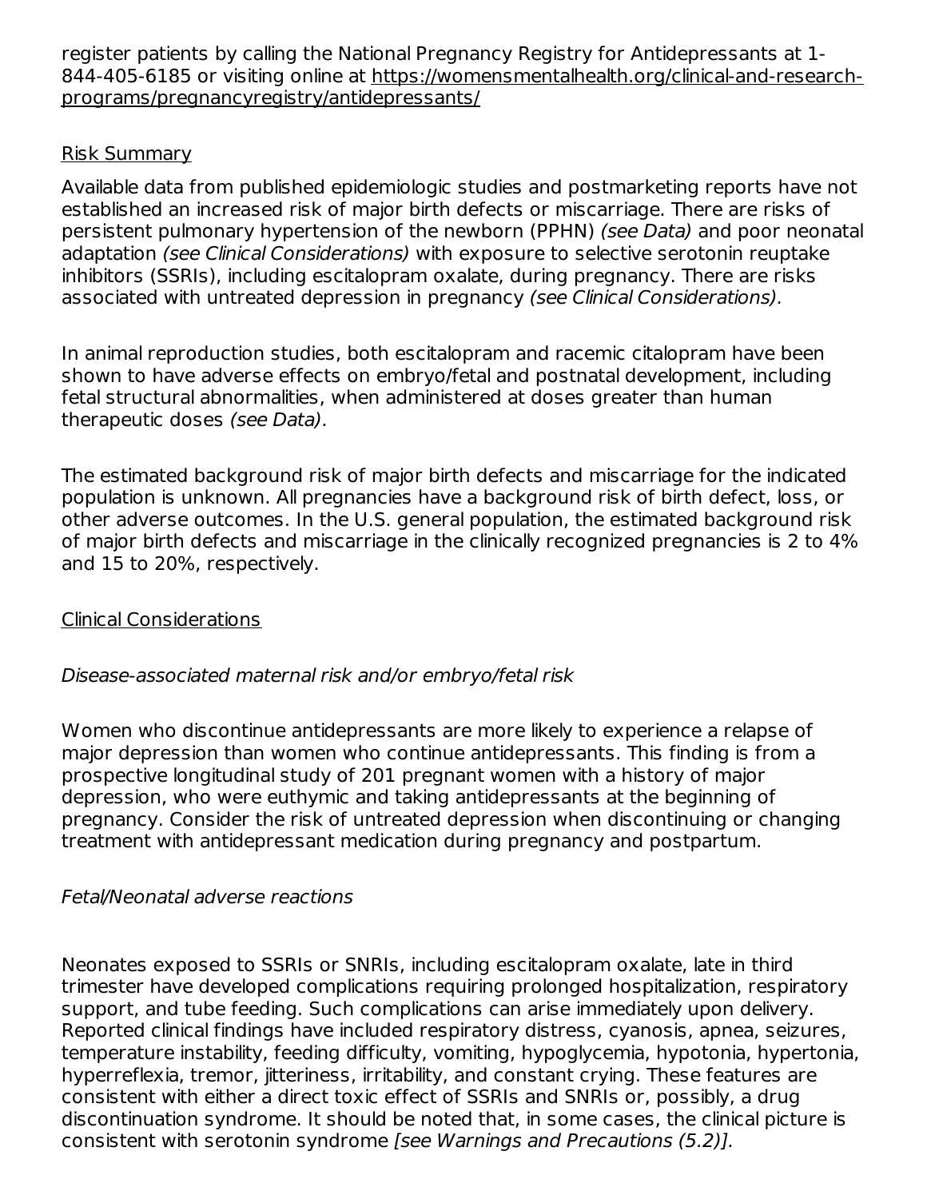register patients by calling the National Pregnancy Registry for Antidepressants at 1-844-405-6185 or visiting online at https://womensmentalhealth.org/clinical-and-research-programs/pregnancyregistry/antidepressants/

Risk Summary

Available data from published epidemiologic studies and postmarketing reports have not established an increased risk of major birth defects or miscarriage. There are risks of persistent pulmonary hypertension of the newborn (PPHN) *(see Data)* and poor neonatal adaptation *(see Clinical Considerations)* with exposure to selective serotonin reuptake inhibitors (SSRIs), including escitalopram oxalate, during pregnancy. There are risks associated with untreated depression in pregnancy *(see Clinical Considerations).*

In animal reproduction studies, both escitalopram and racemic citalopram have been shown to have adverse effects on embryo/fetal and postnatal development, including fetal structural abnormalities, when administered at doses greater than human therapeutic doses *(see Data)*.

The estimated background risk of major birth defects and miscarriage for the indicated population is unknown. All pregnancies have a background risk of birth defect, loss, or other adverse outcomes. In the U.S. general population, the estimated background risk of major birth defects and miscarriage in the clinically recognized pregnancies is 2 to 4% and 15 to 20%, respectively.

Clinical Considerations

*Disease-associated maternal risk and/or embryo/fetal risk*

Women who discontinue antidepressants are more likely to experience a relapse of major depression than women who continue antidepressants. This finding is from a prospective longitudinal study of 201 pregnant women with a history of major depression, who were euthymic and taking antidepressants at the beginning of pregnancy. Consider the risk of untreated depression when discontinuing or changing treatment with antidepressant medication during pregnancy and postpartum.

*Fetal/Neonatal adverse reactions*

Neonates exposed to SSRIs or SNRIs, including escitalopram oxalate, late in third trimester have developed complications requiring prolonged hospitalization, respiratory support, and tube feeding. Such complications can arise immediately upon delivery. Reported clinical findings have included respiratory distress, cyanosis, apnea, seizures, temperature instability, feeding difficulty, vomiting, hypoglycemia, hypotonia, hypertonia, hyperreflexia, tremor, jitteriness, irritability, and constant crying. These features are consistent with either a direct toxic effect of SSRIs and SNRIs or, possibly, a drug discontinuation syndrome. It should be noted that, in some cases, the clinical picture is consistent with serotonin syndrome *[see Warnings and Precautions (5.2)].*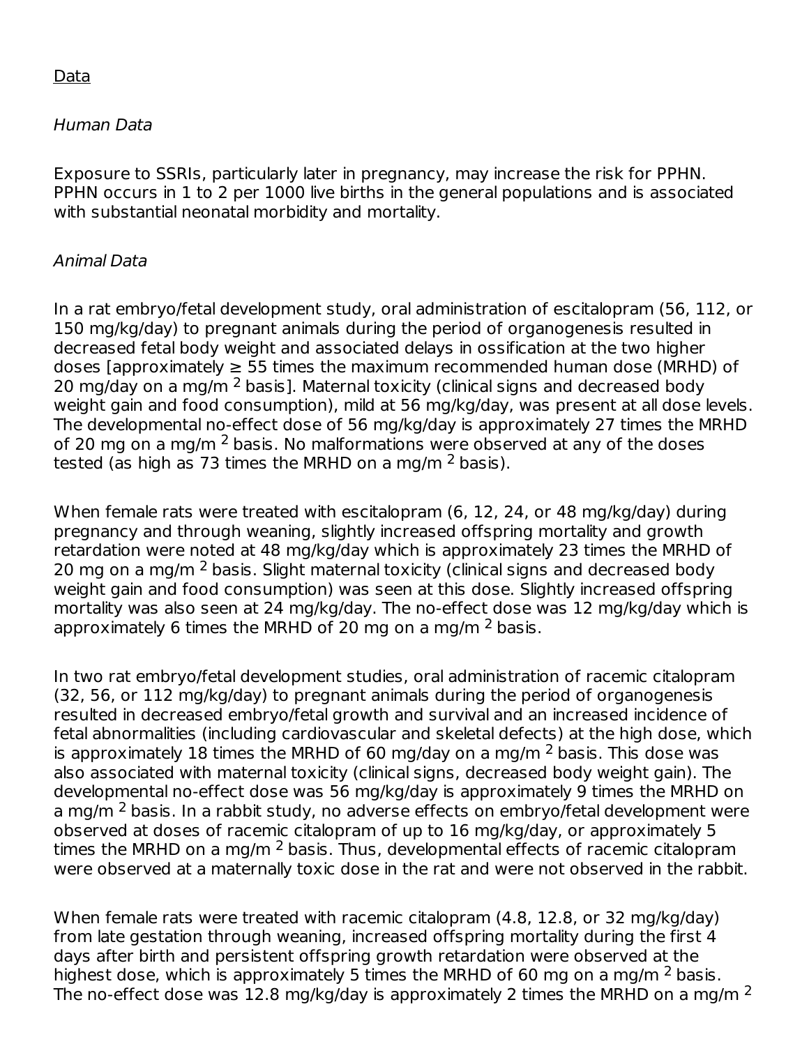Data

*Human Data*

Exposure to SSRIs, particularly later in pregnancy, may increase the risk for PPHN. PPHN occurs in 1 to 2 per 1000 live births in the general populations and is associated with substantial neonatal morbidity and mortality.

*Animal Data*

In a rat embryo/fetal development study, oral administration of escitalopram (56, 112, or 150 mg/kg/day) to pregnant animals during the period of organogenesis resulted in decreased fetal body weight and associated delays in ossification at the two higher doses [approximately ≥ 55 times the maximum recommended human dose (MRHD) of 20 mg/day on a mg/m $^2$ basis]. Maternal toxicity (clinical signs and decreased body weight gain and food consumption), mild at 56 mg/kg/day, was present at all dose levels. The developmental no-effect dose of 56 mg/kg/day is approximately 27 times the MRHD of 20 mg on a mg/m $^2$ basis. No malformations were observed at any of the doses tested (as high as 73 times the MRHD on a mg/m $^2$ basis).

When female rats were treated with escitalopram (6, 12, 24, or 48 mg/kg/day) during pregnancy and through weaning, slightly increased offspring mortality and growth retardation were noted at 48 mg/kg/day which is approximately 23 times the MRHD of 20 mg on a mg/m $^2$ basis. Slight maternal toxicity (clinical signs and decreased body weight gain and food consumption) was seen at this dose. Slightly increased offspring mortality was also seen at 24 mg/kg/day. The no-effect dose was 12 mg/kg/day which is approximately 6 times the MRHD of 20 mg on a mg/m $^2$ basis.

In two rat embryo/fetal development studies, oral administration of racemic citalopram (32, 56, or 112 mg/kg/day) to pregnant animals during the period of organogenesis resulted in decreased embryo/fetal growth and survival and an increased incidence of fetal abnormalities (including cardiovascular and skeletal defects) at the high dose, which is approximately 18 times the MRHD of 60 mg/day on a mg/m $^2$ basis. This dose was also associated with maternal toxicity (clinical signs, decreased body weight gain). The developmental no-effect dose was 56 mg/kg/day is approximately 9 times the MRHD on a mg/m $^2$ basis. In a rabbit study, no adverse effects on embryo/fetal development were observed at doses of racemic citalopram of up to 16 mg/kg/day, or approximately 5 times the MRHD on a mg/m $^2$ basis. Thus, developmental effects of racemic citalopram were observed at a maternally toxic dose in the rat and were not observed in the rabbit.

When female rats were treated with racemic citalopram (4.8, 12.8, or 32 mg/kg/day) from late gestation through weaning, increased offspring mortality during the first 4 days after birth and persistent offspring growth retardation were observed at the highest dose, which is approximately 5 times the MRHD of 60 mg on a mg/m $^2$ basis. The no-effect dose was 12.8 mg/kg/day is approximately 2 times the MRHD on a mg/m $^2$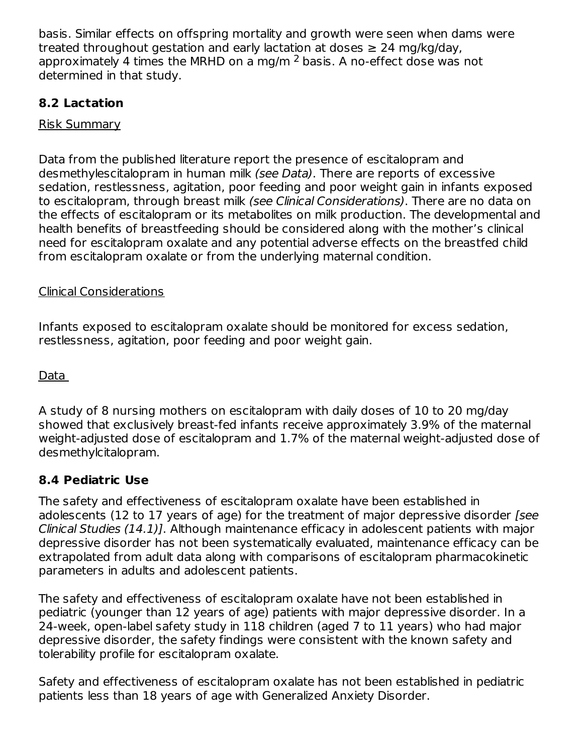basis. Similar effects on offspring mortality and growth were seen when dams were treated throughout gestation and early lactation at doses ≥ 24 mg/kg/day, approximately 4 times the MRHD on a mg/m $^2$ basis. A no-effect dose was not determined in that study.

### 8.2 Lactation

Risk Summary

Data from the published literature report the presence of escitalopram and desmethylescitalopram in human milk *(see Data)*. There are reports of excessive sedation, restlessness, agitation, poor feeding and poor weight gain in infants exposed to escitalopram, through breast milk *(see Clinical Considerations)*. There are no data on the effects of escitalopram or its metabolites on milk production. The developmental and health benefits of breastfeeding should be considered along with the mother's clinical need for escitalopram oxalate and any potential adverse effects on the breastfed child from escitalopram oxalate or from the underlying maternal condition.

Clinical Considerations

Infants exposed to escitalopram oxalate should be monitored for excess sedation, restlessness, agitation, poor feeding and poor weight gain.

Data

A study of 8 nursing mothers on escitalopram with daily doses of 10 to 20 mg/day showed that exclusively breast-fed infants receive approximately 3.9% of the maternal weight-adjusted dose of escitalopram and 1.7% of the maternal weight-adjusted dose of desmethylcitalopram.

### 8.4 Pediatric Use

The safety and effectiveness of escitalopram oxalate have been established in adolescents (12 to 17 years of age) for the treatment of major depressive disorder *[see Clinical Studies (14.1)]*. Although maintenance efficacy in adolescent patients with major depressive disorder has not been systematically evaluated, maintenance efficacy can be extrapolated from adult data along with comparisons of escitalopram pharmacokinetic parameters in adults and adolescent patients.

The safety and effectiveness of escitalopram oxalate have not been established in pediatric (younger than 12 years of age) patients with major depressive disorder. In a 24-week, open-label safety study in 118 children (aged 7 to 11 years) who had major depressive disorder, the safety findings were consistent with the known safety and tolerability profile for escitalopram oxalate.

Safety and effectiveness of escitalopram oxalate has not been established in pediatric patients less than 18 years of age with Generalized Anxiety Disorder.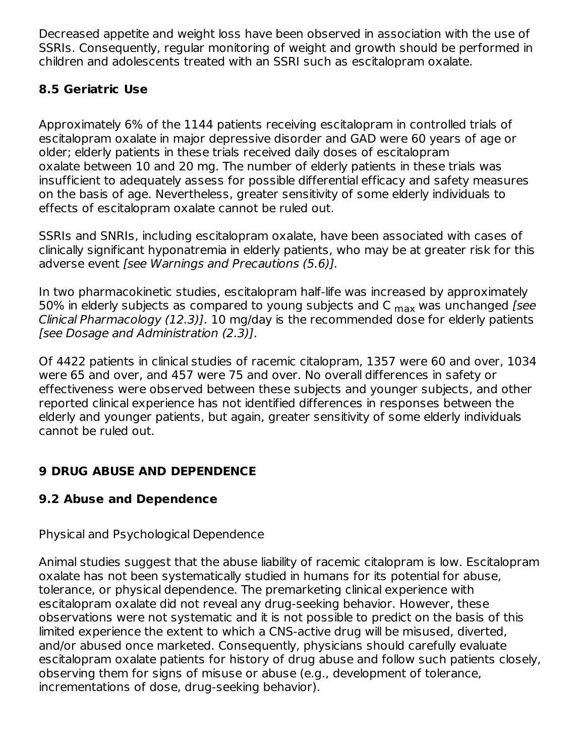Decreased appetite and weight loss have been observed in association with the use of SSRIs. Consequently, regular monitoring of weight and growth should be performed in children and adolescents treated with an SSRI such as escitalopram oxalate.

### 8.5 Geriatric Use

Approximately 6% of the 1144 patients receiving escitalopram in controlled trials of escitalopram oxalate in major depressive disorder and GAD were 60 years of age or older; elderly patients in these trials received daily doses of escitalopram oxalate between 10 and 20 mg. The number of elderly patients in these trials was insufficient to adequately assess for possible differential efficacy and safety measures on the basis of age. Nevertheless, greater sensitivity of some elderly individuals to effects of escitalopram oxalate cannot be ruled out.

SSRIs and SNRIs, including escitalopram oxalate, have been associated with cases of clinically significant hyponatremia in elderly patients, who may be at greater risk for this adverse event *[see Warnings and Precautions (5.6)].*

In two pharmacokinetic studies, escitalopram half-life was increased by approximately 50% in elderly subjects as compared to young subjects and $C_{max}$ was unchanged *[see Clinical Pharmacology (12.3)]*. 10 mg/day is the recommended dose for elderly patients *[see Dosage and Administration (2.3)]*.

Of 4422 patients in clinical studies of racemic citalopram, 1357 were 60 and over, 1034 were 65 and over, and 457 were 75 and over. No overall differences in safety or effectiveness were observed between these subjects and younger subjects, and other reported clinical experience has not identified differences in responses between the elderly and younger patients, but again, greater sensitivity of some elderly individuals cannot be ruled out.

## 9 DRUG ABUSE AND DEPENDENCE

### 9.2 Abuse and Dependence

Physical and Psychological Dependence

Animal studies suggest that the abuse liability of racemic citalopram is low. Escitalopram oxalate has not been systematically studied in humans for its potential for abuse, tolerance, or physical dependence. The premarketing clinical experience with escitalopram oxalate did not reveal any drug-seeking behavior. However, these observations were not systematic and it is not possible to predict on the basis of this limited experience the extent to which a CNS-active drug will be misused, diverted, and/or abused once marketed. Consequently, physicians should carefully evaluate escitalopram oxalate patients for history of drug abuse and follow such patients closely, observing them for signs of misuse or abuse (e.g., development of tolerance, incrementations of dose, drug-seeking behavior).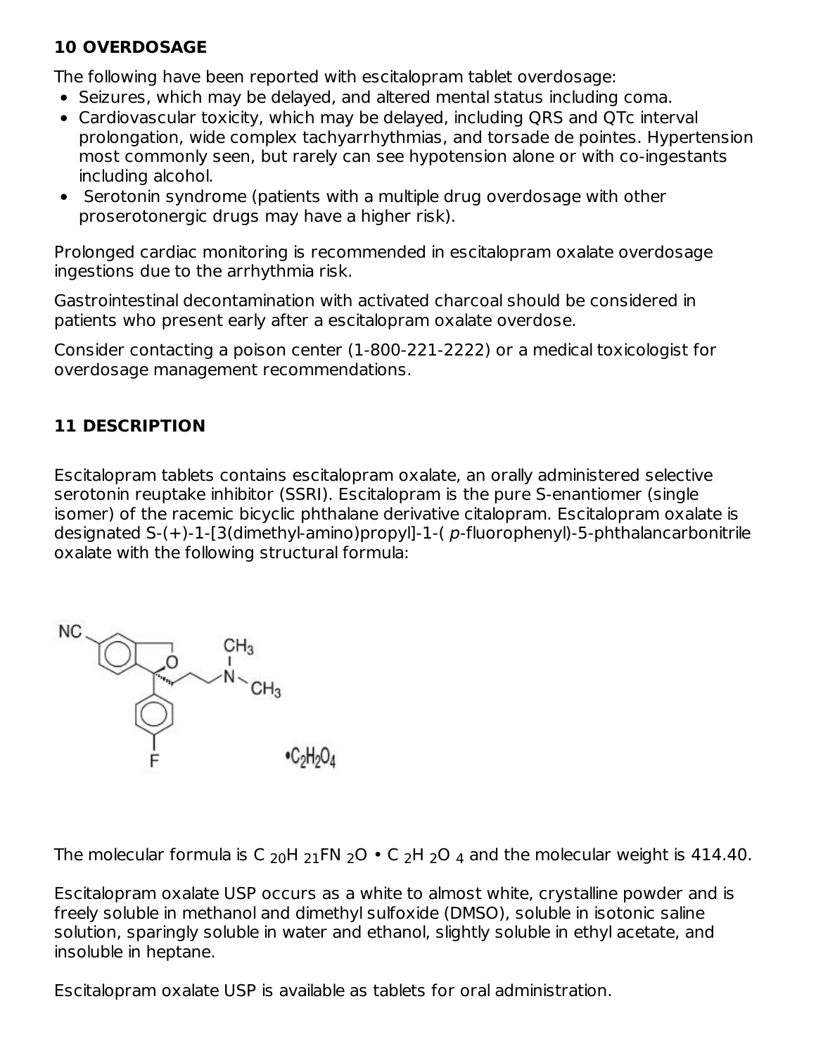## 10 OVERDOSAGE

The following have been reported with escitalopram tablet overdosage:

- Seizures, which may be delayed, and altered mental status including coma.
- Cardiovascular toxicity, which may be delayed, including QRS and QTc interval prolongation, wide complex tachyarrhythmias, and torsade de pointes. Hypertension most commonly seen, but rarely can see hypotension alone or with co-ingestants including alcohol.
- Serotonin syndrome (patients with a multiple drug overdosage with other proserotonergic drugs may have a higher risk).

Prolonged cardiac monitoring is recommended in escitalopram oxalate overdosage ingestions due to the arrhythmia risk.

Gastrointestinal decontamination with activated charcoal should be considered in patients who present early after a escitalopram oxalate overdose.

Consider contacting a poison center (1-800-221-2222) or a medical toxicologist for overdosage management recommendations.

## 11 DESCRIPTION

Escitalopram tablets contains escitalopram oxalate, an orally administered selective serotonin reuptake inhibitor (SSRI). Escitalopram is the pure S-enantiomer (single isomer) of the racemic bicyclic phthalane derivative citalopram. Escitalopram oxalate is designated S-(+)-1-[3(dimethyl-amino)propyl]-1-( *p*-fluorophenyl)-5-phthalancarbonitrile oxalate with the following structural formula:

The molecular formula is $C_{20}H_{21}FN_2O \cdot C_2H_2O_4$ and the molecular weight is 414.40.

Escitalopram oxalate USP occurs as a white to almost white, crystalline powder and is freely soluble in methanol and dimethyl sulfoxide (DMSO), soluble in isotonic saline solution, sparingly soluble in water and ethanol, slightly soluble in ethyl acetate, and insoluble in heptane.

Escitalopram oxalate USP is available as tablets for oral administration.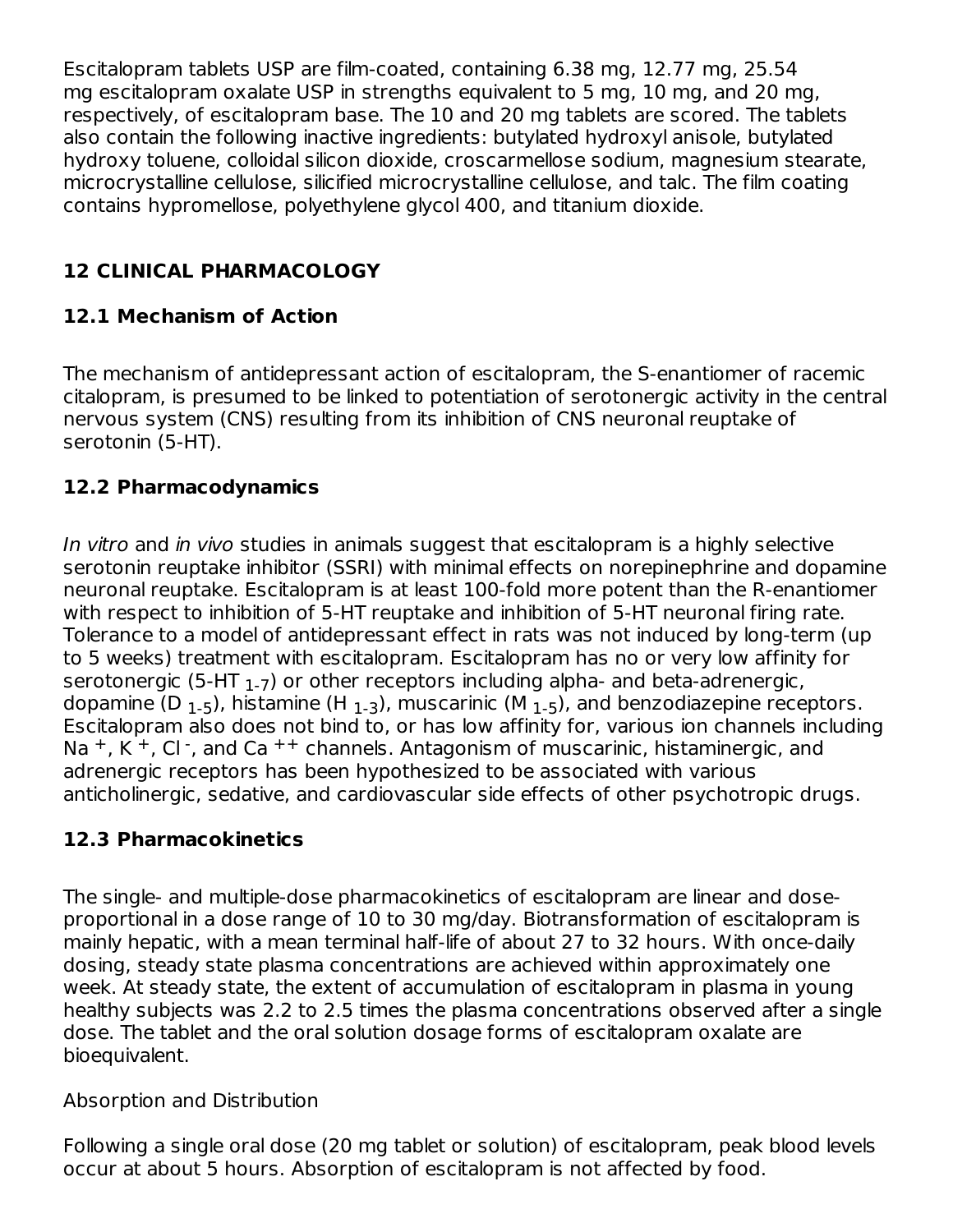Escitalopram tablets USP are film-coated, containing 6.38 mg, 12.77 mg, 25.54 mg escitalopram oxalate USP in strengths equivalent to 5 mg, 10 mg, and 20 mg, respectively, of escitalopram base. The 10 and 20 mg tablets are scored. The tablets also contain the following inactive ingredients: butylated hydroxyl anisole, butylated hydroxy toluene, colloidal silicon dioxide, croscarmellose sodium, magnesium stearate, microcrystalline cellulose, silicified microcrystalline cellulose, and talc. The film coating contains hypromellose, polyethylene glycol 400, and titanium dioxide.

## 12 CLINICAL PHARMACOLOGY

### 12.1 Mechanism of Action

The mechanism of antidepressant action of escitalopram, the S-enantiomer of racemic citalopram, is presumed to be linked to potentiation of serotonergic activity in the central nervous system (CNS) resulting from its inhibition of CNS neuronal reuptake of serotonin (5-HT).

### 12.2 Pharmacodynamics

*In vitro* and *in vivo* studies in animals suggest that escitalopram is a highly selective serotonin reuptake inhibitor (SSRI) with minimal effects on norepinephrine and dopamine neuronal reuptake. Escitalopram is at least 100-fold more potent than the R-enantiomer with respect to inhibition of 5-HT reuptake and inhibition of 5-HT neuronal firing rate. Tolerance to a model of antidepressant effect in rats was not induced by long-term (up to 5 weeks) treatment with escitalopram. Escitalopram has no or very low affinity for serotonergic ($5\text{-HT}_{1\text{-}7}$) or other receptors including alpha- and beta-adrenergic, dopamine ($D_{1\text{-}5}$), histamine ($H_{1\text{-}3}$), muscarinic ($M_{1\text{-}5}$), and benzodiazepine receptors. Escitalopram also does not bind to, or has low affinity for, various ion channels including $Na^{+}$, $K^{+}$, $Cl^{-}$, and $Ca^{++}$ channels. Antagonism of muscarinic, histaminergic, and adrenergic receptors has been hypothesized to be associated with various anticholinergic, sedative, and cardiovascular side effects of other psychotropic drugs.

### 12.3 Pharmacokinetics

The single- and multiple-dose pharmacokinetics of escitalopram are linear and dose-proportional in a dose range of 10 to 30 mg/day. Biotransformation of escitalopram is mainly hepatic, with a mean terminal half-life of about 27 to 32 hours. With once-daily dosing, steady state plasma concentrations are achieved within approximately one week. At steady state, the extent of accumulation of escitalopram in plasma in young healthy subjects was 2.2 to 2.5 times the plasma concentrations observed after a single dose. The tablet and the oral solution dosage forms of escitalopram oxalate are bioequivalent.

Absorption and Distribution

Following a single oral dose (20 mg tablet or solution) of escitalopram, peak blood levels occur at about 5 hours. Absorption of escitalopram is not affected by food.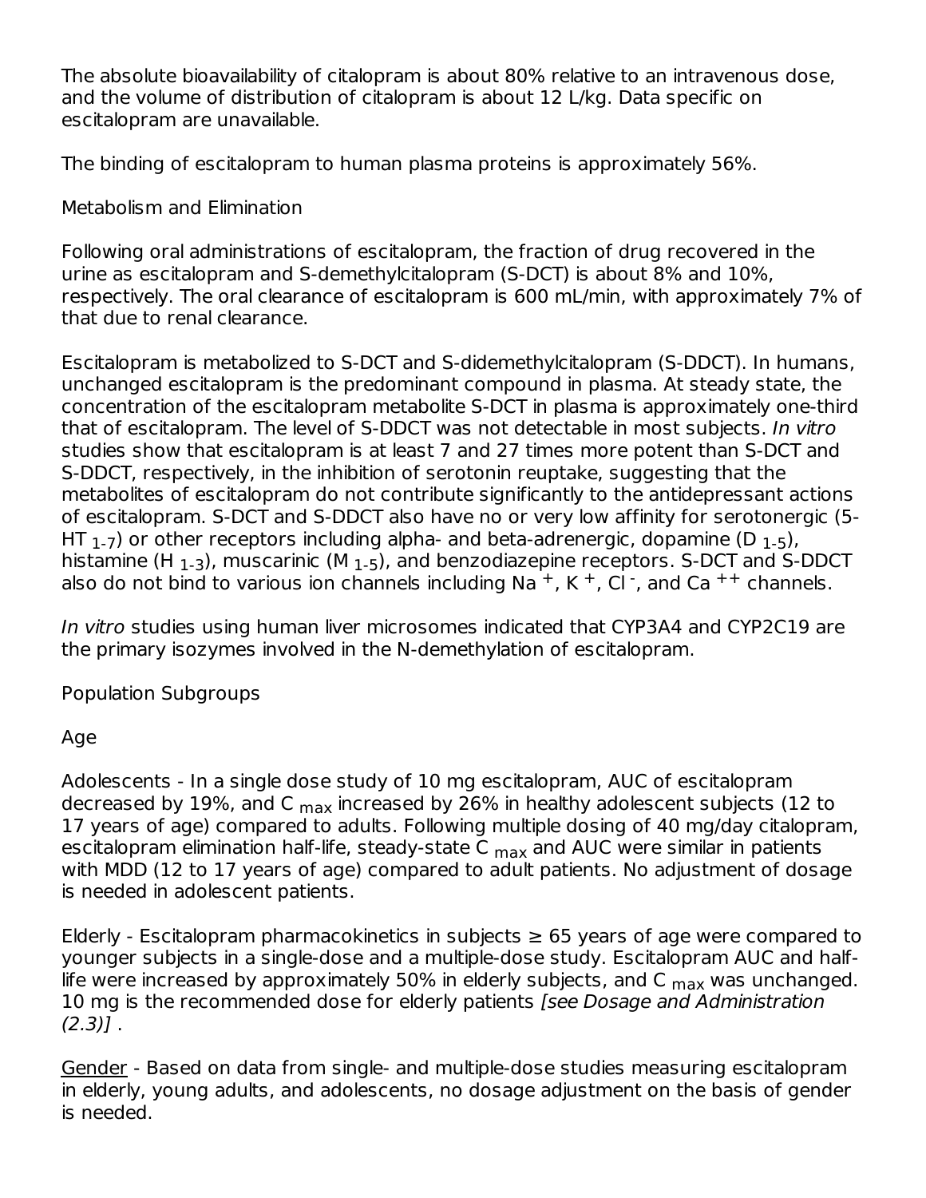The absolute bioavailability of citalopram is about 80% relative to an intravenous dose, and the volume of distribution of citalopram is about 12 L/kg. Data specific on escitalopram are unavailable.

The binding of escitalopram to human plasma proteins is approximately 56%.

Metabolism and Elimination

Following oral administrations of escitalopram, the fraction of drug recovered in the urine as escitalopram and S-demethylcitalopram (S-DCT) is about 8% and 10%, respectively. The oral clearance of escitalopram is 600 mL/min, with approximately 7% of that due to renal clearance.

Escitalopram is metabolized to S-DCT and S-didemethylcitalopram (S-DDCT). In humans, unchanged escitalopram is the predominant compound in plasma. At steady state, the concentration of the escitalopram metabolite S-DCT in plasma is approximately one-third that of escitalopram. The level of S-DDCT was not detectable in most subjects. *In vitro* studies show that escitalopram is at least 7 and 27 times more potent than S-DCT and S-DDCT, respectively, in the inhibition of serotonin reuptake, suggesting that the metabolites of escitalopram do not contribute significantly to the antidepressant actions of escitalopram. S-DCT and S-DDCT also have no or very low affinity for serotonergic ($5\text{-HT}_{1\text{-}7}$) or other receptors including alpha- and beta-adrenergic, dopamine ($D_{1\text{-}5}$), histamine ($H_{1\text{-}3}$), muscarinic ($M_{1\text{-}5}$), and benzodiazepine receptors. S-DCT and S-DDCT also do not bind to various ion channels including $Na^{+}$, $K^{+}$, $Cl^{-}$, and $Ca^{++}$ channels.

*In vitro* studies using human liver microsomes indicated that CYP3A4 and CYP2C19 are the primary isozymes involved in the N-demethylation of escitalopram.

Population Subgroups

Age

Adolescents - In a single dose study of 10 mg escitalopram, AUC of escitalopram decreased by 19%, and $C_{max}$ increased by 26% in healthy adolescent subjects (12 to 17 years of age) compared to adults. Following multiple dosing of 40 mg/day citalopram, escitalopram elimination half-life, steady-state $C_{max}$ and AUC were similar in patients with MDD (12 to 17 years of age) compared to adult patients. No adjustment of dosage is needed in adolescent patients.

Elderly - Escitalopram pharmacokinetics in subjects ≥ 65 years of age were compared to younger subjects in a single-dose and a multiple-dose study. Escitalopram AUC and half-life were increased by approximately 50% in elderly subjects, and $C_{max}$ was unchanged. 10 mg is the recommended dose for elderly patients *[see Dosage and Administration (2.3)]* .

Gender - Based on data from single- and multiple-dose studies measuring escitalopram in elderly, young adults, and adolescents, no dosage adjustment on the basis of gender is needed.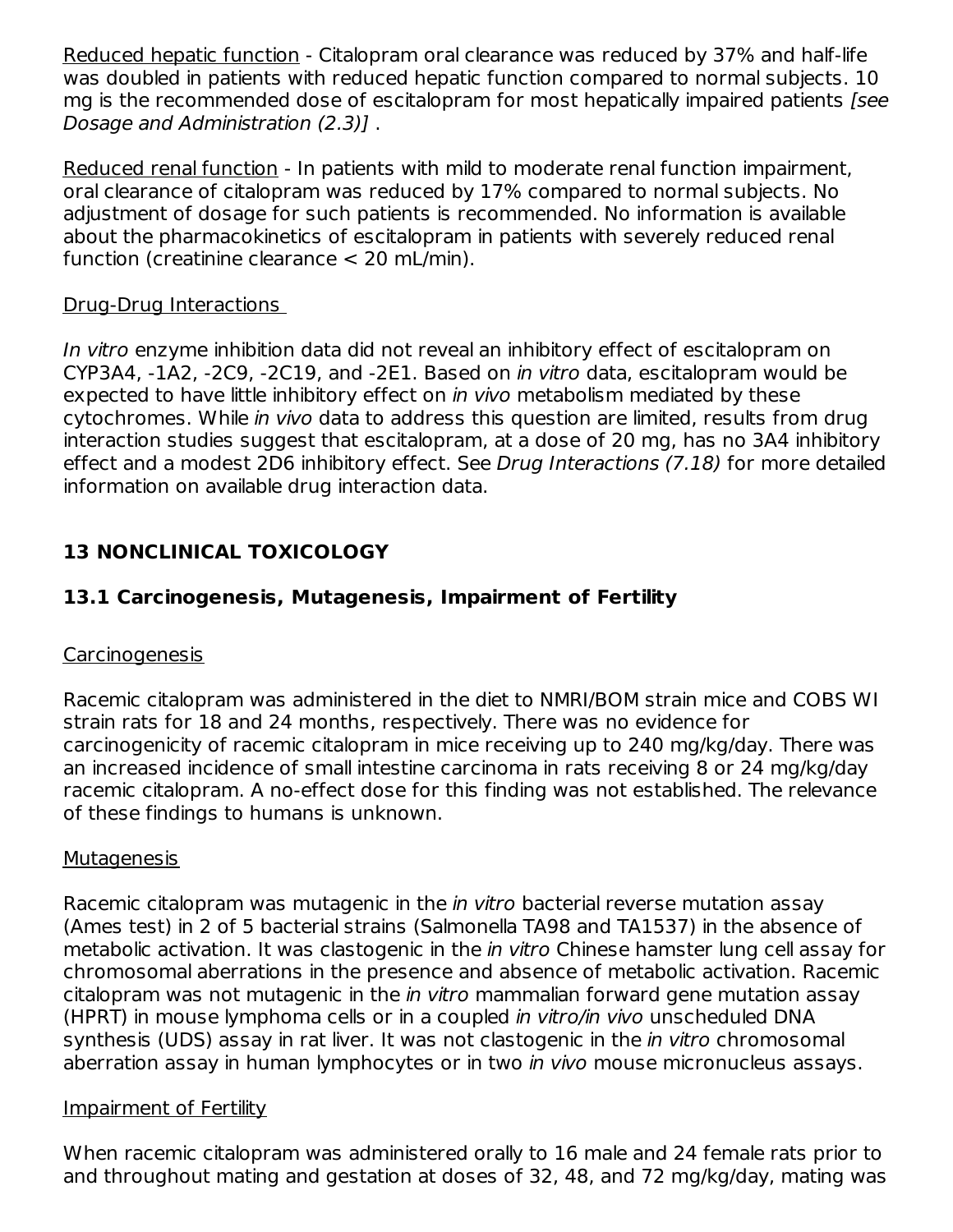Reduced hepatic function - Citalopram oral clearance was reduced by 37% and half-life was doubled in patients with reduced hepatic function compared to normal subjects. 10 mg is the recommended dose of escitalopram for most hepatically impaired patients *[see Dosage and Administration (2.3)]* .

Reduced renal function - In patients with mild to moderate renal function impairment, oral clearance of citalopram was reduced by 17% compared to normal subjects. No adjustment of dosage for such patients is recommended. No information is available about the pharmacokinetics of escitalopram in patients with severely reduced renal function (creatinine clearance < 20 mL/min).

Drug-Drug Interactions

*In vitro* enzyme inhibition data did not reveal an inhibitory effect of escitalopram on CYP3A4, -1A2, -2C9, -2C19, and -2E1. Based on *in vitro* data, escitalopram would be expected to have little inhibitory effect on *in vivo* metabolism mediated by these cytochromes. While *in vivo* data to address this question are limited, results from drug interaction studies suggest that escitalopram, at a dose of 20 mg, has no 3A4 inhibitory effect and a modest 2D6 inhibitory effect. See *Drug Interactions (7.18)* for more detailed information on available drug interaction data.

## 13 NONCLINICAL TOXICOLOGY

### 13.1 Carcinogenesis, Mutagenesis, Impairment of Fertility

Carcinogenesis

Racemic citalopram was administered in the diet to NMRI/BOM strain mice and COBS WI strain rats for 18 and 24 months, respectively. There was no evidence for carcinogenicity of racemic citalopram in mice receiving up to 240 mg/kg/day. There was an increased incidence of small intestine carcinoma in rats receiving 8 or 24 mg/kg/day racemic citalopram. A no-effect dose for this finding was not established. The relevance of these findings to humans is unknown.

Mutagenesis

Racemic citalopram was mutagenic in the *in vitro* bacterial reverse mutation assay (Ames test) in 2 of 5 bacterial strains (Salmonella TA98 and TA1537) in the absence of metabolic activation. It was clastogenic in the *in vitro* Chinese hamster lung cell assay for chromosomal aberrations in the presence and absence of metabolic activation. Racemic citalopram was not mutagenic in the *in vitro* mammalian forward gene mutation assay (HPRT) in mouse lymphoma cells or in a coupled *in vitro/in vivo* unscheduled DNA synthesis (UDS) assay in rat liver. It was not clastogenic in the *in vitro* chromosomal aberration assay in human lymphocytes or in two *in vivo* mouse micronucleus assays.

Impairment of Fertility

When racemic citalopram was administered orally to 16 male and 24 female rats prior to and throughout mating and gestation at doses of 32, 48, and 72 mg/kg/day, mating was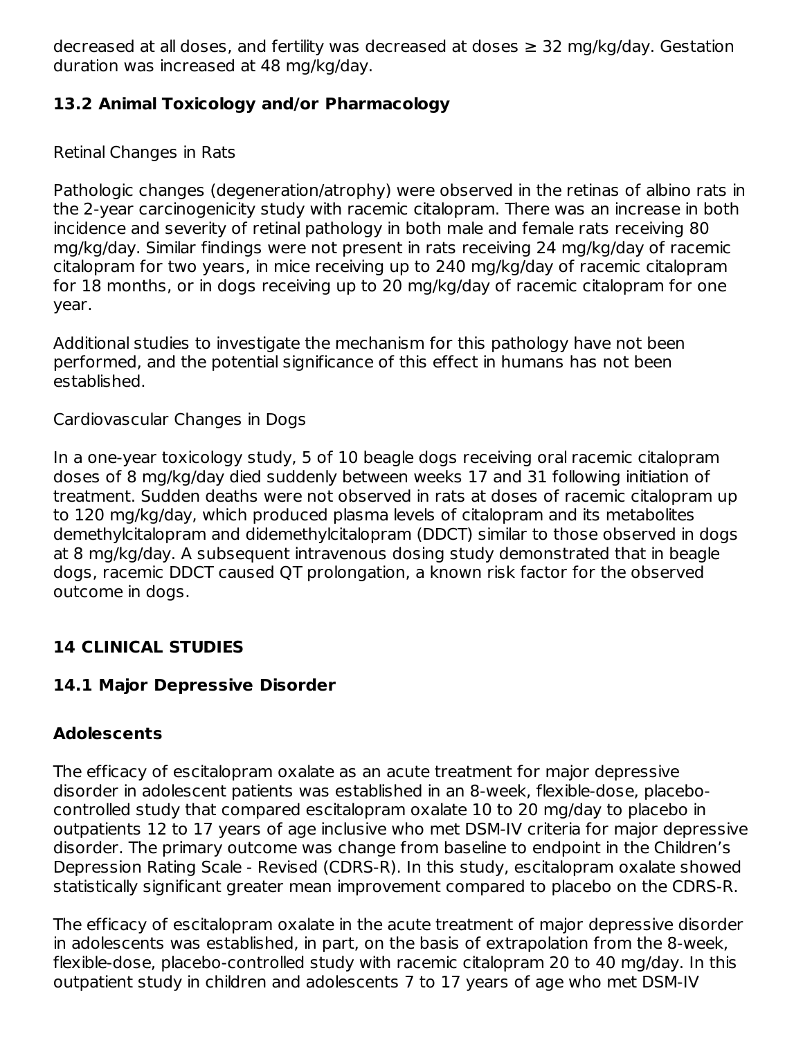decreased at all doses, and fertility was decreased at doses ≥ 32 mg/kg/day. Gestation duration was increased at 48 mg/kg/day.

## 13.2 Animal Toxicology and/or Pharmacology

Retinal Changes in Rats

Pathologic changes (degeneration/atrophy) were observed in the retinas of albino rats in the 2-year carcinogenicity study with racemic citalopram. There was an increase in both incidence and severity of retinal pathology in both male and female rats receiving 80 mg/kg/day. Similar findings were not present in rats receiving 24 mg/kg/day of racemic citalopram for two years, in mice receiving up to 240 mg/kg/day of racemic citalopram for 18 months, or in dogs receiving up to 20 mg/kg/day of racemic citalopram for one year.

Additional studies to investigate the mechanism for this pathology have not been performed, and the potential significance of this effect in humans has not been established.

Cardiovascular Changes in Dogs

In a one-year toxicology study, 5 of 10 beagle dogs receiving oral racemic citalopram doses of 8 mg/kg/day died suddenly between weeks 17 and 31 following initiation of treatment. Sudden deaths were not observed in rats at doses of racemic citalopram up to 120 mg/kg/day, which produced plasma levels of citalopram and its metabolites demethylcitalopram and didemethylcitalopram (DDCT) similar to those observed in dogs at 8 mg/kg/day. A subsequent intravenous dosing study demonstrated that in beagle dogs, racemic DDCT caused QT prolongation, a known risk factor for the observed outcome in dogs.

# 14 CLINICAL STUDIES

## 14.1 Major Depressive Disorder

### Adolescents

The efficacy of escitalopram oxalate as an acute treatment for major depressive disorder in adolescent patients was established in an 8-week, flexible-dose, placebo-controlled study that compared escitalopram oxalate 10 to 20 mg/day to placebo in outpatients 12 to 17 years of age inclusive who met DSM-IV criteria for major depressive disorder. The primary outcome was change from baseline to endpoint in the Children's Depression Rating Scale - Revised (CDRS-R). In this study, escitalopram oxalate showed statistically significant greater mean improvement compared to placebo on the CDRS-R.

The efficacy of escitalopram oxalate in the acute treatment of major depressive disorder in adolescents was established, in part, on the basis of extrapolation from the 8-week, flexible-dose, placebo-controlled study with racemic citalopram 20 to 40 mg/day. In this outpatient study in children and adolescents 7 to 17 years of age who met DSM-IV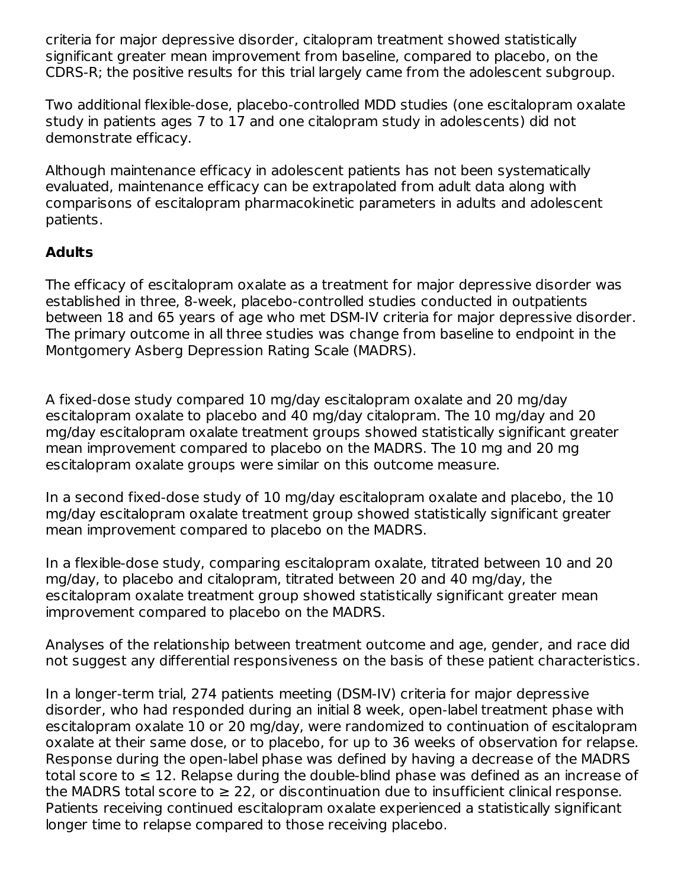criteria for major depressive disorder, citalopram treatment showed statistically significant greater mean improvement from baseline, compared to placebo, on the CDRS-R; the positive results for this trial largely came from the adolescent subgroup.

Two additional flexible-dose, placebo-controlled MDD studies (one escitalopram oxalate study in patients ages 7 to 17 and one citalopram study in adolescents) did not demonstrate efficacy.

Although maintenance efficacy in adolescent patients has not been systematically evaluated, maintenance efficacy can be extrapolated from adult data along with comparisons of escitalopram pharmacokinetic parameters in adults and adolescent patients.

**Adults**

The efficacy of escitalopram oxalate as a treatment for major depressive disorder was established in three, 8-week, placebo-controlled studies conducted in outpatients between 18 and 65 years of age who met DSM-IV criteria for major depressive disorder. The primary outcome in all three studies was change from baseline to endpoint in the Montgomery Asberg Depression Rating Scale (MADRS).

A fixed-dose study compared 10 mg/day escitalopram oxalate and 20 mg/day escitalopram oxalate to placebo and 40 mg/day citalopram. The 10 mg/day and 20 mg/day escitalopram oxalate treatment groups showed statistically significant greater mean improvement compared to placebo on the MADRS. The 10 mg and 20 mg escitalopram oxalate groups were similar on this outcome measure.

In a second fixed-dose study of 10 mg/day escitalopram oxalate and placebo, the 10 mg/day escitalopram oxalate treatment group showed statistically significant greater mean improvement compared to placebo on the MADRS.

In a flexible-dose study, comparing escitalopram oxalate, titrated between 10 and 20 mg/day, to placebo and citalopram, titrated between 20 and 40 mg/day, the escitalopram oxalate treatment group showed statistically significant greater mean improvement compared to placebo on the MADRS.

Analyses of the relationship between treatment outcome and age, gender, and race did not suggest any differential responsiveness on the basis of these patient characteristics.

In a longer-term trial, 274 patients meeting (DSM-IV) criteria for major depressive disorder, who had responded during an initial 8 week, open-label treatment phase with escitalopram oxalate 10 or 20 mg/day, were randomized to continuation of escitalopram oxalate at their same dose, or to placebo, for up to 36 weeks of observation for relapse. Response during the open-label phase was defined by having a decrease of the MADRS total score to ≤ 12. Relapse during the double-blind phase was defined as an increase of the MADRS total score to ≥ 22, or discontinuation due to insufficient clinical response. Patients receiving continued escitalopram oxalate experienced a statistically significant longer time to relapse compared to those receiving placebo.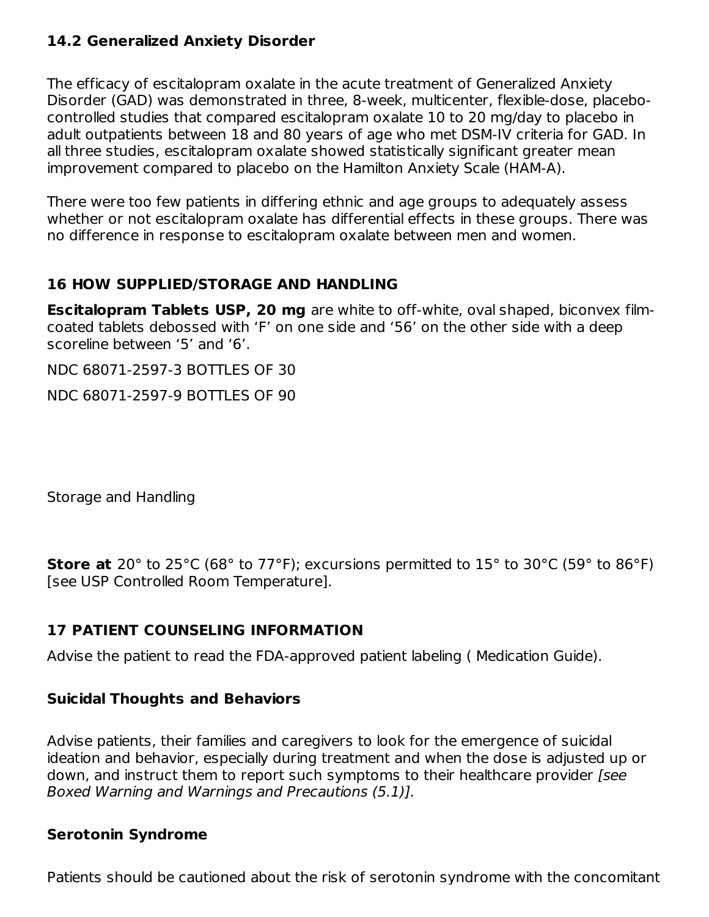### 14.2 Generalized Anxiety Disorder

The efficacy of escitalopram oxalate in the acute treatment of Generalized Anxiety Disorder (GAD) was demonstrated in three, 8-week, multicenter, flexible-dose, placebo-controlled studies that compared escitalopram oxalate 10 to 20 mg/day to placebo in adult outpatients between 18 and 80 years of age who met DSM-IV criteria for GAD. In all three studies, escitalopram oxalate showed statistically significant greater mean improvement compared to placebo on the Hamilton Anxiety Scale (HAM-A).

There were too few patients in differing ethnic and age groups to adequately assess whether or not escitalopram oxalate has differential effects in these groups. There was no difference in response to escitalopram oxalate between men and women.

## 16 HOW SUPPLIED/STORAGE AND HANDLING

**Escitalopram Tablets USP, 20 mg** are white to off-white, oval shaped, biconvex film-coated tablets debossed with ‘F’ on one side and ‘56’ on the other side with a deep scoreline between ‘5’ and ‘6’.

NDC 68071-2597-3 BOTTLES OF 30

NDC 68071-2597-9 BOTTLES OF 90

Storage and Handling

**Store at** 20° to 25°C (68° to 77°F); excursions permitted to 15° to 30°C (59° to 86°F) [see USP Controlled Room Temperature].

## 17 PATIENT COUNSELING INFORMATION

Advise the patient to read the FDA-approved patient labeling ( Medication Guide).

### Suicidal Thoughts and Behaviors

Advise patients, their families and caregivers to look for the emergence of suicidal ideation and behavior, especially during treatment and when the dose is adjusted up or down, and instruct them to report such symptoms to their healthcare provider *[see Boxed Warning and Warnings and Precautions (5.1)].*

### Serotonin Syndrome

Patients should be cautioned about the risk of serotonin syndrome with the concomitant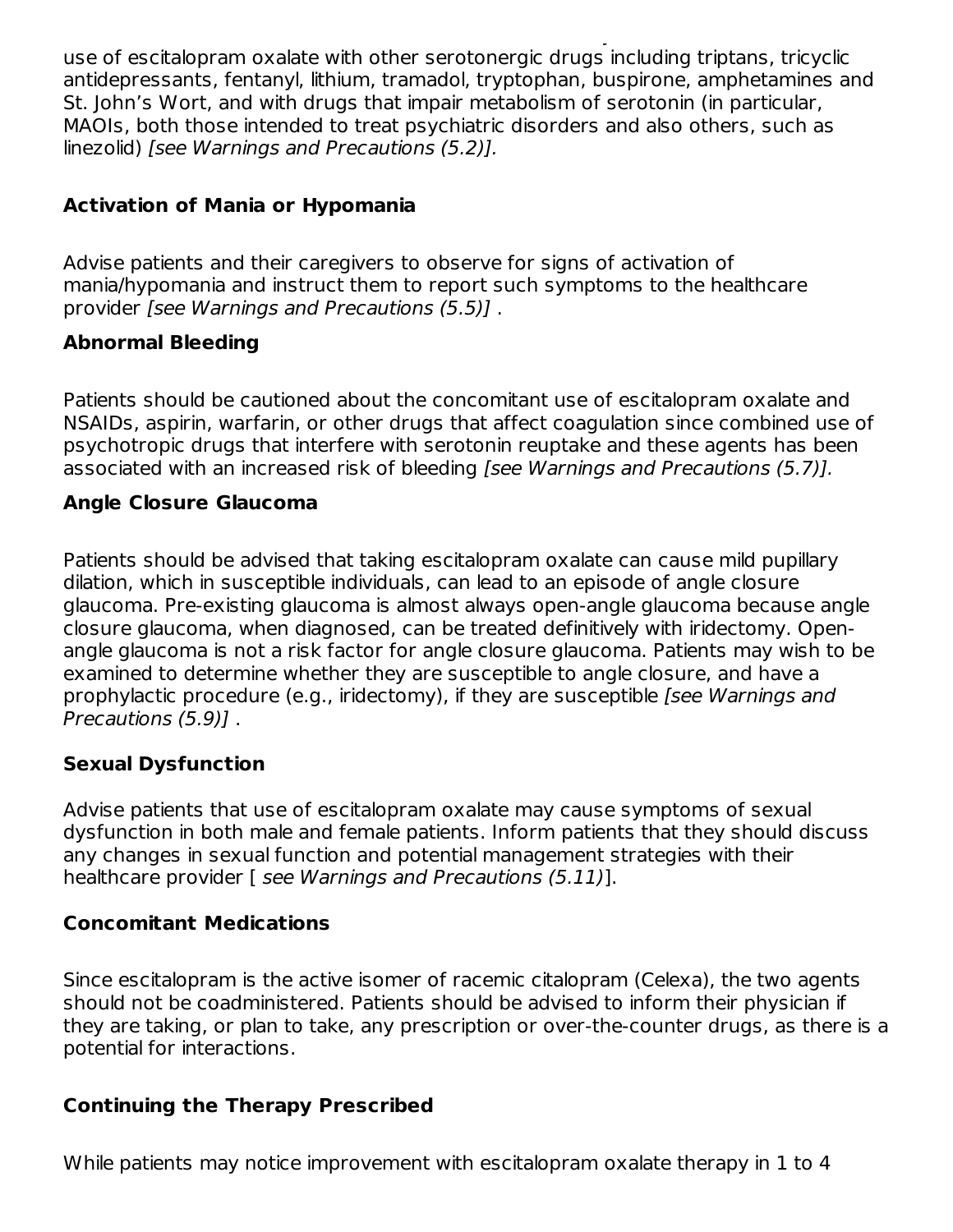use of escitalopram oxalate with other serotonergic drugs including triptans, tricyclic antidepressants, fentanyl, lithium, tramadol, tryptophan, buspirone, amphetamines and St. John's Wort, and with drugs that impair metabolism of serotonin (in particular, MAOIs, both those intended to treat psychiatric disorders and also others, such as linezolid) *[see Warnings and Precautions (5.2)].*

**Activation of Mania or Hypomania**

Advise patients and their caregivers to observe for signs of activation of mania/hypomania and instruct them to report such symptoms to the healthcare provider *[see Warnings and Precautions (5.5)]* .

**Abnormal Bleeding**

Patients should be cautioned about the concomitant use of escitalopram oxalate and NSAIDs, aspirin, warfarin, or other drugs that affect coagulation since combined use of psychotropic drugs that interfere with serotonin reuptake and these agents has been associated with an increased risk of bleeding *[see Warnings and Precautions (5.7)].*

**Angle Closure Glaucoma**

Patients should be advised that taking escitalopram oxalate can cause mild pupillary dilation, which in susceptible individuals, can lead to an episode of angle closure glaucoma. Pre-existing glaucoma is almost always open-angle glaucoma because angle closure glaucoma, when diagnosed, can be treated definitively with iridectomy. Open-angle glaucoma is not a risk factor for angle closure glaucoma. Patients may wish to be examined to determine whether they are susceptible to angle closure, and have a prophylactic procedure (e.g., iridectomy), if they are susceptible *[see Warnings and Precautions (5.9)]* .

**Sexual Dysfunction**

Advise patients that use of escitalopram oxalate may cause symptoms of sexual dysfunction in both male and female patients. Inform patients that they should discuss any changes in sexual function and potential management strategies with their healthcare provider [ *see Warnings and Precautions (5.11)*].

**Concomitant Medications**

Since escitalopram is the active isomer of racemic citalopram (Celexa), the two agents should not be coadministered. Patients should be advised to inform their physician if they are taking, or plan to take, any prescription or over-the-counter drugs, as there is a potential for interactions.

**Continuing the Therapy Prescribed**

While patients may notice improvement with escitalopram oxalate therapy in 1 to 4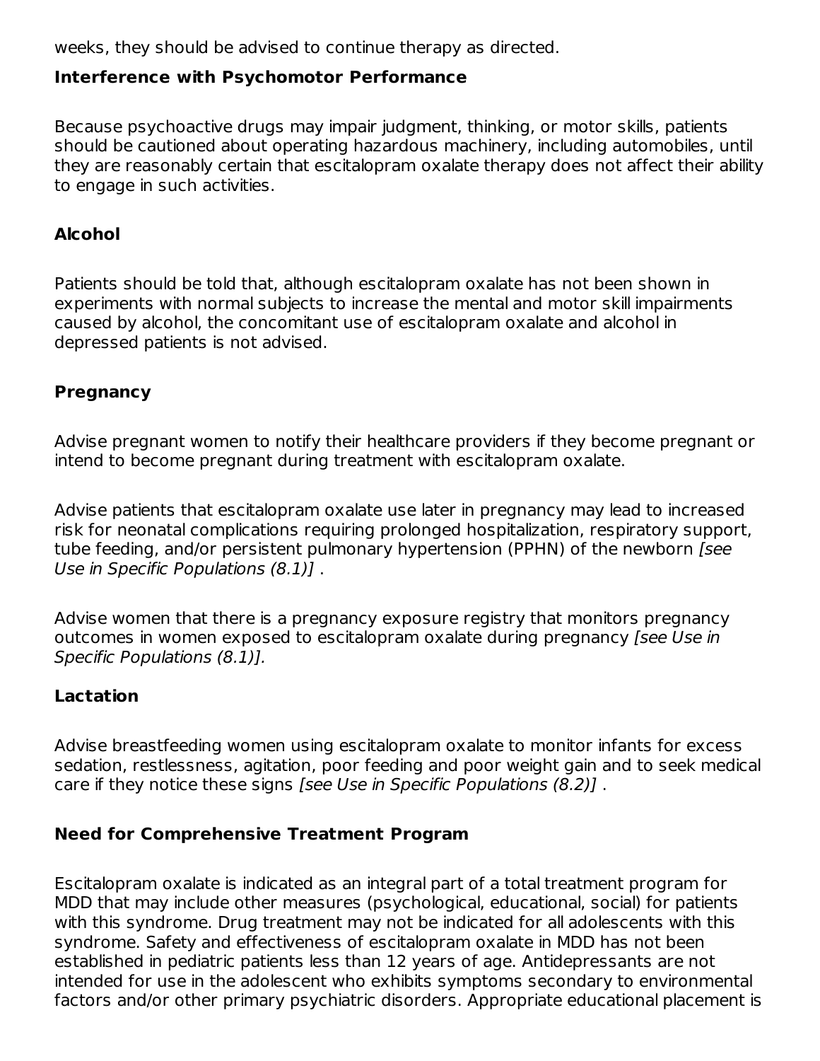weeks, they should be advised to continue therapy as directed.

### Interference with Psychomotor Performance

Because psychoactive drugs may impair judgment, thinking, or motor skills, patients should be cautioned about operating hazardous machinery, including automobiles, until they are reasonably certain that escitalopram oxalate therapy does not affect their ability to engage in such activities.

### Alcohol

Patients should be told that, although escitalopram oxalate has not been shown in experiments with normal subjects to increase the mental and motor skill impairments caused by alcohol, the concomitant use of escitalopram oxalate and alcohol in depressed patients is not advised.

### Pregnancy

Advise pregnant women to notify their healthcare providers if they become pregnant or intend to become pregnant during treatment with escitalopram oxalate.

Advise patients that escitalopram oxalate use later in pregnancy may lead to increased risk for neonatal complications requiring prolonged hospitalization, respiratory support, tube feeding, and/or persistent pulmonary hypertension (PPHN) of the newborn *[see Use in Specific Populations (8.1)]* .

Advise women that there is a pregnancy exposure registry that monitors pregnancy outcomes in women exposed to escitalopram oxalate during pregnancy *[see Use in Specific Populations (8.1)].*

### Lactation

Advise breastfeeding women using escitalopram oxalate to monitor infants for excess sedation, restlessness, agitation, poor feeding and poor weight gain and to seek medical care if they notice these signs *[see Use in Specific Populations (8.2)]* .

### Need for Comprehensive Treatment Program

Escitalopram oxalate is indicated as an integral part of a total treatment program for MDD that may include other measures (psychological, educational, social) for patients with this syndrome. Drug treatment may not be indicated for all adolescents with this syndrome. Safety and effectiveness of escitalopram oxalate in MDD has not been established in pediatric patients less than 12 years of age. Antidepressants are not intended for use in the adolescent who exhibits symptoms secondary to environmental factors and/or other primary psychiatric disorders. Appropriate educational placement is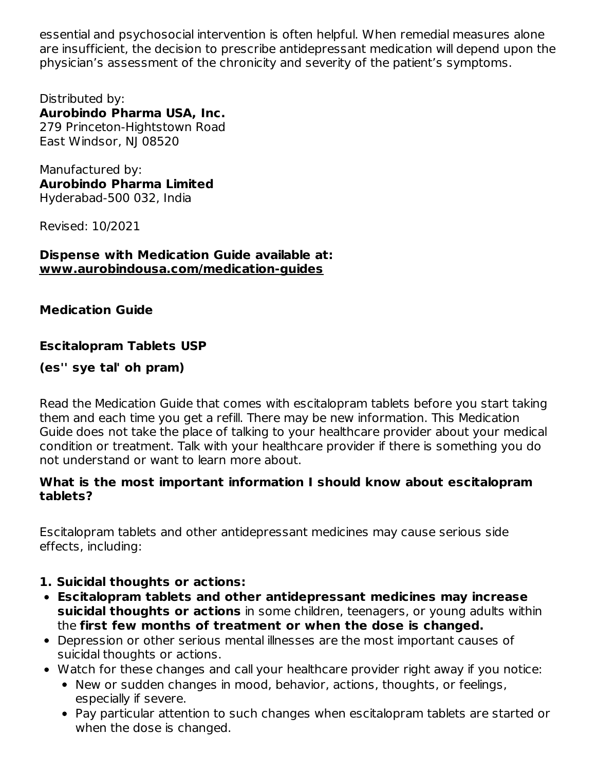essential and psychosocial intervention is often helpful. When remedial measures alone are insufficient, the decision to prescribe antidepressant medication will depend upon the physician's assessment of the chronicity and severity of the patient's symptoms.

Distributed by:
**Aurobindo Pharma USA, Inc.**
279 Princeton-Hightstown Road
East Windsor, NJ 08520

Manufactured by:
**Aurobindo Pharma Limited**
Hyderabad-500 032, India

Revised: 10/2021

**Dispense with Medication Guide available at:**
**www.aurobindousa.com/medication-guides**

**Medication Guide**

**Escitalopram Tablets USP**

**(es'' sye tal' oh pram)**

Read the Medication Guide that comes with escitalopram tablets before you start taking them and each time you get a refill. There may be new information. This Medication Guide does not take the place of talking to your healthcare provider about your medical condition or treatment. Talk with your healthcare provider if there is something you do not understand or want to learn more about.

**What is the most important information I should know about escitalopram tablets?**

Escitalopram tablets and other antidepressant medicines may cause serious side effects, including:

**1. Suicidal thoughts or actions:**

- **Escitalopram tablets and other antidepressant medicines may increase suicidal thoughts or actions** in some children, teenagers, or young adults within the **first few months of treatment or when the dose is changed.**
- Depression or other serious mental illnesses are the most important causes of suicidal thoughts or actions.
- Watch for these changes and call your healthcare provider right away if you notice:
  - New or sudden changes in mood, behavior, actions, thoughts, or feelings, especially if severe.
  - Pay particular attention to such changes when escitalopram tablets are started or when the dose is changed.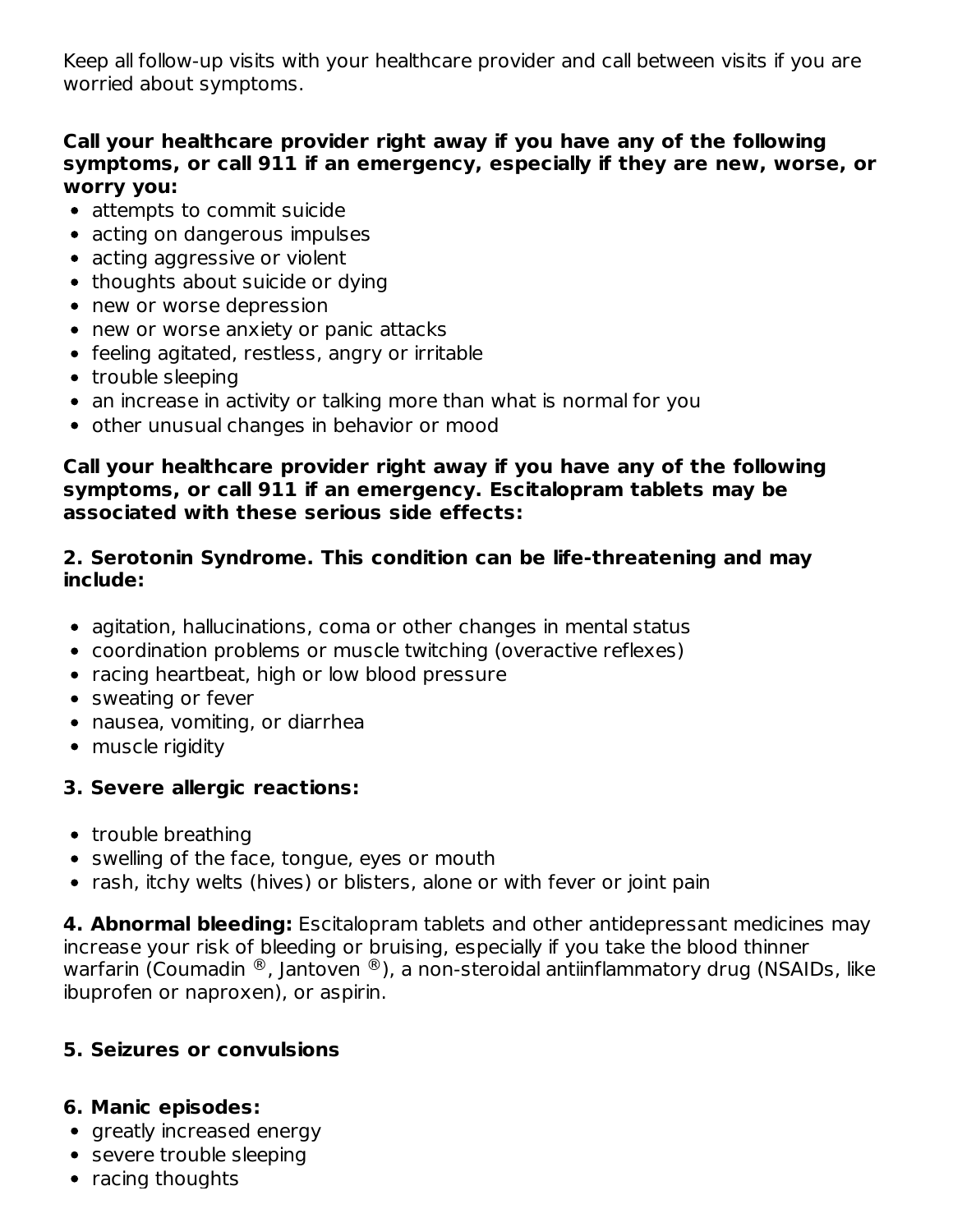Keep all follow-up visits with your healthcare provider and call between visits if you are worried about symptoms.

**Call your healthcare provider right away if you have any of the following symptoms, or call 911 if an emergency, especially if they are new, worse, or worry you:**

- attempts to commit suicide
- acting on dangerous impulses
- acting aggressive or violent
- thoughts about suicide or dying
- new or worse depression
- new or worse anxiety or panic attacks
- feeling agitated, restless, angry or irritable
- trouble sleeping
- an increase in activity or talking more than what is normal for you
- other unusual changes in behavior or mood

**Call your healthcare provider right away if you have any of the following symptoms, or call 911 if an emergency. Escitalopram tablets may be associated with these serious side effects:**

**2. Serotonin Syndrome. This condition can be life-threatening and may include:**

- agitation, hallucinations, coma or other changes in mental status
- coordination problems or muscle twitching (overactive reflexes)
- racing heartbeat, high or low blood pressure
- sweating or fever
- nausea, vomiting, or diarrhea
- muscle rigidity

**3. Severe allergic reactions:**

- trouble breathing
- swelling of the face, tongue, eyes or mouth
- rash, itchy welts (hives) or blisters, alone or with fever or joint pain

**4. Abnormal bleeding:** Escitalopram tablets and other antidepressant medicines may increase your risk of bleeding or bruising, especially if you take the blood thinner warfarin (Coumadin ®, Jantoven ®), a non-steroidal antiinflammatory drug (NSAIDs, like ibuprofen or naproxen), or aspirin.

**5. Seizures or convulsions**

**6. Manic episodes:**

- greatly increased energy
- severe trouble sleeping
- racing thoughts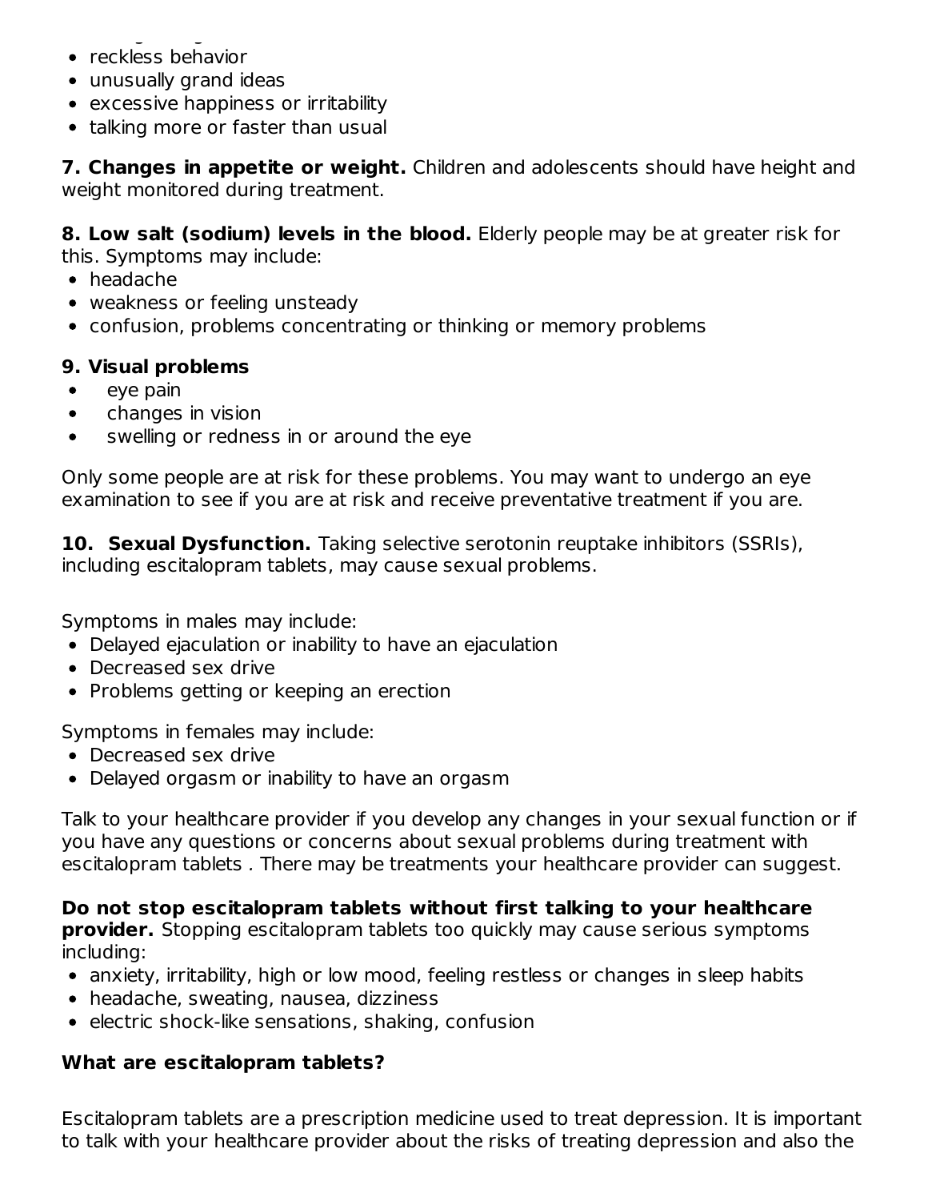- reckless behavior
- unusually grand ideas
- excessive happiness or irritability
- talking more or faster than usual

**7. Changes in appetite or weight.** Children and adolescents should have height and weight monitored during treatment.

**8. Low salt (sodium) levels in the blood.** Elderly people may be at greater risk for this. Symptoms may include:

- headache
- weakness or feeling unsteady
- confusion, problems concentrating or thinking or memory problems

**9. Visual problems**

- eye pain
- changes in vision
- swelling or redness in or around the eye

Only some people are at risk for these problems. You may want to undergo an eye examination to see if you are at risk and receive preventative treatment if you are.

**10. Sexual Dysfunction.** Taking selective serotonin reuptake inhibitors (SSRIs), including escitalopram tablets, may cause sexual problems.

Symptoms in males may include:

- Delayed ejaculation or inability to have an ejaculation
- Decreased sex drive
- Problems getting or keeping an erection

Symptoms in females may include:

- Decreased sex drive
- Delayed orgasm or inability to have an orgasm

Talk to your healthcare provider if you develop any changes in your sexual function or if you have any questions or concerns about sexual problems during treatment with escitalopram tablets . There may be treatments your healthcare provider can suggest.

**Do not stop escitalopram tablets without first talking to your healthcare provider.** Stopping escitalopram tablets too quickly may cause serious symptoms including:

- anxiety, irritability, high or low mood, feeling restless or changes in sleep habits
- headache, sweating, nausea, dizziness
- electric shock-like sensations, shaking, confusion

**What are escitalopram tablets?**

Escitalopram tablets are a prescription medicine used to treat depression. It is important to talk with your healthcare provider about the risks of treating depression and also the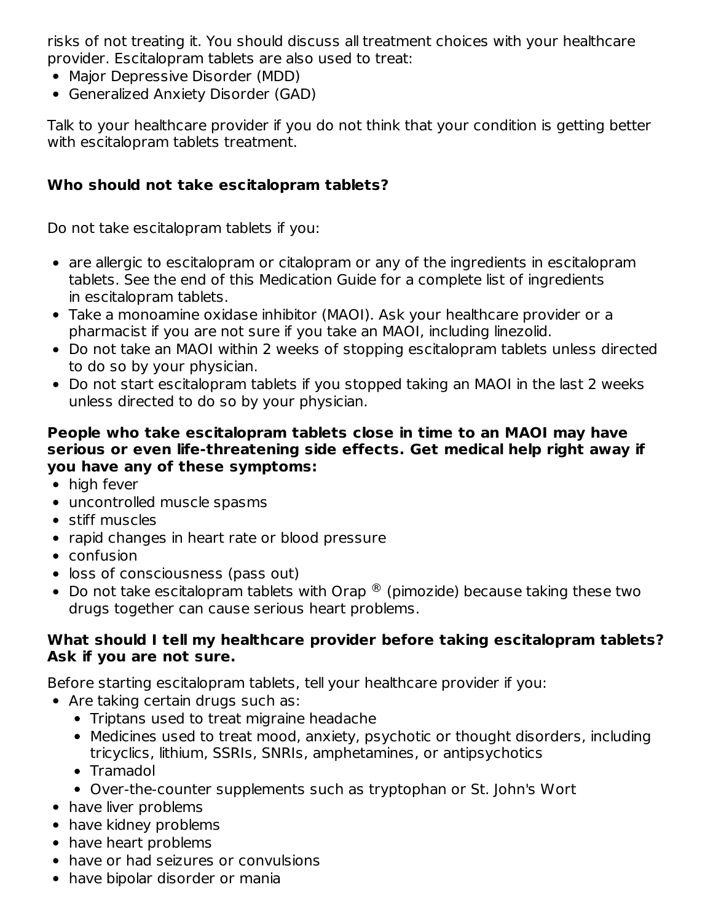risks of not treating it. You should discuss all treatment choices with your healthcare provider. Escitalopram tablets are also used to treat:

- Major Depressive Disorder (MDD)
- Generalized Anxiety Disorder (GAD)

Talk to your healthcare provider if you do not think that your condition is getting better with escitalopram tablets treatment.

**Who should not take escitalopram tablets?**

Do not take escitalopram tablets if you:

- are allergic to escitalopram or citalopram or any of the ingredients in escitalopram tablets. See the end of this Medication Guide for a complete list of ingredients in escitalopram tablets.
- Take a monoamine oxidase inhibitor (MAOI). Ask your healthcare provider or a pharmacist if you are not sure if you take an MAOI, including linezolid.
- Do not take an MAOI within 2 weeks of stopping escitalopram tablets unless directed to do so by your physician.
- Do not start escitalopram tablets if you stopped taking an MAOI in the last 2 weeks unless directed to do so by your physician.

**People who take escitalopram tablets close in time to an MAOI may have serious or even life-threatening side effects. Get medical help right away if you have any of these symptoms:**

- high fever
- uncontrolled muscle spasms
- stiff muscles
- rapid changes in heart rate or blood pressure
- confusion
- loss of consciousness (pass out)
- Do not take escitalopram tablets with Orap ® (pimozide) because taking these two drugs together can cause serious heart problems.

**What should I tell my healthcare provider before taking escitalopram tablets? Ask if you are not sure.**

Before starting escitalopram tablets, tell your healthcare provider if you:

- Are taking certain drugs such as:
  - Triptans used to treat migraine headache
  - Medicines used to treat mood, anxiety, psychotic or thought disorders, including tricyclics, lithium, SSRIs, SNRIs, amphetamines, or antipsychotics
  - Tramadol
  - Over-the-counter supplements such as tryptophan or St. John's Wort
- have liver problems
- have kidney problems
- have heart problems
- have or had seizures or convulsions
- have bipolar disorder or mania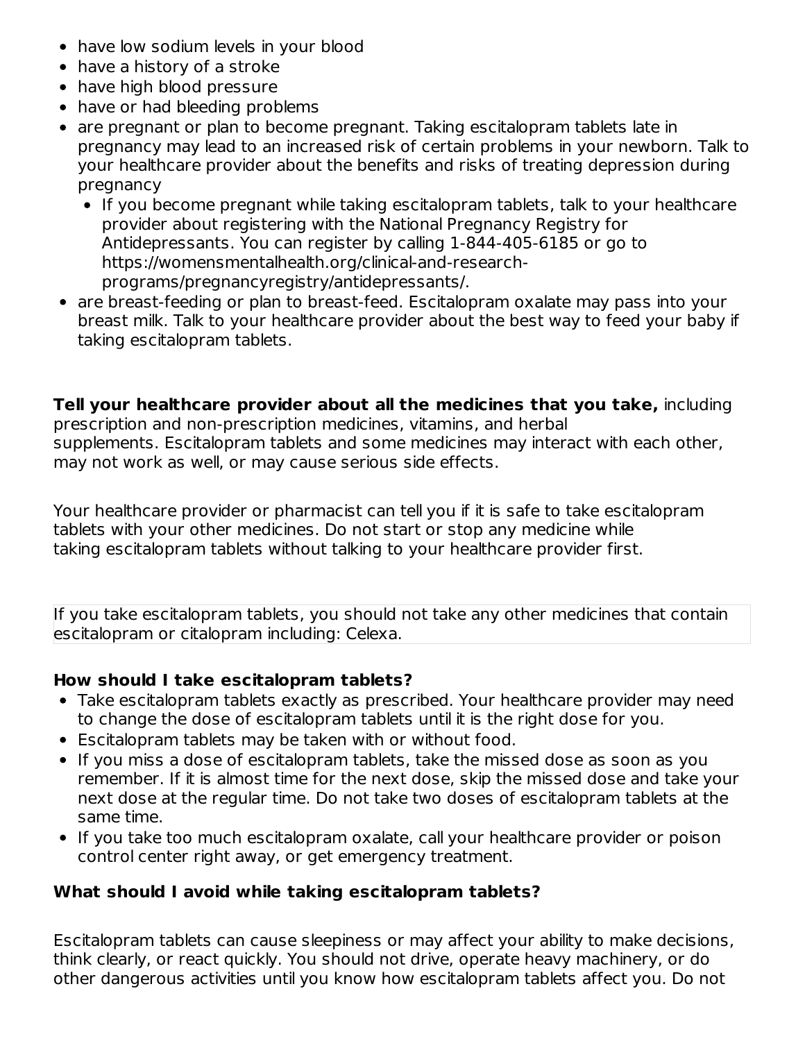- have low sodium levels in your blood
- have a history of a stroke
- have high blood pressure
- have or had bleeding problems
- are pregnant or plan to become pregnant. Taking escitalopram tablets late in pregnancy may lead to an increased risk of certain problems in your newborn. Talk to your healthcare provider about the benefits and risks of treating depression during pregnancy
  - If you become pregnant while taking escitalopram tablets, talk to your healthcare provider about registering with the National Pregnancy Registry for Antidepressants. You can register by calling 1-844-405-6185 or go to https://womensmentalhealth.org/clinical-and-research-programs/pregnancyregistry/antidepressants/.
- are breast-feeding or plan to breast-feed. Escitalopram oxalate may pass into your breast milk. Talk to your healthcare provider about the best way to feed your baby if taking escitalopram tablets.

**Tell your healthcare provider about all the medicines that you take,** including prescription and non-prescription medicines, vitamins, and herbal supplements. Escitalopram tablets and some medicines may interact with each other, may not work as well, or may cause serious side effects.

Your healthcare provider or pharmacist can tell you if it is safe to take escitalopram tablets with your other medicines. Do not start or stop any medicine while taking escitalopram tablets without talking to your healthcare provider first.

If you take escitalopram tablets, you should not take any other medicines that contain escitalopram or citalopram including: Celexa.

**How should I take escitalopram tablets?**

- Take escitalopram tablets exactly as prescribed. Your healthcare provider may need to change the dose of escitalopram tablets until it is the right dose for you.
- Escitalopram tablets may be taken with or without food.
- If you miss a dose of escitalopram tablets, take the missed dose as soon as you remember. If it is almost time for the next dose, skip the missed dose and take your next dose at the regular time. Do not take two doses of escitalopram tablets at the same time.
- If you take too much escitalopram oxalate, call your healthcare provider or poison control center right away, or get emergency treatment.

**What should I avoid while taking escitalopram tablets?**

Escitalopram tablets can cause sleepiness or may affect your ability to make decisions, think clearly, or react quickly. You should not drive, operate heavy machinery, or do other dangerous activities until you know how escitalopram tablets affect you. Do not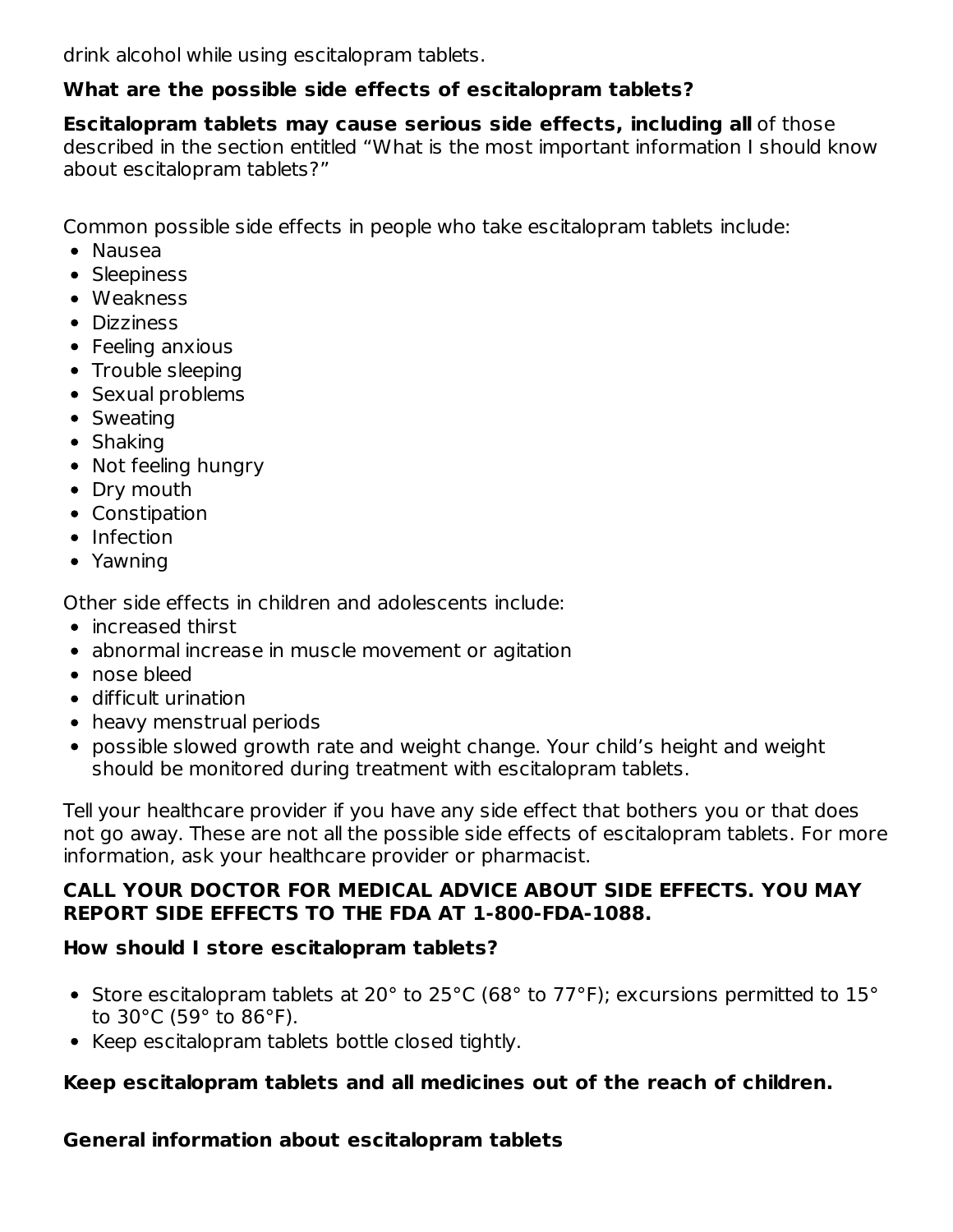drink alcohol while using escitalopram tablets.

**What are the possible side effects of escitalopram tablets?**

**Escitalopram tablets may cause serious side effects, including all** of those described in the section entitled "What is the most important information I should know about escitalopram tablets?"

Common possible side effects in people who take escitalopram tablets include:

- Nausea
- Sleepiness
- Weakness
- Dizziness
- Feeling anxious
- Trouble sleeping
- Sexual problems
- Sweating
- Shaking
- Not feeling hungry
- Dry mouth
- Constipation
- Infection
- Yawning

Other side effects in children and adolescents include:

- increased thirst
- abnormal increase in muscle movement or agitation
- nose bleed
- difficult urination
- heavy menstrual periods
- possible slowed growth rate and weight change. Your child's height and weight should be monitored during treatment with escitalopram tablets.

Tell your healthcare provider if you have any side effect that bothers you or that does not go away. These are not all the possible side effects of escitalopram tablets. For more information, ask your healthcare provider or pharmacist.

**CALL YOUR DOCTOR FOR MEDICAL ADVICE ABOUT SIDE EFFECTS. YOU MAY REPORT SIDE EFFECTS TO THE FDA AT 1-800-FDA-1088.**

**How should I store escitalopram tablets?**

- Store escitalopram tablets at 20° to 25°C (68° to 77°F); excursions permitted to 15° to 30°C (59° to 86°F).
- Keep escitalopram tablets bottle closed tightly.

**Keep escitalopram tablets and all medicines out of the reach of children.**

**General information about escitalopram tablets**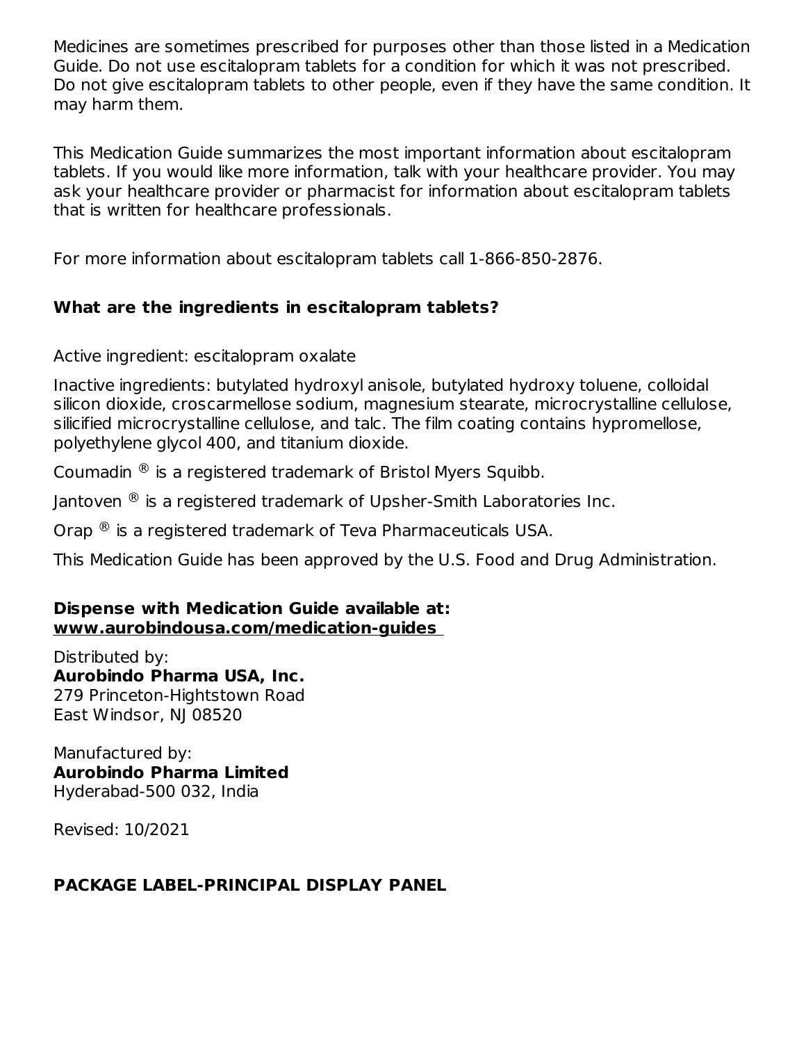Medicines are sometimes prescribed for purposes other than those listed in a Medication Guide. Do not use escitalopram tablets for a condition for which it was not prescribed. Do not give escitalopram tablets to other people, even if they have the same condition. It may harm them.

This Medication Guide summarizes the most important information about escitalopram tablets. If you would like more information, talk with your healthcare provider. You may ask your healthcare provider or pharmacist for information about escitalopram tablets that is written for healthcare professionals.

For more information about escitalopram tablets call 1-866-850-2876.

**What are the ingredients in escitalopram tablets?**

Active ingredient: escitalopram oxalate

Inactive ingredients: butylated hydroxyl anisole, butylated hydroxy toluene, colloidal silicon dioxide, croscarmellose sodium, magnesium stearate, microcrystalline cellulose, silicified microcrystalline cellulose, and talc. The film coating contains hypromellose, polyethylene glycol 400, and titanium dioxide.

Coumadin ® is a registered trademark of Bristol Myers Squibb.

Jantoven ® is a registered trademark of Upsher-Smith Laboratories Inc.

Orap ® is a registered trademark of Teva Pharmaceuticals USA.

This Medication Guide has been approved by the U.S. Food and Drug Administration.

**Dispense with Medication Guide available at:**
**www.aurobindousa.com/medication-guides**

Distributed by:
**Aurobindo Pharma USA, Inc.**
279 Princeton-Hightstown Road
East Windsor, NJ 08520

Manufactured by:
**Aurobindo Pharma Limited**
Hyderabad-500 032, India

Revised: 10/2021

**PACKAGE LABEL-PRINCIPAL DISPLAY PANEL**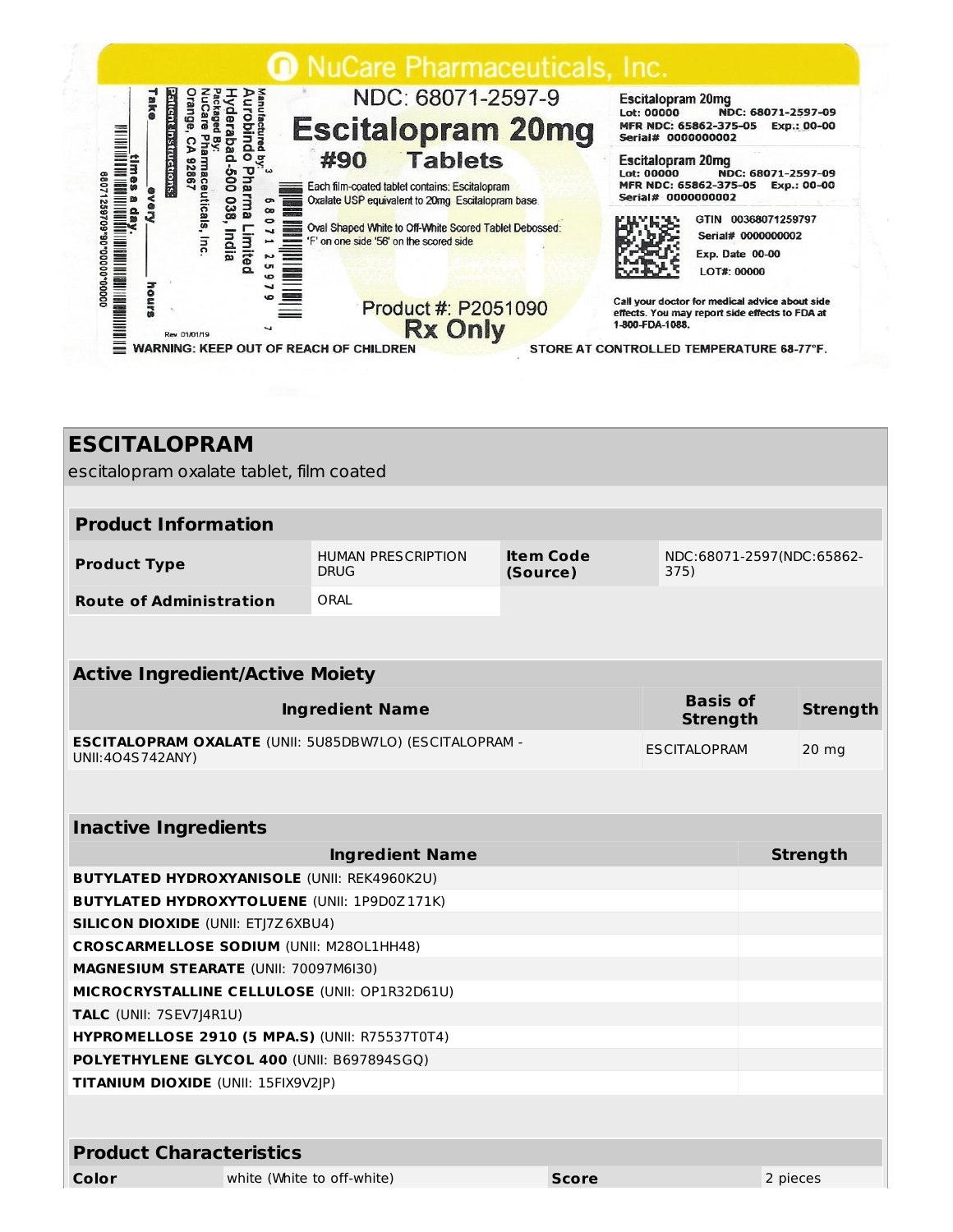NuCare Pharmaceuticals, Inc.

NDC: 68071-2597-9

**Escitalopram 20mg**

**#90 Tablets**

Each film-coated tablet contains: Escitalopram Oxalate USP equivalent to 20mg Escitalopram base.

Oval Shaped White to Off-White Scored Tablet Debossed: 'F' on one side '56' on the scored side

Product #: P2051090

**Rx Only**

Manufactured by: Aurobindo Pharma Limited Hyderabad-500 038, India

Packaged By: NuCare Pharmaceuticals, Inc. Orange, CA 92867

Patient Instructions: Take ____ times a day, every ____ hours

Rev 01/01/19

WARNING: KEEP OUT OF REACH OF CHILDREN

Escitalopram 20mg
Lot: 00000 NDC: 68071-2597-09
MFR NDC: 65862-375-05 Exp.: 00-00
Serial# 0000000002

Escitalopram 20mg
Lot: 00000 NDC: 68071-2597-09
MFR NDC: 65862-375-05 Exp.: 00-00
Serial# 0000000002

GTIN 00368071259797
Serial# 0000000002
Exp. Date 00-00
LOT#: 00000

Call your doctor for medical advice about side effects. You may report side effects to FDA at 1-800-FDA-1088.

STORE AT CONTROLLED TEMPERATURE 68-77°F.

## ESCITALOPRAM

escitalopram oxalate tablet, film coated

### Product Information

| Product Type | HUMAN PRESCRIPTION DRUG | Item Code (Source) | NDC:68071-2597(NDC:65862-375) |
|---|---|---|---|
| Route of Administration | ORAL | | |

### Active Ingredient/Active Moiety

| Ingredient Name | Basis of Strength | Strength |
|---|---|---|
| **ESCITALOPRAM OXALATE** (UNII: 5U85DBW7LO) (ESCITALOPRAM - UNII:4O4S742ANY) | ESCITALOPRAM | 20 mg |

### Inactive Ingredients

| Ingredient Name | Strength |
|---|---|
| **BUTYLATED HYDROXYANISOLE** (UNII: REK4960K2U) | |
| **BUTYLATED HYDROXYTOLUENE** (UNII: 1P9D0Z171K) | |
| **SILICON DIOXIDE** (UNII: ETJ7Z6XBU4) | |
| **CROSCARMELLOSE SODIUM** (UNII: M28OL1HH48) | |
| **MAGNESIUM STEARATE** (UNII: 70097M6I30) | |
| **MICROCRYSTALLINE CELLULOSE** (UNII: OP1R32D61U) | |
| **TALC** (UNII: 7SEV7J4R1U) | |
| **HYPROMELLOSE 2910 (5 MPA.S)** (UNII: R75537T0T4) | |
| **POLYETHYLENE GLYCOL 400** (UNII: B697894SGQ) | |
| **TITANIUM DIOXIDE** (UNII: 15FIX9V2JP) | |

### Product Characteristics

| Color | white (White to off-white) | Score | 2 pieces |
|---|---|---|---|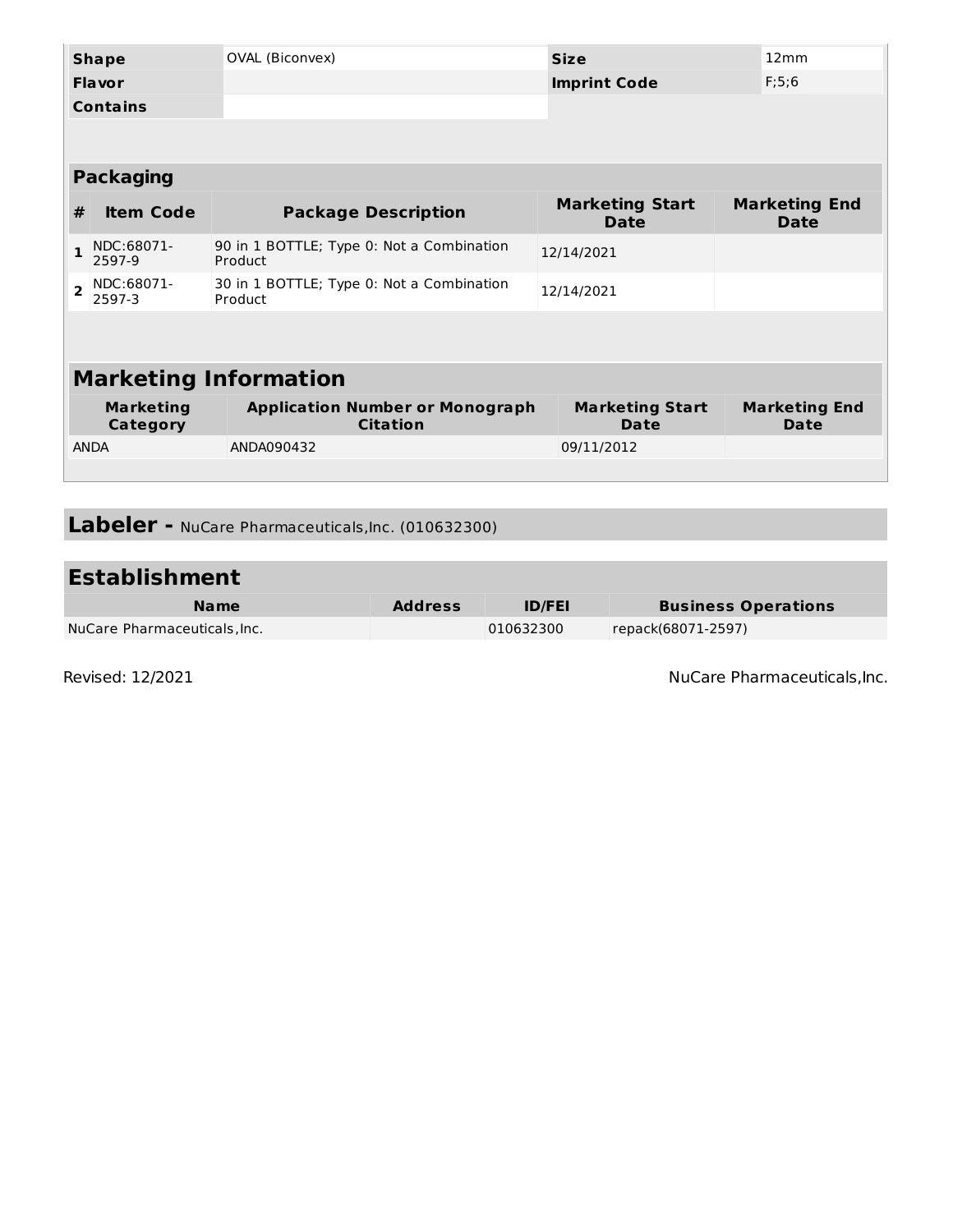| | | | |
|---|---|---|---|
| **Shape** | OVAL (Biconvex) | **Size** | 12mm |
| **Flavor** | | **Imprint Code** | F;5;6 |
| **Contains** | | | |

## Packaging

| # | Item Code | Package Description | Marketing Start Date | Marketing End Date |
|---|---|---|---|---|
| 1 | NDC:68071-2597-9 | 90 in 1 BOTTLE; Type 0: Not a Combination Product | 12/14/2021 | |
| 2 | NDC:68071-2597-3 | 30 in 1 BOTTLE; Type 0: Not a Combination Product | 12/14/2021 | |

## Marketing Information

| Marketing Category | Application Number or Monograph Citation | Marketing Start Date | Marketing End Date |
|---|---|---|---|
| ANDA | ANDA090432 | 09/11/2012 | |

## Labeler - NuCare Pharmaceuticals,Inc. (010632300)

## Establishment

| Name | Address | ID/FEI | Business Operations |
|---|---|---|---|
| NuCare Pharmaceuticals,Inc. | | 010632300 | repack(68071-2597) |

Revised: 12/2021

NuCare Pharmaceuticals,Inc.